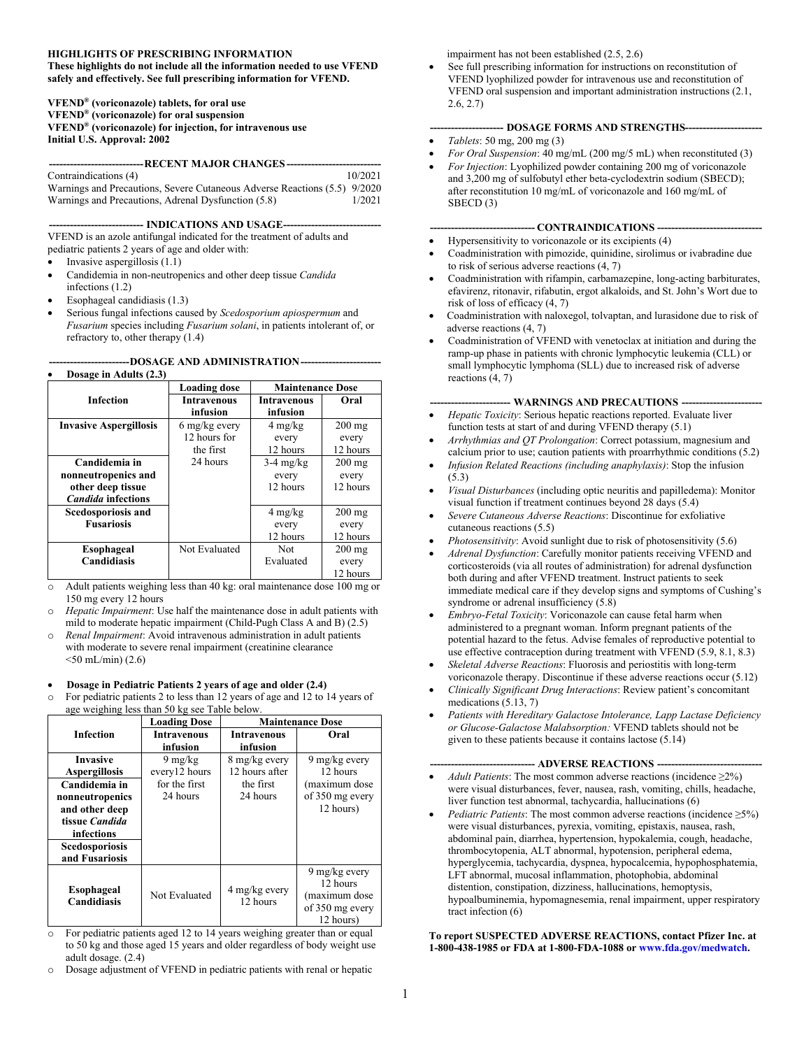# HIGHLIGHTS OF PRESCRIBING INFORMATION

**These highlights do not include all the information needed to use VFEND safely and effectively. See full prescribing information for VFEND.**

**VFEND® (voriconazole) tablets, for oral use**
**VFEND® (voriconazole) for oral suspension**
**VFEND® (voriconazole) for injection, for intravenous use**
**Initial U.S. Approval: 2002**

## RECENT MAJOR CHANGES

| | |
|---|---|
| Contraindications (4) | 10/2021 |
| Warnings and Precautions, Severe Cutaneous Adverse Reactions (5.5) | 9/2020 |
| Warnings and Precautions, Adrenal Dysfunction (5.8) | 1/2021 |

## INDICATIONS AND USAGE

VFEND is an azole antifungal indicated for the treatment of adults and pediatric patients 2 years of age and older with:

- Invasive aspergillosis (1.1)
- Candidemia in non-neutropenics and other deep tissue *Candida* infections (1.2)
- Esophageal candidiasis (1.3)
- Serious fungal infections caused by *Scedosporium apiospermum* and *Fusarium* species including *Fusarium solani*, in patients intolerant of, or refractory to, other therapy (1.4)

## DOSAGE AND ADMINISTRATION

- **Dosage in Adults (2.3)**

| Infection | Loading dose | Maintenance Dose | |
|---|---|---|---|
| | Intravenous infusion | Intravenous infusion | Oral |
| **Invasive Aspergillosis** | 6 mg/kg every 12 hours for the first 24 hours | 4 mg/kg every 12 hours | 200 mg every 12 hours |
| **Candidemia in nonneutropenics and other deep tissue *Candida* infections** | | 3-4 mg/kg every 12 hours | 200 mg every 12 hours |
| **Scedosporiosis and Fusariosis** | | 4 mg/kg every 12 hours | 200 mg every 12 hours |
| **Esophageal Candidiasis** | Not Evaluated | Not Evaluated | 200 mg every 12 hours |

- Adult patients weighing less than 40 kg: oral maintenance dose 100 mg or 150 mg every 12 hours
- *Hepatic Impairment*: Use half the maintenance dose in adult patients with mild to moderate hepatic impairment (Child-Pugh Class A and B) (2.5)
- *Renal Impairment*: Avoid intravenous administration in adult patients with moderate to severe renal impairment (creatinine clearance <50 mL/min) (2.6)

- **Dosage in Pediatric Patients 2 years of age and older (2.4)**
  - For pediatric patients 2 to less than 12 years of age and 12 to 14 years of age weighing less than 50 kg see Table below.

| Infection | Loading Dose | Maintenance Dose | |
|---|---|---|---|
| | Intravenous infusion | Intravenous infusion | Oral |
| **Invasive Aspergillosis** | 9 mg/kg every12 hours for the first 24 hours | 8 mg/kg every 12 hours after the first 24 hours | 9 mg/kg every 12 hours (maximum dose of 350 mg every 12 hours) |
| **Candidemia in nonneutropenics and other deep tissue *Candida* infections** | | | |
| **Scedosporiosis and Fusariosis** | | | |
| **Esophageal Candidiasis** | Not Evaluated | 4 mg/kg every 12 hours | 9 mg/kg every 12 hours (maximum dose of 350 mg every 12 hours) |

- For pediatric patients aged 12 to 14 years weighing greater than or equal to 50 kg and those aged 15 years and older regardless of body weight use adult dosage. (2.4)
- Dosage adjustment of VFEND in pediatric patients with renal or hepatic impairment has not been established (2.5, 2.6)

- See full prescribing information for instructions on reconstitution of VFEND lyophilized powder for intravenous use and reconstitution of VFEND oral suspension and important administration instructions (2.1, 2.6, 2.7)

## DOSAGE FORMS AND STRENGTHS

- *Tablets*: 50 mg, 200 mg (3)
- *For Oral Suspension*: 40 mg/mL (200 mg/5 mL) when reconstituted (3)
- *For Injection*: Lyophilized powder containing 200 mg of voriconazole and 3,200 mg of sulfobutyl ether beta-cyclodextrin sodium (SBECD); after reconstitution 10 mg/mL of voriconazole and 160 mg/mL of SBECD (3)

## CONTRAINDICATIONS

- Hypersensitivity to voriconazole or its excipients (4)
- Coadministration with pimozide, quinidine, sirolimus or ivabradine due to risk of serious adverse reactions (4, 7)
- Coadministration with rifampin, carbamazepine, long-acting barbiturates, efavirenz, ritonavir, rifabutin, ergot alkaloids, and St. John's Wort due to risk of loss of efficacy (4, 7)
- Coadministration with naloxegol, tolvaptan, and lurasidone due to risk of adverse reactions (4, 7)
- Coadministration of VFEND with venetoclax at initiation and during the ramp-up phase in patients with chronic lymphocytic leukemia (CLL) or small lymphocytic lymphoma (SLL) due to increased risk of adverse reactions (4, 7)

## WARNINGS AND PRECAUTIONS

- *Hepatic Toxicity*: Serious hepatic reactions reported. Evaluate liver function tests at start of and during VFEND therapy (5.1)
- *Arrhythmias and QT Prolongation*: Correct potassium, magnesium and calcium prior to use; caution patients with proarrhythmic conditions (5.2)
- *Infusion Related Reactions (including anaphylaxis)*: Stop the infusion (5.3)
- *Visual Disturbances* (including optic neuritis and papilledema): Monitor visual function if treatment continues beyond 28 days (5.4)
- *Severe Cutaneous Adverse Reactions*: Discontinue for exfoliative cutaneous reactions (5.5)
- *Photosensitivity*: Avoid sunlight due to risk of photosensitivity (5.6)
- *Adrenal Dysfunction*: Carefully monitor patients receiving VFEND and corticosteroids (via all routes of administration) for adrenal dysfunction both during and after VFEND treatment. Instruct patients to seek immediate medical care if they develop signs and symptoms of Cushing's syndrome or adrenal insufficiency (5.8)
- *Embryo-Fetal Toxicity*: Voriconazole can cause fetal harm when administered to a pregnant woman. Inform pregnant patients of the potential hazard to the fetus. Advise females of reproductive potential to use effective contraception during treatment with VFEND (5.9, 8.1, 8.3)
- *Skeletal Adverse Reactions*: Fluorosis and periostitis with long-term voriconazole therapy. Discontinue if these adverse reactions occur (5.12)
- *Clinically Significant Drug Interactions*: Review patient's concomitant medications (5.13, 7)
- *Patients with Hereditary Galactose Intolerance, Lapp Lactase Deficiency or Glucose-Galactose Malabsorption:* VFEND tablets should not be given to these patients because it contains lactose (5.14)

## ADVERSE REACTIONS

- *Adult Patients*: The most common adverse reactions (incidence ≥2%) were visual disturbances, fever, nausea, rash, vomiting, chills, headache, liver function test abnormal, tachycardia, hallucinations (6)
- *Pediatric Patients*: The most common adverse reactions (incidence ≥5%) were visual disturbances, pyrexia, vomiting, epistaxis, nausea, rash, abdominal pain, diarrhea, hypertension, hypokalemia, cough, headache, thrombocytopenia, ALT abnormal, hypotension, peripheral edema, hyperglycemia, tachycardia, dyspnea, hypocalcemia, hypophosphatemia, LFT abnormal, mucosal inflammation, photophobia, abdominal distention, constipation, dizziness, hemoptysis, hallucinations, hypoalbuminemia, hypomagnesemia, renal impairment, upper respiratory tract infection (6)

**To report SUSPECTED ADVERSE REACTIONS, contact Pfizer Inc. at 1-800-438-1985 or FDA at 1-800-FDA-1088 or www.fda.gov/medwatch.**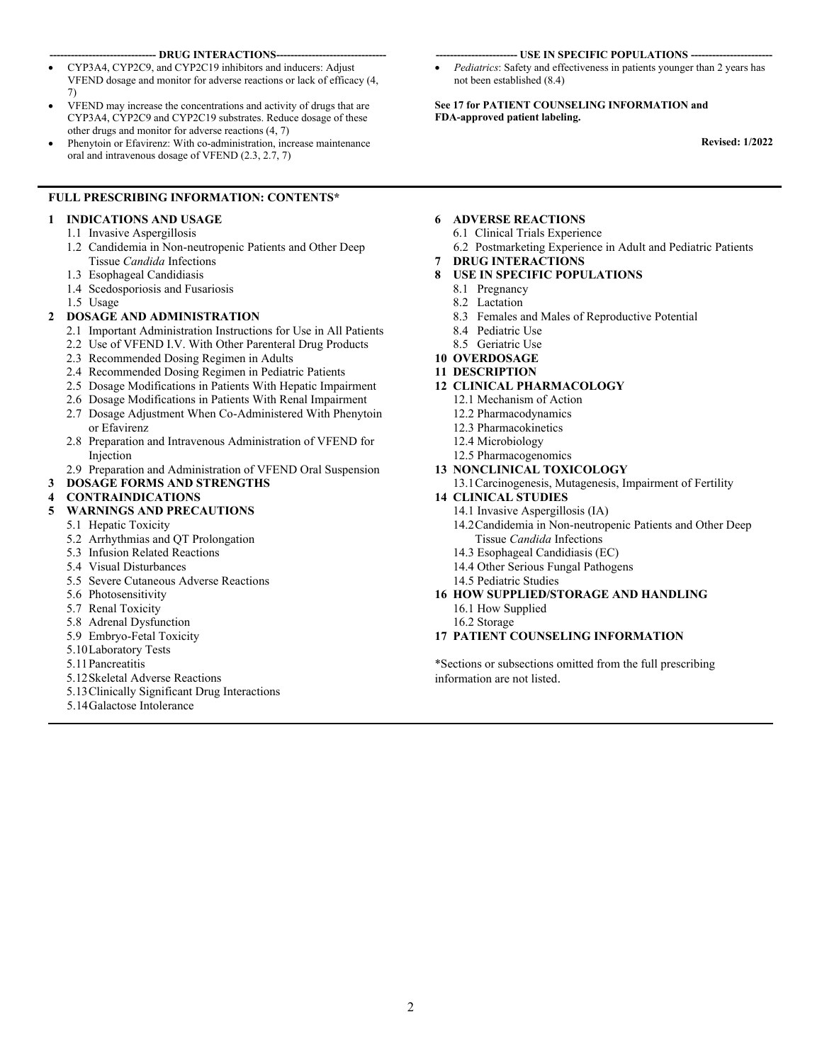**DRUG INTERACTIONS**

- CYP3A4, CYP2C9, and CYP2C19 inhibitors and inducers: Adjust VFEND dosage and monitor for adverse reactions or lack of efficacy (4, 7)
- VFEND may increase the concentrations and activity of drugs that are CYP3A4, CYP2C9 and CYP2C19 substrates. Reduce dosage of these other drugs and monitor for adverse reactions (4, 7)
- Phenytoin or Efavirenz: With co-administration, increase maintenance oral and intravenous dosage of VFEND (2.3, 2.7, 7)

**USE IN SPECIFIC POPULATIONS**

- *Pediatrics*: Safety and effectiveness in patients younger than 2 years has not been established (8.4)

**See 17 for PATIENT COUNSELING INFORMATION and FDA-approved patient labeling.**

**Revised: 1/2022**

---

## FULL PRESCRIBING INFORMATION: CONTENTS*

**1 INDICATIONS AND USAGE**
- 1.1 Invasive Aspergillosis
- 1.2 Candidemia in Non-neutropenic Patients and Other Deep Tissue *Candida* Infections
- 1.3 Esophageal Candidiasis
- 1.4 Scedosporiosis and Fusariosis
- 1.5 Usage

**2 DOSAGE AND ADMINISTRATION**
- 2.1 Important Administration Instructions for Use in All Patients
- 2.2 Use of VFEND I.V. With Other Parenteral Drug Products
- 2.3 Recommended Dosing Regimen in Adults
- 2.4 Recommended Dosing Regimen in Pediatric Patients
- 2.5 Dosage Modifications in Patients With Hepatic Impairment
- 2.6 Dosage Modifications in Patients With Renal Impairment
- 2.7 Dosage Adjustment When Co-Administered With Phenytoin or Efavirenz
- 2.8 Preparation and Intravenous Administration of VFEND for Injection
- 2.9 Preparation and Administration of VFEND Oral Suspension

**3 DOSAGE FORMS AND STRENGTHS**

**4 CONTRAINDICATIONS**

**5 WARNINGS AND PRECAUTIONS**
- 5.1 Hepatic Toxicity
- 5.2 Arrhythmias and QT Prolongation
- 5.3 Infusion Related Reactions
- 5.4 Visual Disturbances
- 5.5 Severe Cutaneous Adverse Reactions
- 5.6 Photosensitivity
- 5.7 Renal Toxicity
- 5.8 Adrenal Dysfunction
- 5.9 Embryo-Fetal Toxicity
- 5.10 Laboratory Tests
- 5.11 Pancreatitis
- 5.12 Skeletal Adverse Reactions
- 5.13 Clinically Significant Drug Interactions
- 5.14 Galactose Intolerance

**6 ADVERSE REACTIONS**
- 6.1 Clinical Trials Experience
- 6.2 Postmarketing Experience in Adult and Pediatric Patients

**7 DRUG INTERACTIONS**

**8 USE IN SPECIFIC POPULATIONS**
- 8.1 Pregnancy
- 8.2 Lactation
- 8.3 Females and Males of Reproductive Potential
- 8.4 Pediatric Use
- 8.5 Geriatric Use

**10 OVERDOSAGE**

**11 DESCRIPTION**

**12 CLINICAL PHARMACOLOGY**
- 12.1 Mechanism of Action
- 12.2 Pharmacodynamics
- 12.3 Pharmacokinetics
- 12.4 Microbiology
- 12.5 Pharmacogenomics

**13 NONCLINICAL TOXICOLOGY**
- 13.1 Carcinogenesis, Mutagenesis, Impairment of Fertility

**14 CLINICAL STUDIES**
- 14.1 Invasive Aspergillosis (IA)
- 14.2 Candidemia in Non-neutropenic Patients and Other Deep Tissue *Candida* Infections
- 14.3 Esophageal Candidiasis (EC)
- 14.4 Other Serious Fungal Pathogens
- 14.5 Pediatric Studies

**16 HOW SUPPLIED/STORAGE AND HANDLING**
- 16.1 How Supplied
- 16.2 Storage

**17 PATIENT COUNSELING INFORMATION**

*Sections or subsections omitted from the full prescribing information are not listed.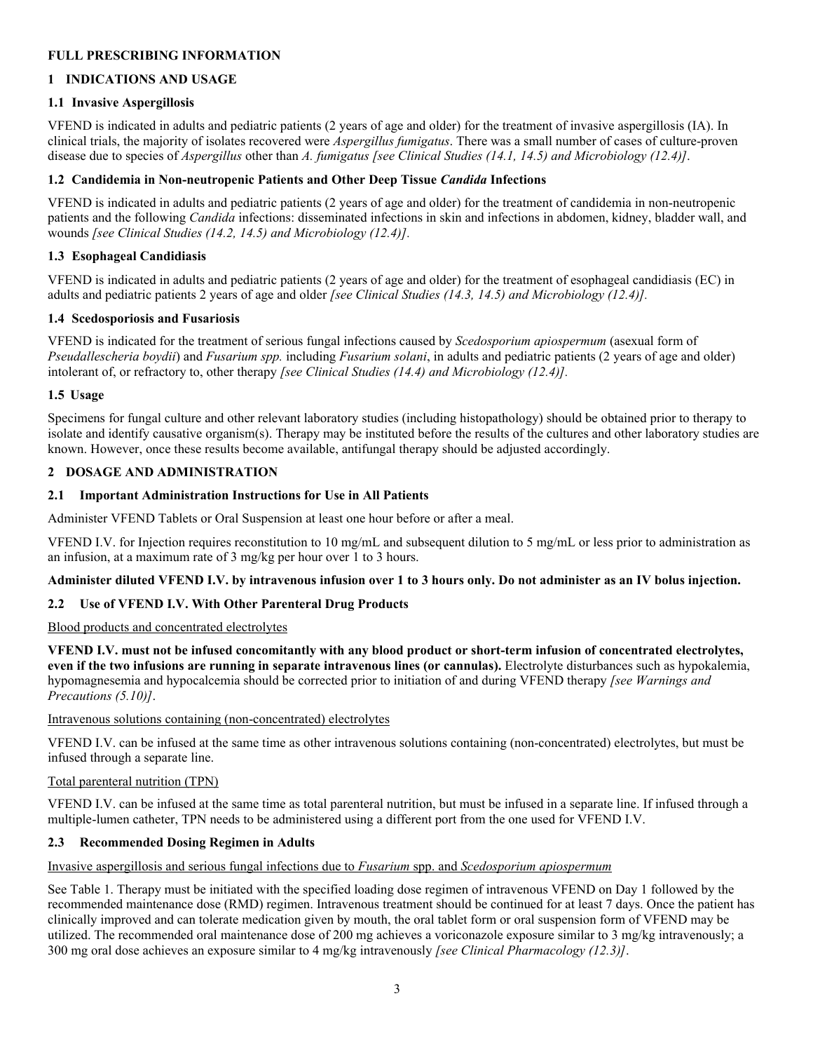# FULL PRESCRIBING INFORMATION

## 1 INDICATIONS AND USAGE

### 1.1 Invasive Aspergillosis

VFEND is indicated in adults and pediatric patients (2 years of age and older) for the treatment of invasive aspergillosis (IA). In clinical trials, the majority of isolates recovered were *Aspergillus fumigatus*. There was a small number of cases of culture-proven disease due to species of *Aspergillus* other than *A. fumigatus [see Clinical Studies (14.1, 14.5) and Microbiology (12.4)]*.

### 1.2 Candidemia in Non-neutropenic Patients and Other Deep Tissue *Candida* Infections

VFEND is indicated in adults and pediatric patients (2 years of age and older) for the treatment of candidemia in non-neutropenic patients and the following *Candida* infections: disseminated infections in skin and infections in abdomen, kidney, bladder wall, and wounds *[see Clinical Studies (14.2, 14.5) and Microbiology (12.4)]*.

### 1.3 Esophageal Candidiasis

VFEND is indicated in adults and pediatric patients (2 years of age and older) for the treatment of esophageal candidiasis (EC) in adults and pediatric patients 2 years of age and older *[see Clinical Studies (14.3, 14.5) and Microbiology (12.4)]*.

### 1.4 Scedosporiosis and Fusariosis

VFEND is indicated for the treatment of serious fungal infections caused by *Scedosporium apiospermum* (asexual form of *Pseudallescheria boydii*) and *Fusarium spp.* including *Fusarium solani*, in adults and pediatric patients (2 years of age and older) intolerant of, or refractory to, other therapy *[see Clinical Studies (14.4) and Microbiology (12.4)]*.

### 1.5 Usage

Specimens for fungal culture and other relevant laboratory studies (including histopathology) should be obtained prior to therapy to isolate and identify causative organism(s). Therapy may be instituted before the results of the cultures and other laboratory studies are known. However, once these results become available, antifungal therapy should be adjusted accordingly.

## 2 DOSAGE AND ADMINISTRATION

### 2.1 Important Administration Instructions for Use in All Patients

Administer VFEND Tablets or Oral Suspension at least one hour before or after a meal.

VFEND I.V. for Injection requires reconstitution to 10 mg/mL and subsequent dilution to 5 mg/mL or less prior to administration as an infusion, at a maximum rate of 3 mg/kg per hour over 1 to 3 hours.

**Administer diluted VFEND I.V. by intravenous infusion over 1 to 3 hours only. Do not administer as an IV bolus injection.**

### 2.2 Use of VFEND I.V. With Other Parenteral Drug Products

Blood products and concentrated electrolytes

**VFEND I.V. must not be infused concomitantly with any blood product or short-term infusion of concentrated electrolytes, even if the two infusions are running in separate intravenous lines (or cannulas).** Electrolyte disturbances such as hypokalemia, hypomagnesemia and hypocalcemia should be corrected prior to initiation of and during VFEND therapy *[see Warnings and Precautions (5.10)]*.

Intravenous solutions containing (non-concentrated) electrolytes

VFEND I.V. can be infused at the same time as other intravenous solutions containing (non-concentrated) electrolytes, but must be infused through a separate line.

Total parenteral nutrition (TPN)

VFEND I.V. can be infused at the same time as total parenteral nutrition, but must be infused in a separate line. If infused through a multiple-lumen catheter, TPN needs to be administered using a different port from the one used for VFEND I.V.

### 2.3 Recommended Dosing Regimen in Adults

Invasive aspergillosis and serious fungal infections due to *Fusarium* spp. and *Scedosporium apiospermum*

See Table 1. Therapy must be initiated with the specified loading dose regimen of intravenous VFEND on Day 1 followed by the recommended maintenance dose (RMD) regimen. Intravenous treatment should be continued for at least 7 days. Once the patient has clinically improved and can tolerate medication given by mouth, the oral tablet form or oral suspension form of VFEND may be utilized. The recommended oral maintenance dose of 200 mg achieves a voriconazole exposure similar to 3 mg/kg intravenously; a 300 mg oral dose achieves an exposure similar to 4 mg/kg intravenously *[see Clinical Pharmacology (12.3)]*.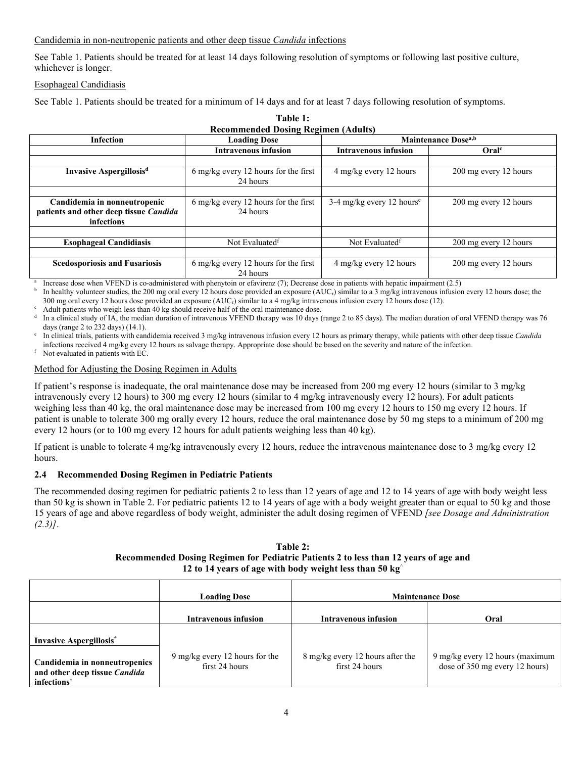Candidemia in non-neutropenic patients and other deep tissue *Candida* infections

See Table 1. Patients should be treated for at least 14 days following resolution of symptoms or following last positive culture, whichever is longer.

Esophageal Candidiasis

See Table 1. Patients should be treated for a minimum of 14 days and for at least 7 days following resolution of symptoms.

**Table 1:**
**Recommended Dosing Regimen (Adults)**

| Infection | Loading Dose | Maintenance Dose[a,b] | |
|---|---|---|---|
| | **Intravenous infusion** | **Intravenous infusion** | **Oral[c]** |
| **Invasive Aspergillosis[d]** | 6 mg/kg every 12 hours for the first 24 hours | 4 mg/kg every 12 hours | 200 mg every 12 hours |
| **Candidemia in nonneutropenic patients and other deep tissue *Candida* infections** | 6 mg/kg every 12 hours for the first 24 hours | 3-4 mg/kg every 12 hours[e] | 200 mg every 12 hours |
| **Esophageal Candidiasis** | Not Evaluated[f] | Not Evaluated[f] | 200 mg every 12 hours |
| **Scedosporiosis and Fusariosis** | 6 mg/kg every 12 hours for the first 24 hours | 4 mg/kg every 12 hours | 200 mg every 12 hours |

[a] Increase dose when VFEND is co-administered with phenytoin or efavirenz (7); Decrease dose in patients with hepatic impairment (2.5)
[b] In healthy volunteer studies, the 200 mg oral every 12 hours dose provided an exposure ($AUC_\tau$) similar to a 3 mg/kg intravenous infusion every 12 hours dose; the 300 mg oral every 12 hours dose provided an exposure ($AUC_\tau$) similar to a 4 mg/kg intravenous infusion every 12 hours dose (12).
[c] Adult patients who weigh less than 40 kg should receive half of the oral maintenance dose.
[d] In a clinical study of IA, the median duration of intravenous VFEND therapy was 10 days (range 2 to 85 days). The median duration of oral VFEND therapy was 76 days (range 2 to 232 days) (14.1).
[e] In clinical trials, patients with candidemia received 3 mg/kg intravenous infusion every 12 hours as primary therapy, while patients with other deep tissue *Candida* infections received 4 mg/kg every 12 hours as salvage therapy. Appropriate dose should be based on the severity and nature of the infection.
[f] Not evaluated in patients with EC.

Method for Adjusting the Dosing Regimen in Adults

If patient's response is inadequate, the oral maintenance dose may be increased from 200 mg every 12 hours (similar to 3 mg/kg intravenously every 12 hours) to 300 mg every 12 hours (similar to 4 mg/kg intravenously every 12 hours). For adult patients weighing less than 40 kg, the oral maintenance dose may be increased from 100 mg every 12 hours to 150 mg every 12 hours. If patient is unable to tolerate 300 mg orally every 12 hours, reduce the oral maintenance dose by 50 mg steps to a minimum of 200 mg every 12 hours (or to 100 mg every 12 hours for adult patients weighing less than 40 kg).

If patient is unable to tolerate 4 mg/kg intravenously every 12 hours, reduce the intravenous maintenance dose to 3 mg/kg every 12 hours.

### 2.4 Recommended Dosing Regimen in Pediatric Patients

The recommended dosing regimen for pediatric patients 2 to less than 12 years of age and 12 to 14 years of age with body weight less than 50 kg is shown in Table 2. For pediatric patients 12 to 14 years of age with a body weight greater than or equal to 50 kg and those 15 years of age and above regardless of body weight, administer the adult dosing regimen of VFEND *[see Dosage and Administration (2.3)]*.

**Table 2:**
**Recommended Dosing Regimen for Pediatric Patients 2 to less than 12 years of age and 12 to 14 years of age with body weight less than 50 kg[^]**

| | Loading Dose | Maintenance Dose | |
|---|---|---|---|
| | **Intravenous infusion** | **Intravenous infusion** | **Oral** |
| **Invasive Aspergillosis[*]**<br><br>**Candidemia in nonneutropenics and other deep tissue *Candida* infections[†]** | 9 mg/kg every 12 hours for the first 24 hours | 8 mg/kg every 12 hours after the first 24 hours | 9 mg/kg every 12 hours (maximum dose of 350 mg every 12 hours) |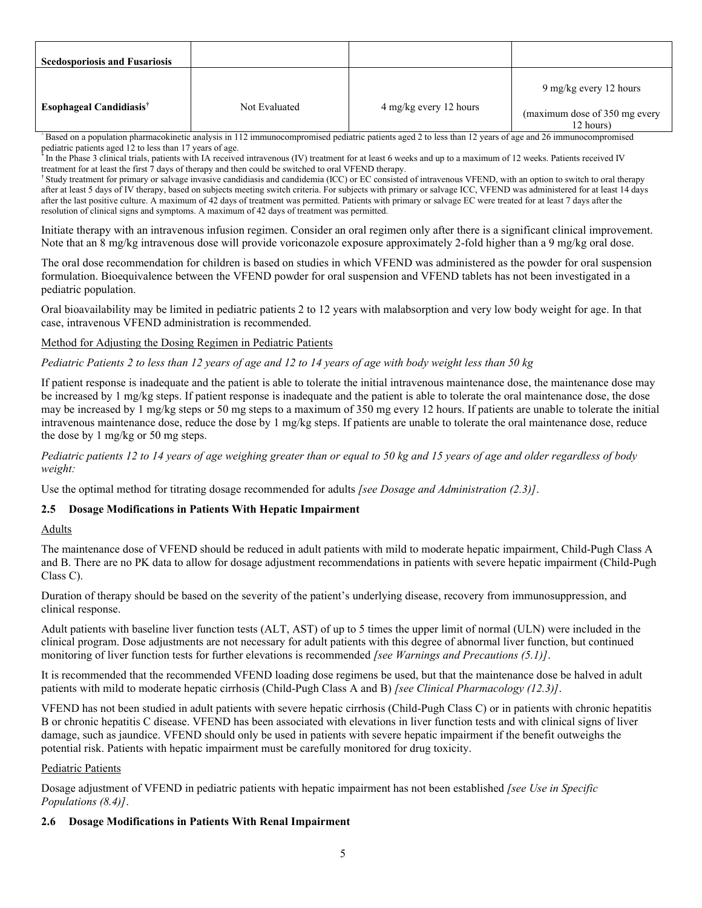| | | | |
|---|---|---|---|
| **Scedosporiosis and Fusariosis** | | | |
| **Esophageal Candidiasis**† | Not Evaluated | 4 mg/kg every 12 hours | 9 mg/kg every 12 hours (maximum dose of 350 mg every 12 hours) |

^ Based on a population pharmacokinetic analysis in 112 immunocompromised pediatric patients aged 2 to less than 12 years of age and 26 immunocompromised pediatric patients aged 12 to less than 17 years of age.

\* In the Phase 3 clinical trials, patients with IA received intravenous (IV) treatment for at least 6 weeks and up to a maximum of 12 weeks. Patients received IV treatment for at least the first 7 days of therapy and then could be switched to oral VFEND therapy.

† Study treatment for primary or salvage invasive candidiasis and candidemia (ICC) or EC consisted of intravenous VFEND, with an option to switch to oral therapy after at least 5 days of IV therapy, based on subjects meeting switch criteria. For subjects with primary or salvage ICC, VFEND was administered for at least 14 days after the last positive culture. A maximum of 42 days of treatment was permitted. Patients with primary or salvage EC were treated for at least 7 days after the resolution of clinical signs and symptoms. A maximum of 42 days of treatment was permitted.

Initiate therapy with an intravenous infusion regimen. Consider an oral regimen only after there is a significant clinical improvement. Note that an 8 mg/kg intravenous dose will provide voriconazole exposure approximately 2-fold higher than a 9 mg/kg oral dose.

The oral dose recommendation for children is based on studies in which VFEND was administered as the powder for oral suspension formulation. Bioequivalence between the VFEND powder for oral suspension and VFEND tablets has not been investigated in a pediatric population.

Oral bioavailability may be limited in pediatric patients 2 to 12 years with malabsorption and very low body weight for age. In that case, intravenous VFEND administration is recommended.

Method for Adjusting the Dosing Regimen in Pediatric Patients

*Pediatric Patients 2 to less than 12 years of age and 12 to 14 years of age with body weight less than 50 kg*

If patient response is inadequate and the patient is able to tolerate the initial intravenous maintenance dose, the maintenance dose may be increased by 1 mg/kg steps. If patient response is inadequate and the patient is able to tolerate the oral maintenance dose, the dose may be increased by 1 mg/kg steps or 50 mg steps to a maximum of 350 mg every 12 hours. If patients are unable to tolerate the initial intravenous maintenance dose, reduce the dose by 1 mg/kg steps. If patients are unable to tolerate the oral maintenance dose, reduce the dose by 1 mg/kg or 50 mg steps.

*Pediatric patients 12 to 14 years of age weighing greater than or equal to 50 kg and 15 years of age and older regardless of body weight:*

Use the optimal method for titrating dosage recommended for adults *[see Dosage and Administration (2.3)]*.

### 2.5 Dosage Modifications in Patients With Hepatic Impairment

Adults

The maintenance dose of VFEND should be reduced in adult patients with mild to moderate hepatic impairment, Child-Pugh Class A and B. There are no PK data to allow for dosage adjustment recommendations in patients with severe hepatic impairment (Child-Pugh Class C).

Duration of therapy should be based on the severity of the patient's underlying disease, recovery from immunosuppression, and clinical response.

Adult patients with baseline liver function tests (ALT, AST) of up to 5 times the upper limit of normal (ULN) were included in the clinical program. Dose adjustments are not necessary for adult patients with this degree of abnormal liver function, but continued monitoring of liver function tests for further elevations is recommended *[see Warnings and Precautions (5.1)]*.

It is recommended that the recommended VFEND loading dose regimens be used, but that the maintenance dose be halved in adult patients with mild to moderate hepatic cirrhosis (Child-Pugh Class A and B) *[see Clinical Pharmacology (12.3)]*.

VFEND has not been studied in adult patients with severe hepatic cirrhosis (Child-Pugh Class C) or in patients with chronic hepatitis B or chronic hepatitis C disease. VFEND has been associated with elevations in liver function tests and with clinical signs of liver damage, such as jaundice. VFEND should only be used in patients with severe hepatic impairment if the benefit outweighs the potential risk. Patients with hepatic impairment must be carefully monitored for drug toxicity.

Pediatric Patients

Dosage adjustment of VFEND in pediatric patients with hepatic impairment has not been established *[see Use in Specific Populations (8.4)]*.

### 2.6 Dosage Modifications in Patients With Renal Impairment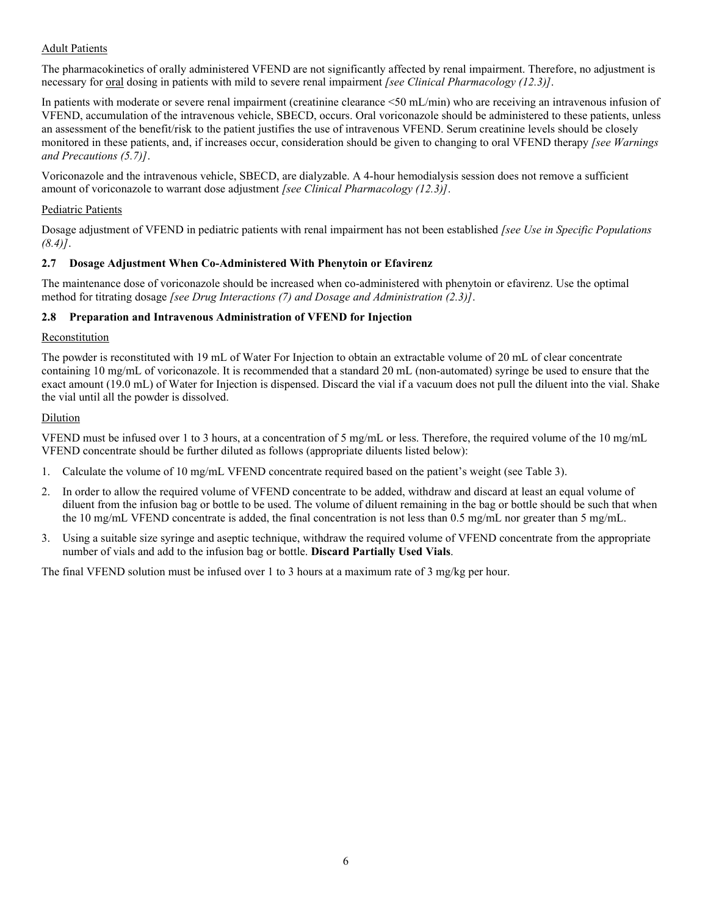Adult Patients

The pharmacokinetics of orally administered VFEND are not significantly affected by renal impairment. Therefore, no adjustment is necessary for oral dosing in patients with mild to severe renal impairment *[see Clinical Pharmacology (12.3)]*.

In patients with moderate or severe renal impairment (creatinine clearance <50 mL/min) who are receiving an intravenous infusion of VFEND, accumulation of the intravenous vehicle, SBECD, occurs. Oral voriconazole should be administered to these patients, unless an assessment of the benefit/risk to the patient justifies the use of intravenous VFEND. Serum creatinine levels should be closely monitored in these patients, and, if increases occur, consideration should be given to changing to oral VFEND therapy *[see Warnings and Precautions (5.7)]*.

Voriconazole and the intravenous vehicle, SBECD, are dialyzable. A 4-hour hemodialysis session does not remove a sufficient amount of voriconazole to warrant dose adjustment *[see Clinical Pharmacology (12.3)]*.

Pediatric Patients

Dosage adjustment of VFEND in pediatric patients with renal impairment has not been established *[see Use in Specific Populations (8.4)]*.

### 2.7 Dosage Adjustment When Co-Administered With Phenytoin or Efavirenz

The maintenance dose of voriconazole should be increased when co-administered with phenytoin or efavirenz. Use the optimal method for titrating dosage *[see Drug Interactions (7) and Dosage and Administration (2.3)]*.

### 2.8 Preparation and Intravenous Administration of VFEND for Injection

Reconstitution

The powder is reconstituted with 19 mL of Water For Injection to obtain an extractable volume of 20 mL of clear concentrate containing 10 mg/mL of voriconazole. It is recommended that a standard 20 mL (non-automated) syringe be used to ensure that the exact amount (19.0 mL) of Water for Injection is dispensed. Discard the vial if a vacuum does not pull the diluent into the vial. Shake the vial until all the powder is dissolved.

Dilution

VFEND must be infused over 1 to 3 hours, at a concentration of 5 mg/mL or less. Therefore, the required volume of the 10 mg/mL VFEND concentrate should be further diluted as follows (appropriate diluents listed below):

1. Calculate the volume of 10 mg/mL VFEND concentrate required based on the patient's weight (see Table 3).
2. In order to allow the required volume of VFEND concentrate to be added, withdraw and discard at least an equal volume of diluent from the infusion bag or bottle to be used. The volume of diluent remaining in the bag or bottle should be such that when the 10 mg/mL VFEND concentrate is added, the final concentration is not less than 0.5 mg/mL nor greater than 5 mg/mL.
3. Using a suitable size syringe and aseptic technique, withdraw the required volume of VFEND concentrate from the appropriate number of vials and add to the infusion bag or bottle. **Discard Partially Used Vials**.

The final VFEND solution must be infused over 1 to 3 hours at a maximum rate of 3 mg/kg per hour.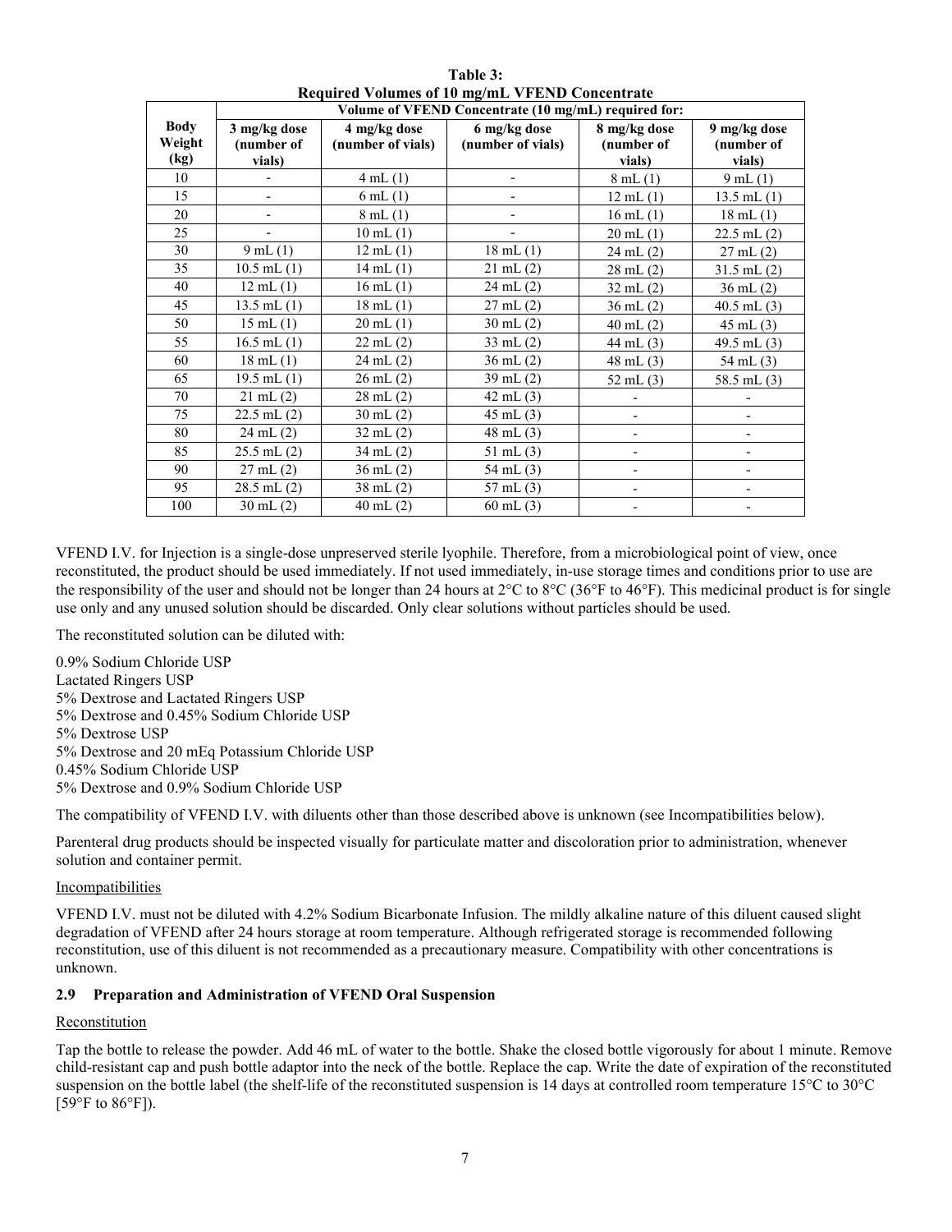**Table 3:**
**Required Volumes of 10 mg/mL VFEND Concentrate**

| Body Weight (kg) | Volume of VFEND Concentrate (10 mg/mL) required for: | | | | |
|---|---|---|---|---|---|
| | 3 mg/kg dose (number of vials) | 4 mg/kg dose (number of vials) | 6 mg/kg dose (number of vials) | 8 mg/kg dose (number of vials) | 9 mg/kg dose (number of vials) |
| 10 | - | 4 mL (1) | - | 8 mL (1) | 9 mL (1) |
| 15 | - | 6 mL (1) | - | 12 mL (1) | 13.5 mL (1) |
| 20 | - | 8 mL (1) | - | 16 mL (1) | 18 mL (1) |
| 25 | - | 10 mL (1) | - | 20 mL (1) | 22.5 mL (2) |
| 30 | 9 mL (1) | 12 mL (1) | 18 mL (1) | 24 mL (2) | 27 mL (2) |
| 35 | 10.5 mL (1) | 14 mL (1) | 21 mL (2) | 28 mL (2) | 31.5 mL (2) |
| 40 | 12 mL (1) | 16 mL (1) | 24 mL (2) | 32 mL (2) | 36 mL (2) |
| 45 | 13.5 mL (1) | 18 mL (1) | 27 mL (2) | 36 mL (2) | 40.5 mL (3) |
| 50 | 15 mL (1) | 20 mL (1) | 30 mL (2) | 40 mL (2) | 45 mL (3) |
| 55 | 16.5 mL (1) | 22 mL (2) | 33 mL (2) | 44 mL (3) | 49.5 mL (3) |
| 60 | 18 mL (1) | 24 mL (2) | 36 mL (2) | 48 mL (3) | 54 mL (3) |
| 65 | 19.5 mL (1) | 26 mL (2) | 39 mL (2) | 52 mL (3) | 58.5 mL (3) |
| 70 | 21 mL (2) | 28 mL (2) | 42 mL (3) | - | - |
| 75 | 22.5 mL (2) | 30 mL (2) | 45 mL (3) | - | - |
| 80 | 24 mL (2) | 32 mL (2) | 48 mL (3) | - | - |
| 85 | 25.5 mL (2) | 34 mL (2) | 51 mL (3) | - | - |
| 90 | 27 mL (2) | 36 mL (2) | 54 mL (3) | - | - |
| 95 | 28.5 mL (2) | 38 mL (2) | 57 mL (3) | - | - |
| 100 | 30 mL (2) | 40 mL (2) | 60 mL (3) | - | - |

VFEND I.V. for Injection is a single-dose unpreserved sterile lyophile. Therefore, from a microbiological point of view, once reconstituted, the product should be used immediately. If not used immediately, in-use storage times and conditions prior to use are the responsibility of the user and should not be longer than 24 hours at 2°C to 8°C (36°F to 46°F). This medicinal product is for single use only and any unused solution should be discarded. Only clear solutions without particles should be used.

The reconstituted solution can be diluted with:

0.9% Sodium Chloride USP
Lactated Ringers USP
5% Dextrose and Lactated Ringers USP
5% Dextrose and 0.45% Sodium Chloride USP
5% Dextrose USP
5% Dextrose and 20 mEq Potassium Chloride USP
0.45% Sodium Chloride USP
5% Dextrose and 0.9% Sodium Chloride USP

The compatibility of VFEND I.V. with diluents other than those described above is unknown (see Incompatibilities below).

Parenteral drug products should be inspected visually for particulate matter and discoloration prior to administration, whenever solution and container permit.

Incompatibilities

VFEND I.V. must not be diluted with 4.2% Sodium Bicarbonate Infusion. The mildly alkaline nature of this diluent caused slight degradation of VFEND after 24 hours storage at room temperature. Although refrigerated storage is recommended following reconstitution, use of this diluent is not recommended as a precautionary measure. Compatibility with other concentrations is unknown.

### 2.9 Preparation and Administration of VFEND Oral Suspension

Reconstitution

Tap the bottle to release the powder. Add 46 mL of water to the bottle. Shake the closed bottle vigorously for about 1 minute. Remove child-resistant cap and push bottle adaptor into the neck of the bottle. Replace the cap. Write the date of expiration of the reconstituted suspension on the bottle label (the shelf-life of the reconstituted suspension is 14 days at controlled room temperature 15°C to 30°C [59°F to 86°F]).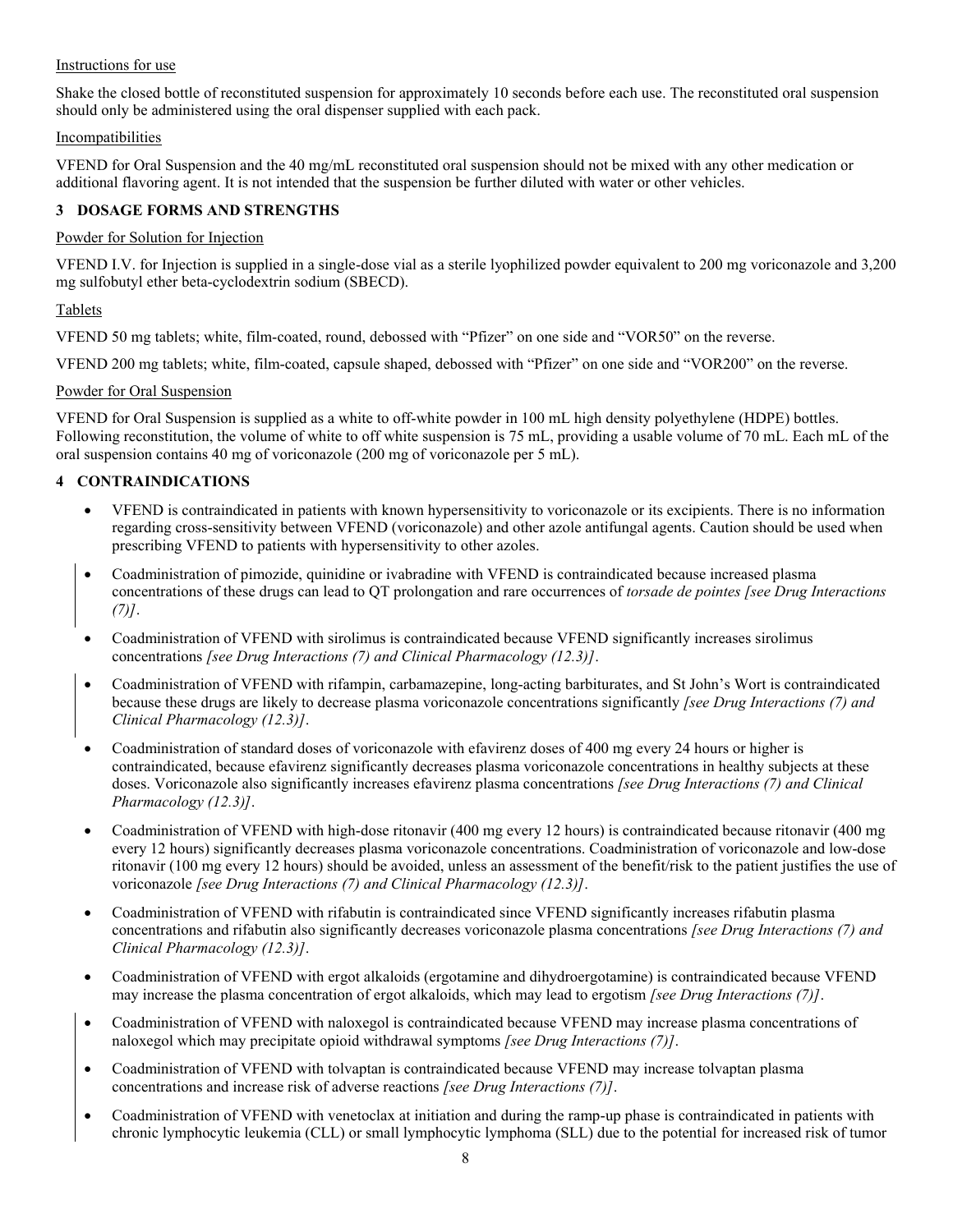Instructions for use

Shake the closed bottle of reconstituted suspension for approximately 10 seconds before each use. The reconstituted oral suspension should only be administered using the oral dispenser supplied with each pack.

Incompatibilities

VFEND for Oral Suspension and the 40 mg/mL reconstituted oral suspension should not be mixed with any other medication or additional flavoring agent. It is not intended that the suspension be further diluted with water or other vehicles.

## 3 DOSAGE FORMS AND STRENGTHS

Powder for Solution for Injection

VFEND I.V. for Injection is supplied in a single-dose vial as a sterile lyophilized powder equivalent to 200 mg voriconazole and 3,200 mg sulfobutyl ether beta-cyclodextrin sodium (SBECD).

Tablets

VFEND 50 mg tablets; white, film-coated, round, debossed with "Pfizer" on one side and "VOR50" on the reverse.

VFEND 200 mg tablets; white, film-coated, capsule shaped, debossed with "Pfizer" on one side and "VOR200" on the reverse.

Powder for Oral Suspension

VFEND for Oral Suspension is supplied as a white to off-white powder in 100 mL high density polyethylene (HDPE) bottles. Following reconstitution, the volume of white to off white suspension is 75 mL, providing a usable volume of 70 mL. Each mL of the oral suspension contains 40 mg of voriconazole (200 mg of voriconazole per 5 mL).

## 4 CONTRAINDICATIONS

- VFEND is contraindicated in patients with known hypersensitivity to voriconazole or its excipients. There is no information regarding cross-sensitivity between VFEND (voriconazole) and other azole antifungal agents. Caution should be used when prescribing VFEND to patients with hypersensitivity to other azoles.
- Coadministration of pimozide, quinidine or ivabradine with VFEND is contraindicated because increased plasma concentrations of these drugs can lead to QT prolongation and rare occurrences of *torsade de pointes [see Drug Interactions (7)]*.
- Coadministration of VFEND with sirolimus is contraindicated because VFEND significantly increases sirolimus concentrations *[see Drug Interactions (7) and Clinical Pharmacology (12.3)]*.
- Coadministration of VFEND with rifampin, carbamazepine, long-acting barbiturates, and St John's Wort is contraindicated because these drugs are likely to decrease plasma voriconazole concentrations significantly *[see Drug Interactions (7) and Clinical Pharmacology (12.3)]*.
- Coadministration of standard doses of voriconazole with efavirenz doses of 400 mg every 24 hours or higher is contraindicated, because efavirenz significantly decreases plasma voriconazole concentrations in healthy subjects at these doses. Voriconazole also significantly increases efavirenz plasma concentrations *[see Drug Interactions (7) and Clinical Pharmacology (12.3)]*.
- Coadministration of VFEND with high-dose ritonavir (400 mg every 12 hours) is contraindicated because ritonavir (400 mg every 12 hours) significantly decreases plasma voriconazole concentrations. Coadministration of voriconazole and low-dose ritonavir (100 mg every 12 hours) should be avoided, unless an assessment of the benefit/risk to the patient justifies the use of voriconazole *[see Drug Interactions (7) and Clinical Pharmacology (12.3)]*.
- Coadministration of VFEND with rifabutin is contraindicated since VFEND significantly increases rifabutin plasma concentrations and rifabutin also significantly decreases voriconazole plasma concentrations *[see Drug Interactions (7) and Clinical Pharmacology (12.3)]*.
- Coadministration of VFEND with ergot alkaloids (ergotamine and dihydroergotamine) is contraindicated because VFEND may increase the plasma concentration of ergot alkaloids, which may lead to ergotism *[see Drug Interactions (7)]*.
- Coadministration of VFEND with naloxegol is contraindicated because VFEND may increase plasma concentrations of naloxegol which may precipitate opioid withdrawal symptoms *[see Drug Interactions (7)]*.
- Coadministration of VFEND with tolvaptan is contraindicated because VFEND may increase tolvaptan plasma concentrations and increase risk of adverse reactions *[see Drug Interactions (7)]*.
- Coadministration of VFEND with venetoclax at initiation and during the ramp-up phase is contraindicated in patients with chronic lymphocytic leukemia (CLL) or small lymphocytic lymphoma (SLL) due to the potential for increased risk of tumor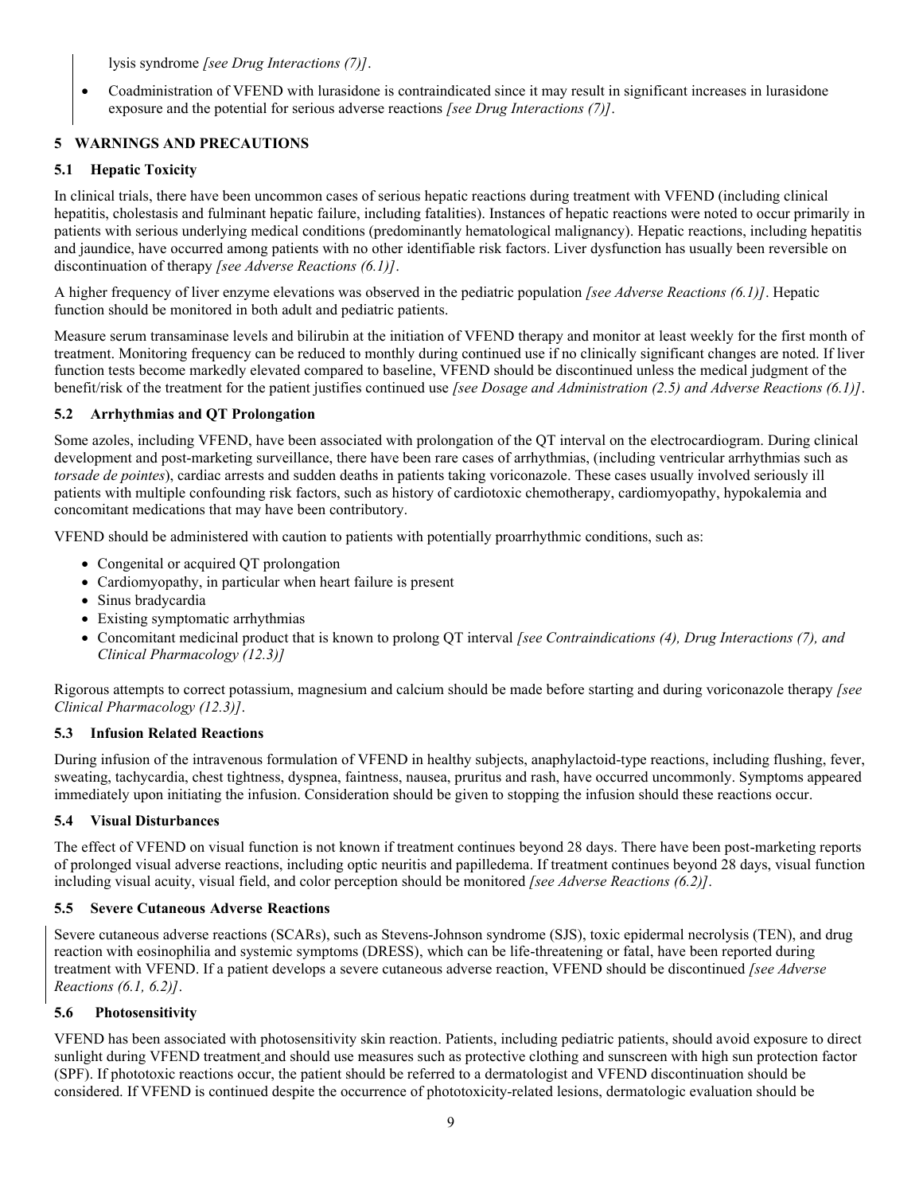lysis syndrome *[see Drug Interactions (7)]*.

- Coadministration of VFEND with lurasidone is contraindicated since it may result in significant increases in lurasidone exposure and the potential for serious adverse reactions *[see Drug Interactions (7)]*.

## 5 WARNINGS AND PRECAUTIONS

### 5.1 Hepatic Toxicity

In clinical trials, there have been uncommon cases of serious hepatic reactions during treatment with VFEND (including clinical hepatitis, cholestasis and fulminant hepatic failure, including fatalities). Instances of hepatic reactions were noted to occur primarily in patients with serious underlying medical conditions (predominantly hematological malignancy). Hepatic reactions, including hepatitis and jaundice, have occurred among patients with no other identifiable risk factors. Liver dysfunction has usually been reversible on discontinuation of therapy *[see Adverse Reactions (6.1)]*.

A higher frequency of liver enzyme elevations was observed in the pediatric population *[see Adverse Reactions (6.1)]*. Hepatic function should be monitored in both adult and pediatric patients.

Measure serum transaminase levels and bilirubin at the initiation of VFEND therapy and monitor at least weekly for the first month of treatment. Monitoring frequency can be reduced to monthly during continued use if no clinically significant changes are noted. If liver function tests become markedly elevated compared to baseline, VFEND should be discontinued unless the medical judgment of the benefit/risk of the treatment for the patient justifies continued use *[see Dosage and Administration (2.5) and Adverse Reactions (6.1)]*.

### 5.2 Arrhythmias and QT Prolongation

Some azoles, including VFEND, have been associated with prolongation of the QT interval on the electrocardiogram. During clinical development and post-marketing surveillance, there have been rare cases of arrhythmias, (including ventricular arrhythmias such as *torsade de pointes*), cardiac arrests and sudden deaths in patients taking voriconazole. These cases usually involved seriously ill patients with multiple confounding risk factors, such as history of cardiotoxic chemotherapy, cardiomyopathy, hypokalemia and concomitant medications that may have been contributory.

VFEND should be administered with caution to patients with potentially proarrhythmic conditions, such as:

- Congenital or acquired QT prolongation
- Cardiomyopathy, in particular when heart failure is present
- Sinus bradycardia
- Existing symptomatic arrhythmias
- Concomitant medicinal product that is known to prolong QT interval *[see Contraindications (4), Drug Interactions (7), and Clinical Pharmacology (12.3)]*

Rigorous attempts to correct potassium, magnesium and calcium should be made before starting and during voriconazole therapy *[see Clinical Pharmacology (12.3)]*.

### 5.3 Infusion Related Reactions

During infusion of the intravenous formulation of VFEND in healthy subjects, anaphylactoid-type reactions, including flushing, fever, sweating, tachycardia, chest tightness, dyspnea, faintness, nausea, pruritus and rash, have occurred uncommonly. Symptoms appeared immediately upon initiating the infusion. Consideration should be given to stopping the infusion should these reactions occur.

### 5.4 Visual Disturbances

The effect of VFEND on visual function is not known if treatment continues beyond 28 days. There have been post-marketing reports of prolonged visual adverse reactions, including optic neuritis and papilledema. If treatment continues beyond 28 days, visual function including visual acuity, visual field, and color perception should be monitored *[see Adverse Reactions (6.2)]*.

### 5.5 Severe Cutaneous Adverse Reactions

Severe cutaneous adverse reactions (SCARs), such as Stevens-Johnson syndrome (SJS), toxic epidermal necrolysis (TEN), and drug reaction with eosinophilia and systemic symptoms (DRESS), which can be life-threatening or fatal, have been reported during treatment with VFEND. If a patient develops a severe cutaneous adverse reaction, VFEND should be discontinued *[see Adverse Reactions (6.1, 6.2)]*.

### 5.6 Photosensitivity

VFEND has been associated with photosensitivity skin reaction. Patients, including pediatric patients, should avoid exposure to direct sunlight during VFEND treatment and should use measures such as protective clothing and sunscreen with high sun protection factor (SPF). If phototoxic reactions occur, the patient should be referred to a dermatologist and VFEND discontinuation should be considered. If VFEND is continued despite the occurrence of phototoxicity-related lesions, dermatologic evaluation should be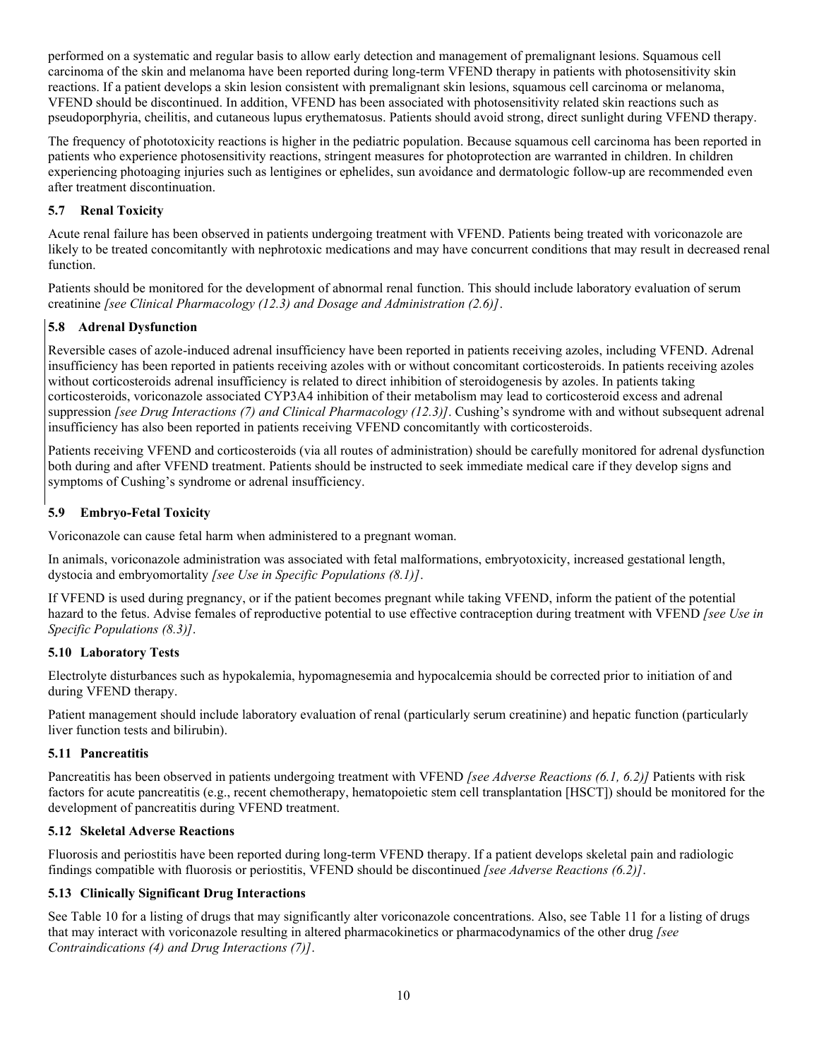performed on a systematic and regular basis to allow early detection and management of premalignant lesions. Squamous cell carcinoma of the skin and melanoma have been reported during long-term VFEND therapy in patients with photosensitivity skin reactions. If a patient develops a skin lesion consistent with premalignant skin lesions, squamous cell carcinoma or melanoma, VFEND should be discontinued. In addition, VFEND has been associated with photosensitivity related skin reactions such as pseudoporphyria, cheilitis, and cutaneous lupus erythematosus. Patients should avoid strong, direct sunlight during VFEND therapy.

The frequency of phototoxicity reactions is higher in the pediatric population. Because squamous cell carcinoma has been reported in patients who experience photosensitivity reactions, stringent measures for photoprotection are warranted in children. In children experiencing photoaging injuries such as lentigines or ephelides, sun avoidance and dermatologic follow-up are recommended even after treatment discontinuation.

### 5.7 Renal Toxicity

Acute renal failure has been observed in patients undergoing treatment with VFEND. Patients being treated with voriconazole are likely to be treated concomitantly with nephrotoxic medications and may have concurrent conditions that may result in decreased renal function.

Patients should be monitored for the development of abnormal renal function. This should include laboratory evaluation of serum creatinine *[see Clinical Pharmacology (12.3) and Dosage and Administration (2.6)]*.

### 5.8 Adrenal Dysfunction

Reversible cases of azole-induced adrenal insufficiency have been reported in patients receiving azoles, including VFEND. Adrenal insufficiency has been reported in patients receiving azoles with or without concomitant corticosteroids. In patients receiving azoles without corticosteroids adrenal insufficiency is related to direct inhibition of steroidogenesis by azoles. In patients taking corticosteroids, voriconazole associated CYP3A4 inhibition of their metabolism may lead to corticosteroid excess and adrenal suppression *[see Drug Interactions (7) and Clinical Pharmacology (12.3)]*. Cushing's syndrome with and without subsequent adrenal insufficiency has also been reported in patients receiving VFEND concomitantly with corticosteroids.

Patients receiving VFEND and corticosteroids (via all routes of administration) should be carefully monitored for adrenal dysfunction both during and after VFEND treatment. Patients should be instructed to seek immediate medical care if they develop signs and symptoms of Cushing's syndrome or adrenal insufficiency.

### 5.9 Embryo-Fetal Toxicity

Voriconazole can cause fetal harm when administered to a pregnant woman.

In animals, voriconazole administration was associated with fetal malformations, embryotoxicity, increased gestational length, dystocia and embryomortality *[see Use in Specific Populations (8.1)]*.

If VFEND is used during pregnancy, or if the patient becomes pregnant while taking VFEND, inform the patient of the potential hazard to the fetus. Advise females of reproductive potential to use effective contraception during treatment with VFEND *[see Use in Specific Populations (8.3)]*.

### 5.10 Laboratory Tests

Electrolyte disturbances such as hypokalemia, hypomagnesemia and hypocalcemia should be corrected prior to initiation of and during VFEND therapy.

Patient management should include laboratory evaluation of renal (particularly serum creatinine) and hepatic function (particularly liver function tests and bilirubin).

### 5.11 Pancreatitis

Pancreatitis has been observed in patients undergoing treatment with VFEND *[see Adverse Reactions (6.1, 6.2)]* Patients with risk factors for acute pancreatitis (e.g., recent chemotherapy, hematopoietic stem cell transplantation [HSCT]) should be monitored for the development of pancreatitis during VFEND treatment.

### 5.12 Skeletal Adverse Reactions

Fluorosis and periostitis have been reported during long-term VFEND therapy. If a patient develops skeletal pain and radiologic findings compatible with fluorosis or periostitis, VFEND should be discontinued *[see Adverse Reactions (6.2)]*.

### 5.13 Clinically Significant Drug Interactions

See Table 10 for a listing of drugs that may significantly alter voriconazole concentrations. Also, see Table 11 for a listing of drugs that may interact with voriconazole resulting in altered pharmacokinetics or pharmacodynamics of the other drug *[see Contraindications (4) and Drug Interactions (7)]*.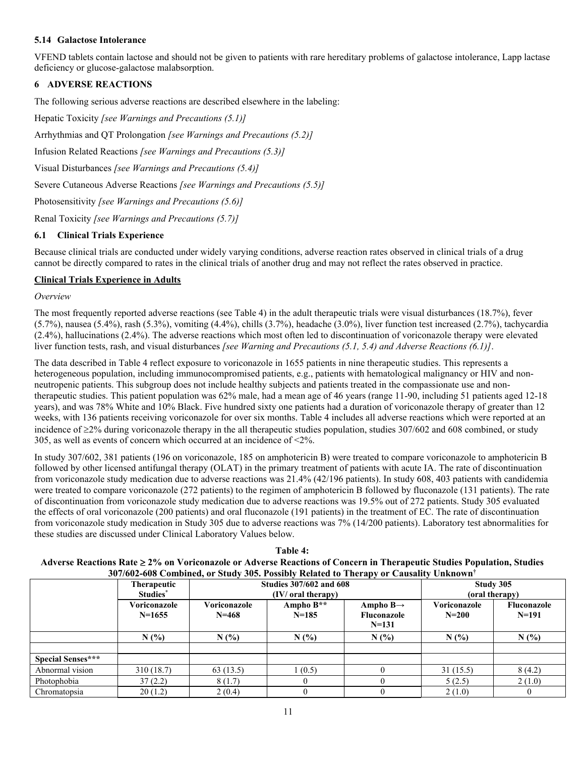### 5.14 Galactose Intolerance

VFEND tablets contain lactose and should not be given to patients with rare hereditary problems of galactose intolerance, Lapp lactase deficiency or glucose-galactose malabsorption.

## 6 ADVERSE REACTIONS

The following serious adverse reactions are described elsewhere in the labeling:

Hepatic Toxicity *[see Warnings and Precautions (5.1)]*

Arrhythmias and QT Prolongation *[see Warnings and Precautions (5.2)]*

Infusion Related Reactions *[see Warnings and Precautions (5.3)]*

Visual Disturbances *[see Warnings and Precautions (5.4)]*

Severe Cutaneous Adverse Reactions *[see Warnings and Precautions (5.5)]*

Photosensitivity *[see Warnings and Precautions (5.6)]*

Renal Toxicity *[see Warnings and Precautions (5.7)]*

### 6.1 Clinical Trials Experience

Because clinical trials are conducted under widely varying conditions, adverse reaction rates observed in clinical trials of a drug cannot be directly compared to rates in the clinical trials of another drug and may not reflect the rates observed in practice.

**Clinical Trials Experience in Adults**

*Overview*

The most frequently reported adverse reactions (see Table 4) in the adult therapeutic trials were visual disturbances (18.7%), fever (5.7%), nausea (5.4%), rash (5.3%), vomiting (4.4%), chills (3.7%), headache (3.0%), liver function test increased (2.7%), tachycardia (2.4%), hallucinations (2.4%). The adverse reactions which most often led to discontinuation of voriconazole therapy were elevated liver function tests, rash, and visual disturbances *[see Warning and Precautions (5.1, 5.4) and Adverse Reactions (6.1)]*.

The data described in Table 4 reflect exposure to voriconazole in 1655 patients in nine therapeutic studies. This represents a heterogeneous population, including immunocompromised patients, e.g., patients with hematological malignancy or HIV and non-neutropenic patients. This subgroup does not include healthy subjects and patients treated in the compassionate use and non-therapeutic studies. This patient population was 62% male, had a mean age of 46 years (range 11-90, including 51 patients aged 12-18 years), and was 78% White and 10% Black. Five hundred sixty one patients had a duration of voriconazole therapy of greater than 12 weeks, with 136 patients receiving voriconazole for over six months. Table 4 includes all adverse reactions which were reported at an incidence of ≥2% during voriconazole therapy in the all therapeutic studies population, studies 307/602 and 608 combined, or study 305, as well as events of concern which occurred at an incidence of <2%.

In study 307/602, 381 patients (196 on voriconazole, 185 on amphotericin B) were treated to compare voriconazole to amphotericin B followed by other licensed antifungal therapy (OLAT) in the primary treatment of patients with acute IA. The rate of discontinuation from voriconazole study medication due to adverse reactions was 21.4% (42/196 patients). In study 608, 403 patients with candidemia were treated to compare voriconazole (272 patients) to the regimen of amphotericin B followed by fluconazole (131 patients). The rate of discontinuation from voriconazole study medication due to adverse reactions was 19.5% out of 272 patients. Study 305 evaluated the effects of oral voriconazole (200 patients) and oral fluconazole (191 patients) in the treatment of EC. The rate of discontinuation from voriconazole study medication in Study 305 due to adverse reactions was 7% (14/200 patients). Laboratory test abnormalities for these studies are discussed under Clinical Laboratory Values below.

**Table 4: Adverse Reactions Rate ≥ 2% on Voriconazole or Adverse Reactions of Concern in Therapeutic Studies Population, Studies 307/602-608 Combined, or Study 305. Possibly Related to Therapy or Causality Unknown†**

| | Therapeutic Studies* | Studies 307/602 and 608 (IV/ oral therapy) | | | Study 305 (oral therapy) | |
|---|---|---|---|---|---|---|
| | Voriconazole N=1655 | Voriconazole N=468 | Ampho B** N=185 | Ampho B→ Fluconazole N=131 | Voriconazole N=200 | Fluconazole N=191 |
| | N (%) | N (%) | N (%) | N (%) | N (%) | N (%) |
| | | | | | | |
| **Special Senses\*\*\*** | | | | | | |
| Abnormal vision | 310 (18.7) | 63 (13.5) | 1 (0.5) | 0 | 31 (15.5) | 8 (4.2) |
| Photophobia | 37 (2.2) | 8 (1.7) | 0 | 0 | 5 (2.5) | 2 (1.0) |
| Chromatopsia | 20 (1.2) | 2 (0.4) | 0 | 0 | 2 (1.0) | 0 |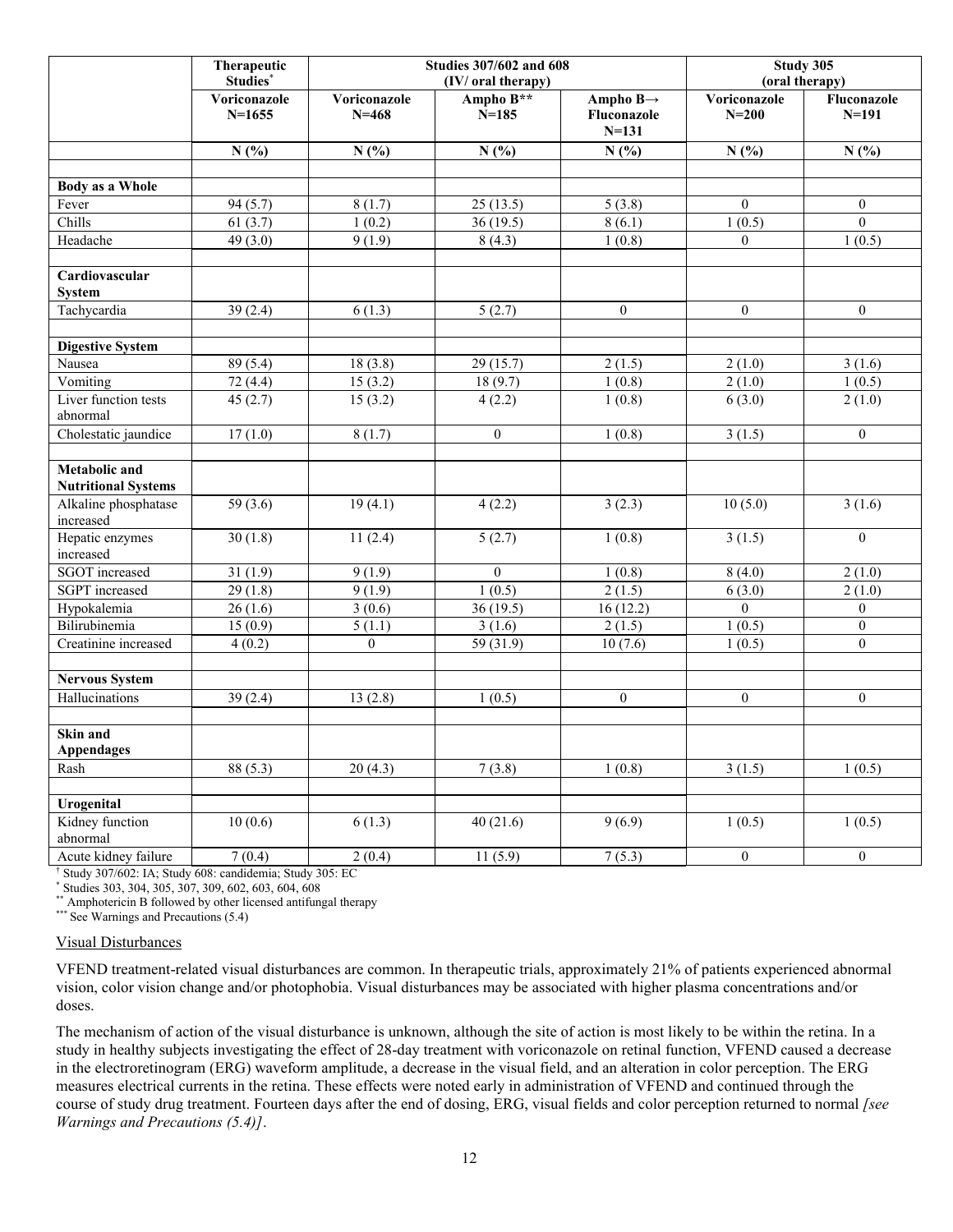| | Therapeutic Studies* | Studies 307/602 and 608 (IV/ oral therapy) | | | Study 305 (oral therapy) | |
|---|---|---|---|---|---|---|
| | Voriconazole N=1655 | Voriconazole N=468 | Ampho B** N=185 | Ampho B→ Fluconazole N=131 | Voriconazole N=200 | Fluconazole N=191 |
| | N (%) | N (%) | N (%) | N (%) | N (%) | N (%) |
| **Body as a Whole** | | | | | | |
| Fever | 94 (5.7) | 8 (1.7) | 25 (13.5) | 5 (3.8) | 0 | 0 |
| Chills | 61 (3.7) | 1 (0.2) | 36 (19.5) | 8 (6.1) | 1 (0.5) | 0 |
| Headache | 49 (3.0) | 9 (1.9) | 8 (4.3) | 1 (0.8) | 0 | 1 (0.5) |
| **Cardiovascular System** | | | | | | |
| Tachycardia | 39 (2.4) | 6 (1.3) | 5 (2.7) | 0 | 0 | 0 |
| **Digestive System** | | | | | | |
| Nausea | 89 (5.4) | 18 (3.8) | 29 (15.7) | 2 (1.5) | 2 (1.0) | 3 (1.6) |
| Vomiting | 72 (4.4) | 15 (3.2) | 18 (9.7) | 1 (0.8) | 2 (1.0) | 1 (0.5) |
| Liver function tests abnormal | 45 (2.7) | 15 (3.2) | 4 (2.2) | 1 (0.8) | 6 (3.0) | 2 (1.0) |
| Cholestatic jaundice | 17 (1.0) | 8 (1.7) | 0 | 1 (0.8) | 3 (1.5) | 0 |
| **Metabolic and Nutritional Systems** | | | | | | |
| Alkaline phosphatase increased | 59 (3.6) | 19 (4.1) | 4 (2.2) | 3 (2.3) | 10 (5.0) | 3 (1.6) |
| Hepatic enzymes increased | 30 (1.8) | 11 (2.4) | 5 (2.7) | 1 (0.8) | 3 (1.5) | 0 |
| SGOT increased | 31 (1.9) | 9 (1.9) | 0 | 1 (0.8) | 8 (4.0) | 2 (1.0) |
| SGPT increased | 29 (1.8) | 9 (1.9) | 1 (0.5) | 2 (1.5) | 6 (3.0) | 2 (1.0) |
| Hypokalemia | 26 (1.6) | 3 (0.6) | 36 (19.5) | 16 (12.2) | 0 | 0 |
| Bilirubinemia | 15 (0.9) | 5 (1.1) | 3 (1.6) | 2 (1.5) | 1 (0.5) | 0 |
| Creatinine increased | 4 (0.2) | 0 | 59 (31.9) | 10 (7.6) | 1 (0.5) | 0 |
| **Nervous System** | | | | | | |
| Hallucinations | 39 (2.4) | 13 (2.8) | 1 (0.5) | 0 | 0 | 0 |
| **Skin and Appendages** | | | | | | |
| Rash | 88 (5.3) | 20 (4.3) | 7 (3.8) | 1 (0.8) | 3 (1.5) | 1 (0.5) |
| **Urogenital** | | | | | | |
| Kidney function abnormal | 10 (0.6) | 6 (1.3) | 40 (21.6) | 9 (6.9) | 1 (0.5) | 1 (0.5) |
| Acute kidney failure | 7 (0.4) | 2 (0.4) | 11 (5.9) | 7 (5.3) | 0 | 0 |

† Study 307/602: IA; Study 608: candidemia; Study 305: EC

* Studies 303, 304, 305, 307, 309, 602, 603, 604, 608

** Amphotericin B followed by other licensed antifungal therapy

*** See Warnings and Precautions (5.4)

Visual Disturbances

VFEND treatment-related visual disturbances are common. In therapeutic trials, approximately 21% of patients experienced abnormal vision, color vision change and/or photophobia. Visual disturbances may be associated with higher plasma concentrations and/or doses.

The mechanism of action of the visual disturbance is unknown, although the site of action is most likely to be within the retina. In a study in healthy subjects investigating the effect of 28-day treatment with voriconazole on retinal function, VFEND caused a decrease in the electroretinogram (ERG) waveform amplitude, a decrease in the visual field, and an alteration in color perception. The ERG measures electrical currents in the retina. These effects were noted early in administration of VFEND and continued through the course of study drug treatment. Fourteen days after the end of dosing, ERG, visual fields and color perception returned to normal *[see Warnings and Precautions (5.4)]*.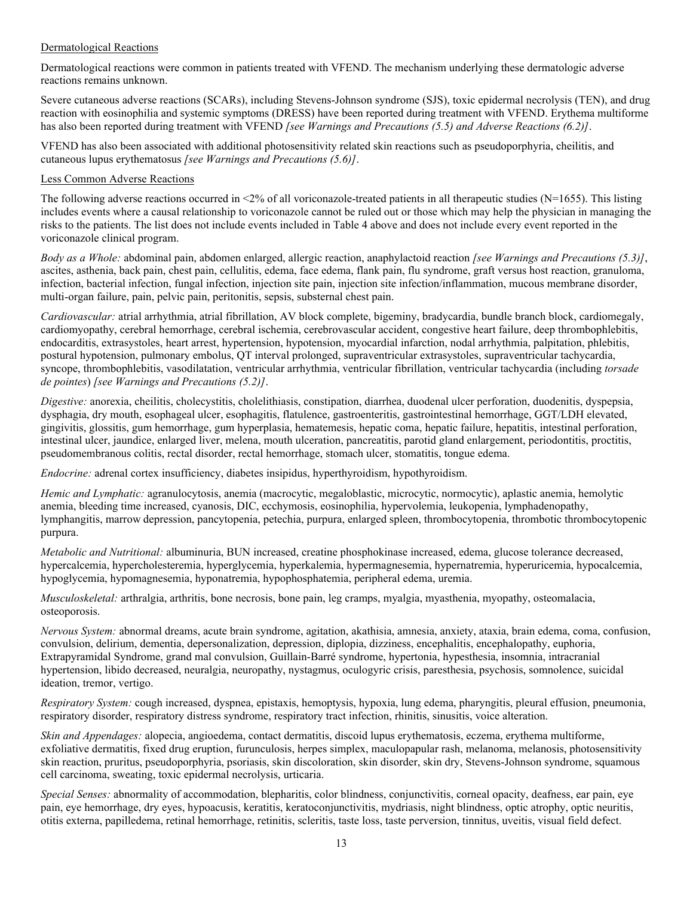Dermatological Reactions

Dermatological reactions were common in patients treated with VFEND. The mechanism underlying these dermatologic adverse reactions remains unknown.

Severe cutaneous adverse reactions (SCARs), including Stevens-Johnson syndrome (SJS), toxic epidermal necrolysis (TEN), and drug reaction with eosinophilia and systemic symptoms (DRESS) have been reported during treatment with VFEND. Erythema multiforme has also been reported during treatment with VFEND *[see Warnings and Precautions (5.5) and Adverse Reactions (6.2)]*.

VFEND has also been associated with additional photosensitivity related skin reactions such as pseudoporphyria, cheilitis, and cutaneous lupus erythematosus *[see Warnings and Precautions (5.6)]*.

Less Common Adverse Reactions

The following adverse reactions occurred in <2% of all voriconazole-treated patients in all therapeutic studies (N=1655). This listing includes events where a causal relationship to voriconazole cannot be ruled out or those which may help the physician in managing the risks to the patients. The list does not include events included in Table 4 above and does not include every event reported in the voriconazole clinical program.

*Body as a Whole:* abdominal pain, abdomen enlarged, allergic reaction, anaphylactoid reaction *[see Warnings and Precautions (5.3)]*, ascites, asthenia, back pain, chest pain, cellulitis, edema, face edema, flank pain, flu syndrome, graft versus host reaction, granuloma, infection, bacterial infection, fungal infection, injection site pain, injection site infection/inflammation, mucous membrane disorder, multi-organ failure, pain, pelvic pain, peritonitis, sepsis, substernal chest pain.

*Cardiovascular:* atrial arrhythmia, atrial fibrillation, AV block complete, bigeminy, bradycardia, bundle branch block, cardiomegaly, cardiomyopathy, cerebral hemorrhage, cerebral ischemia, cerebrovascular accident, congestive heart failure, deep thrombophlebitis, endocarditis, extrasystoles, heart arrest, hypertension, hypotension, myocardial infarction, nodal arrhythmia, palpitation, phlebitis, postural hypotension, pulmonary embolus, QT interval prolonged, supraventricular extrasystoles, supraventricular tachycardia, syncope, thrombophlebitis, vasodilatation, ventricular arrhythmia, ventricular fibrillation, ventricular tachycardia (including *torsade de pointes*) *[see Warnings and Precautions (5.2)]*.

*Digestive:* anorexia, cheilitis, cholecystitis, cholelithiasis, constipation, diarrhea, duodenal ulcer perforation, duodenitis, dyspepsia, dysphagia, dry mouth, esophageal ulcer, esophagitis, flatulence, gastroenteritis, gastrointestinal hemorrhage, GGT/LDH elevated, gingivitis, glossitis, gum hemorrhage, gum hyperplasia, hematemesis, hepatic coma, hepatic failure, hepatitis, intestinal perforation, intestinal ulcer, jaundice, enlarged liver, melena, mouth ulceration, pancreatitis, parotid gland enlargement, periodontitis, proctitis, pseudomembranous colitis, rectal disorder, rectal hemorrhage, stomach ulcer, stomatitis, tongue edema.

*Endocrine:* adrenal cortex insufficiency, diabetes insipidus, hyperthyroidism, hypothyroidism.

*Hemic and Lymphatic:* agranulocytosis, anemia (macrocytic, megaloblastic, microcytic, normocytic), aplastic anemia, hemolytic anemia, bleeding time increased, cyanosis, DIC, ecchymosis, eosinophilia, hypervolemia, leukopenia, lymphadenopathy, lymphangitis, marrow depression, pancytopenia, petechia, purpura, enlarged spleen, thrombocytopenia, thrombotic thrombocytopenic purpura.

*Metabolic and Nutritional:* albuminuria, BUN increased, creatine phosphokinase increased, edema, glucose tolerance decreased, hypercalcemia, hypercholesteremia, hyperglycemia, hyperkalemia, hypermagnesemia, hypernatremia, hyperuricemia, hypocalcemia, hypoglycemia, hypomagnesemia, hyponatremia, hypophosphatemia, peripheral edema, uremia.

*Musculoskeletal:* arthralgia, arthritis, bone necrosis, bone pain, leg cramps, myalgia, myasthenia, myopathy, osteomalacia, osteoporosis.

*Nervous System:* abnormal dreams, acute brain syndrome, agitation, akathisia, amnesia, anxiety, ataxia, brain edema, coma, confusion, convulsion, delirium, dementia, depersonalization, depression, diplopia, dizziness, encephalitis, encephalopathy, euphoria, Extrapyramidal Syndrome, grand mal convulsion, Guillain-Barré syndrome, hypertonia, hypesthesia, insomnia, intracranial hypertension, libido decreased, neuralgia, neuropathy, nystagmus, oculogyric crisis, paresthesia, psychosis, somnolence, suicidal ideation, tremor, vertigo.

*Respiratory System:* cough increased, dyspnea, epistaxis, hemoptysis, hypoxia, lung edema, pharyngitis, pleural effusion, pneumonia, respiratory disorder, respiratory distress syndrome, respiratory tract infection, rhinitis, sinusitis, voice alteration.

*Skin and Appendages:* alopecia, angioedema, contact dermatitis, discoid lupus erythematosis, eczema, erythema multiforme, exfoliative dermatitis, fixed drug eruption, furunculosis, herpes simplex, maculopapular rash, melanoma, melanosis, photosensitivity skin reaction, pruritus, pseudoporphyria, psoriasis, skin discoloration, skin disorder, skin dry, Stevens-Johnson syndrome, squamous cell carcinoma, sweating, toxic epidermal necrolysis, urticaria.

*Special Senses:* abnormality of accommodation, blepharitis, color blindness, conjunctivitis, corneal opacity, deafness, ear pain, eye pain, eye hemorrhage, dry eyes, hypoacusis, keratitis, keratoconjunctivitis, mydriasis, night blindness, optic atrophy, optic neuritis, otitis externa, papilledema, retinal hemorrhage, retinitis, scleritis, taste loss, taste perversion, tinnitus, uveitis, visual field defect.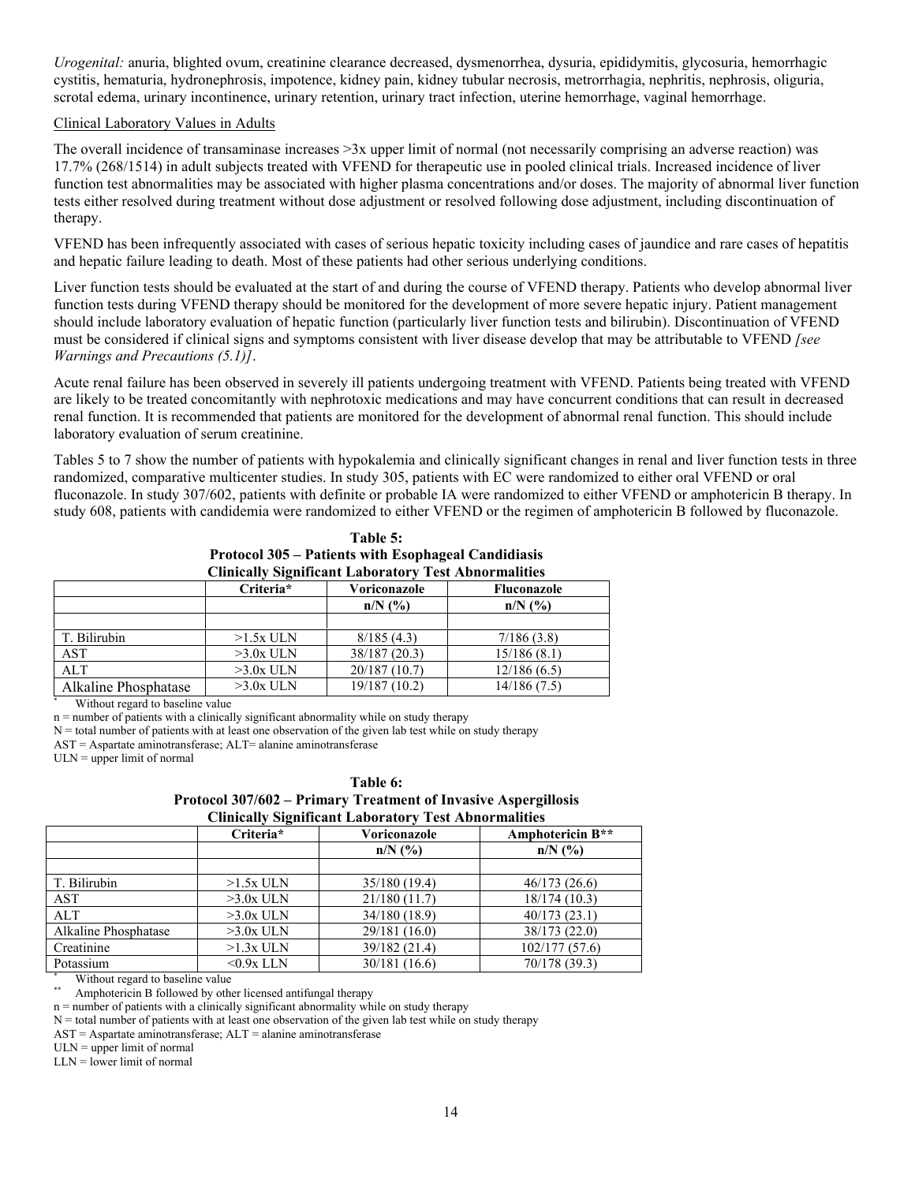*Urogenital:* anuria, blighted ovum, creatinine clearance decreased, dysmenorrhea, dysuria, epididymitis, glycosuria, hemorrhagic cystitis, hematuria, hydronephrosis, impotence, kidney pain, kidney tubular necrosis, metrorrhagia, nephritis, nephrosis, oliguria, scrotal edema, urinary incontinence, urinary retention, urinary tract infection, uterine hemorrhage, vaginal hemorrhage.

Clinical Laboratory Values in Adults

The overall incidence of transaminase increases >3x upper limit of normal (not necessarily comprising an adverse reaction) was 17.7% (268/1514) in adult subjects treated with VFEND for therapeutic use in pooled clinical trials. Increased incidence of liver function test abnormalities may be associated with higher plasma concentrations and/or doses. The majority of abnormal liver function tests either resolved during treatment without dose adjustment or resolved following dose adjustment, including discontinuation of therapy.

VFEND has been infrequently associated with cases of serious hepatic toxicity including cases of jaundice and rare cases of hepatitis and hepatic failure leading to death. Most of these patients had other serious underlying conditions.

Liver function tests should be evaluated at the start of and during the course of VFEND therapy. Patients who develop abnormal liver function tests during VFEND therapy should be monitored for the development of more severe hepatic injury. Patient management should include laboratory evaluation of hepatic function (particularly liver function tests and bilirubin). Discontinuation of VFEND must be considered if clinical signs and symptoms consistent with liver disease develop that may be attributable to VFEND *[see Warnings and Precautions (5.1)]*.

Acute renal failure has been observed in severely ill patients undergoing treatment with VFEND. Patients being treated with VFEND are likely to be treated concomitantly with nephrotoxic medications and may have concurrent conditions that can result in decreased renal function. It is recommended that patients are monitored for the development of abnormal renal function. This should include laboratory evaluation of serum creatinine.

Tables 5 to 7 show the number of patients with hypokalemia and clinically significant changes in renal and liver function tests in three randomized, comparative multicenter studies. In study 305, patients with EC were randomized to either oral VFEND or oral fluconazole. In study 307/602, patients with definite or probable IA were randomized to either VFEND or amphotericin B therapy. In study 608, patients with candidemia were randomized to either VFEND or the regimen of amphotericin B followed by fluconazole.

**Table 5:**
**Protocol 305 – Patients with Esophageal Candidiasis**
**Clinically Significant Laboratory Test Abnormalities**

| | Criteria* | Voriconazole | Fluconazole |
|---|---|---|---|
| | | n/N (%) | n/N (%) |
| T. Bilirubin | >1.5x ULN | 8/185 (4.3) | 7/186 (3.8) |
| AST | >3.0x ULN | 38/187 (20.3) | 15/186 (8.1) |
| ALT | >3.0x ULN | 20/187 (10.7) | 12/186 (6.5) |
| Alkaline Phosphatase | >3.0x ULN | 19/187 (10.2) | 14/186 (7.5) |

* Without regard to baseline value

n = number of patients with a clinically significant abnormality while on study therapy

N = total number of patients with at least one observation of the given lab test while on study therapy

AST = Aspartate aminotransferase; ALT= alanine aminotransferase

ULN = upper limit of normal

**Table 6:**
**Protocol 307/602 – Primary Treatment of Invasive Aspergillosis**
**Clinically Significant Laboratory Test Abnormalities**

| | Criteria* | Voriconazole | Amphotericin B** |
|---|---|---|---|
| | | n/N (%) | n/N (%) |
| T. Bilirubin | >1.5x ULN | 35/180 (19.4) | 46/173 (26.6) |
| AST | >3.0x ULN | 21/180 (11.7) | 18/174 (10.3) |
| ALT | >3.0x ULN | 34/180 (18.9) | 40/173 (23.1) |
| Alkaline Phosphatase | >3.0x ULN | 29/181 (16.0) | 38/173 (22.0) |
| Creatinine | >1.3x ULN | 39/182 (21.4) | 102/177 (57.6) |
| Potassium | <0.9x LLN | 30/181 (16.6) | 70/178 (39.3) |

* Without regard to baseline value

** Amphotericin B followed by other licensed antifungal therapy

n = number of patients with a clinically significant abnormality while on study therapy

N = total number of patients with at least one observation of the given lab test while on study therapy

AST = Aspartate aminotransferase; ALT = alanine aminotransferase

ULN = upper limit of normal

LLN = lower limit of normal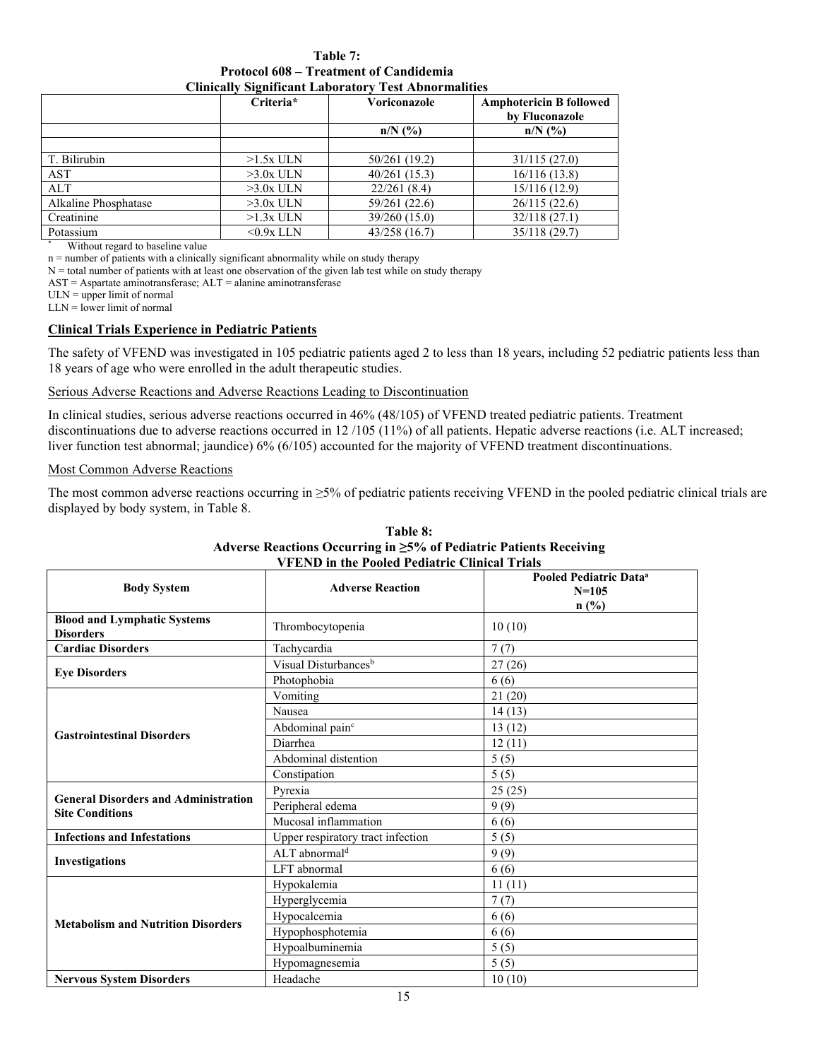**Table 7:**
**Protocol 608 – Treatment of Candidemia**
**Clinically Significant Laboratory Test Abnormalities**

| | Criteria* | Voriconazole | Amphotericin B followed by Fluconazole |
|---|---|---|---|
| | | n/N (%) | n/N (%) |
| | | | |
| T. Bilirubin | >1.5x ULN | 50/261 (19.2) | 31/115 (27.0) |
| AST | >3.0x ULN | 40/261 (15.3) | 16/116 (13.8) |
| ALT | >3.0x ULN | 22/261 (8.4) | 15/116 (12.9) |
| Alkaline Phosphatase | >3.0x ULN | 59/261 (22.6) | 26/115 (22.6) |
| Creatinine | >1.3x ULN | 39/260 (15.0) | 32/118 (27.1) |
| Potassium | <0.9x LLN | 43/258 (16.7) | 35/118 (29.7) |

\* Without regard to baseline value

n = number of patients with a clinically significant abnormality while on study therapy

N = total number of patients with at least one observation of the given lab test while on study therapy

AST = Aspartate aminotransferase; ALT = alanine aminotransferase

ULN = upper limit of normal

LLN = lower limit of normal

**Clinical Trials Experience in Pediatric Patients**

The safety of VFEND was investigated in 105 pediatric patients aged 2 to less than 18 years, including 52 pediatric patients less than 18 years of age who were enrolled in the adult therapeutic studies.

Serious Adverse Reactions and Adverse Reactions Leading to Discontinuation

In clinical studies, serious adverse reactions occurred in 46% (48/105) of VFEND treated pediatric patients. Treatment discontinuations due to adverse reactions occurred in 12 /105 (11%) of all patients. Hepatic adverse reactions (i.e. ALT increased; liver function test abnormal; jaundice) 6% (6/105) accounted for the majority of VFEND treatment discontinuations.

Most Common Adverse Reactions

The most common adverse reactions occurring in ≥5% of pediatric patients receiving VFEND in the pooled pediatric clinical trials are displayed by body system, in Table 8.

**Table 8:**
**Adverse Reactions Occurring in ≥5% of Pediatric Patients Receiving VFEND in the Pooled Pediatric Clinical Trials**

| Body System | Adverse Reaction | Pooled Pediatric Data[a] N=105 n (%) |
|---|---|---|
| **Blood and Lymphatic Systems Disorders** | Thrombocytopenia | 10 (10) |
| **Cardiac Disorders** | Tachycardia | 7 (7) |
| **Eye Disorders** | Visual Disturbances[b] | 27 (26) |
| | Photophobia | 6 (6) |
| **Gastrointestinal Disorders** | Vomiting | 21 (20) |
| | Nausea | 14 (13) |
| | Abdominal pain[c] | 13 (12) |
| | Diarrhea | 12 (11) |
| | Abdominal distention | 5 (5) |
| | Constipation | 5 (5) |
| **General Disorders and Administration Site Conditions** | Pyrexia | 25 (25) |
| | Peripheral edema | 9 (9) |
| | Mucosal inflammation | 6 (6) |
| **Infections and Infestations** | Upper respiratory tract infection | 5 (5) |
| **Investigations** | ALT abnormal[d] | 9 (9) |
| | LFT abnormal | 6 (6) |
| **Metabolism and Nutrition Disorders** | Hypokalemia | 11 (11) |
| | Hyperglycemia | 7 (7) |
| | Hypocalcemia | 6 (6) |
| | Hypophosphotemia | 6 (6) |
| | Hypoalbuminemia | 5 (5) |
| | Hypomagnesemia | 5 (5) |
| **Nervous System Disorders** | Headache | 10 (10) |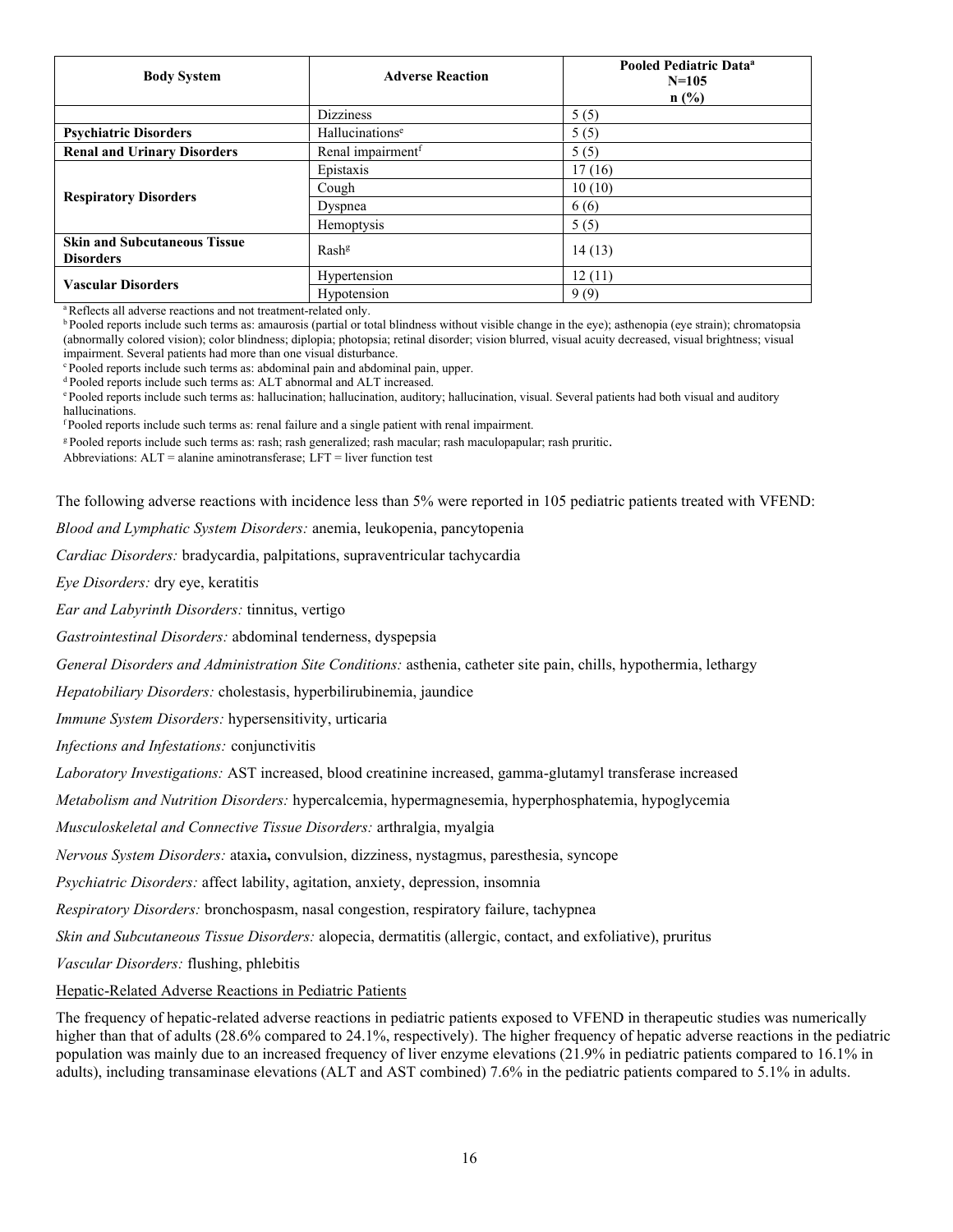| Body System | Adverse Reaction | Pooled Pediatric Data[a] N=105 n (%) |
|---|---|---|
| | Dizziness | 5 (5) |
| **Psychiatric Disorders** | Hallucinations[e] | 5 (5) |
| **Renal and Urinary Disorders** | Renal impairment[f] | 5 (5) |
| **Respiratory Disorders** | Epistaxis | 17 (16) |
| | Cough | 10 (10) |
| | Dyspnea | 6 (6) |
| | Hemoptysis | 5 (5) |
| **Skin and Subcutaneous Tissue Disorders** | Rash[g] | 14 (13) |
| **Vascular Disorders** | Hypertension | 12 (11) |
| | Hypotension | 9 (9) |

[a] Reflects all adverse reactions and not treatment-related only.
[b] Pooled reports include such terms as: amaurosis (partial or total blindness without visible change in the eye); asthenopia (eye strain); chromatopsia (abnormally colored vision); color blindness; diplopia; photopsia; retinal disorder; vision blurred, visual acuity decreased, visual brightness; visual impairment. Several patients had more than one visual disturbance.
[c] Pooled reports include such terms as: abdominal pain and abdominal pain, upper.
[d] Pooled reports include such terms as: ALT abnormal and ALT increased.
[e] Pooled reports include such terms as: hallucination; hallucination, auditory; hallucination, visual. Several patients had both visual and auditory hallucinations.
[f] Pooled reports include such terms as: renal failure and a single patient with renal impairment.
[g] Pooled reports include such terms as: rash; rash generalized; rash macular; rash maculopapular; rash pruritic.
Abbreviations: ALT = alanine aminotransferase; LFT = liver function test

The following adverse reactions with incidence less than 5% were reported in 105 pediatric patients treated with VFEND:

*Blood and Lymphatic System Disorders:* anemia, leukopenia, pancytopenia

*Cardiac Disorders:* bradycardia, palpitations, supraventricular tachycardia

*Eye Disorders:* dry eye, keratitis

*Ear and Labyrinth Disorders:* tinnitus, vertigo

*Gastrointestinal Disorders:* abdominal tenderness, dyspepsia

*General Disorders and Administration Site Conditions:* asthenia, catheter site pain, chills, hypothermia, lethargy

*Hepatobiliary Disorders:* cholestasis, hyperbilirubinemia, jaundice

*Immune System Disorders:* hypersensitivity, urticaria

*Infections and Infestations:* conjunctivitis

*Laboratory Investigations:* AST increased, blood creatinine increased, gamma-glutamyl transferase increased

*Metabolism and Nutrition Disorders:* hypercalcemia, hypermagnesemia, hyperphosphatemia, hypoglycemia

*Musculoskeletal and Connective Tissue Disorders:* arthralgia, myalgia

*Nervous System Disorders:* ataxia, convulsion, dizziness, nystagmus, paresthesia, syncope

*Psychiatric Disorders:* affect lability, agitation, anxiety, depression, insomnia

*Respiratory Disorders:* bronchospasm, nasal congestion, respiratory failure, tachypnea

*Skin and Subcutaneous Tissue Disorders:* alopecia, dermatitis (allergic, contact, and exfoliative), pruritus

*Vascular Disorders:* flushing, phlebitis

Hepatic-Related Adverse Reactions in Pediatric Patients

The frequency of hepatic-related adverse reactions in pediatric patients exposed to VFEND in therapeutic studies was numerically higher than that of adults (28.6% compared to 24.1%, respectively). The higher frequency of hepatic adverse reactions in the pediatric population was mainly due to an increased frequency of liver enzyme elevations (21.9% in pediatric patients compared to 16.1% in adults), including transaminase elevations (ALT and AST combined) 7.6% in the pediatric patients compared to 5.1% in adults.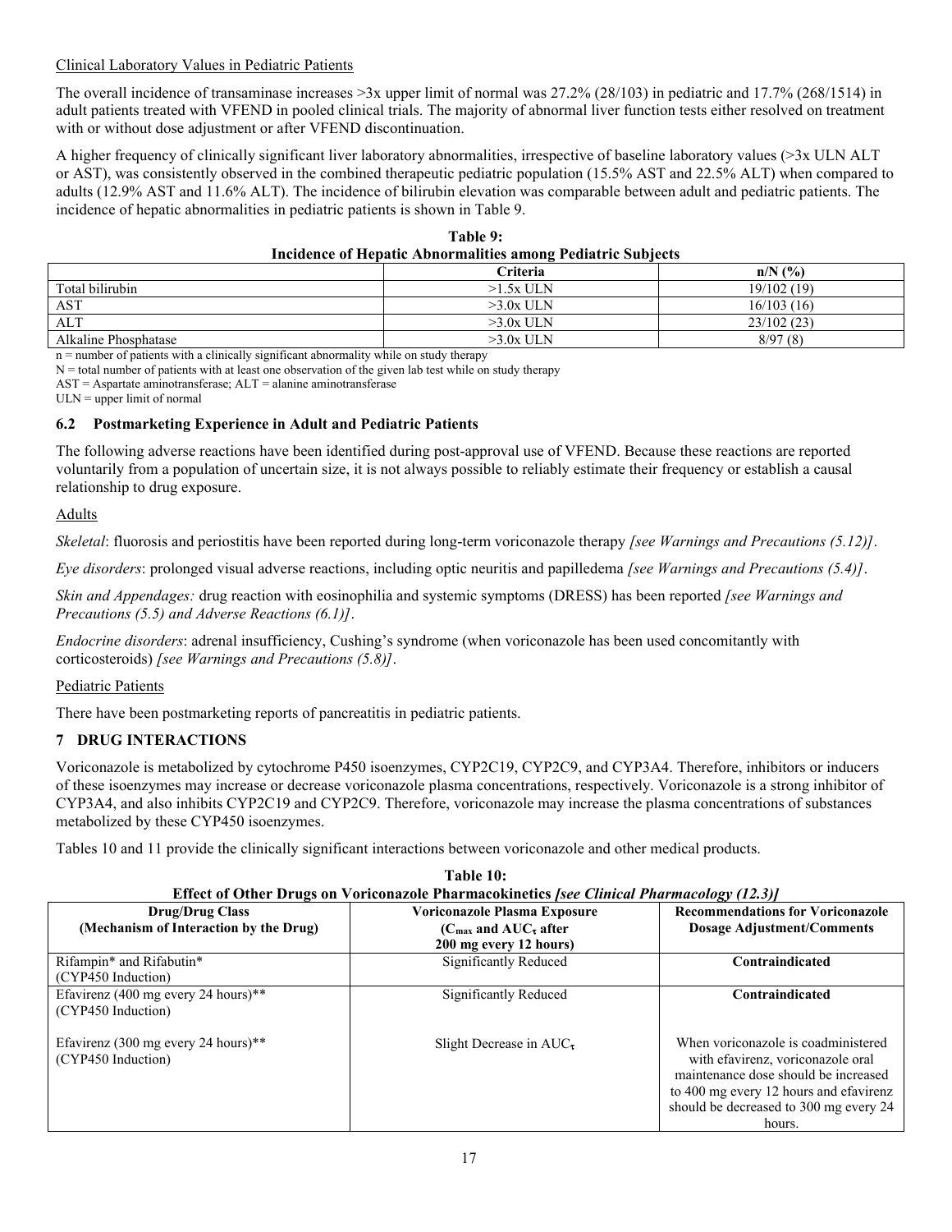Clinical Laboratory Values in Pediatric Patients

The overall incidence of transaminase increases >3x upper limit of normal was 27.2% (28/103) in pediatric and 17.7% (268/1514) in adult patients treated with VFEND in pooled clinical trials. The majority of abnormal liver function tests either resolved on treatment with or without dose adjustment or after VFEND discontinuation.

A higher frequency of clinically significant liver laboratory abnormalities, irrespective of baseline laboratory values (>3x ULN ALT or AST), was consistently observed in the combined therapeutic pediatric population (15.5% AST and 22.5% ALT) when compared to adults (12.9% AST and 11.6% ALT). The incidence of bilirubin elevation was comparable between adult and pediatric patients. The incidence of hepatic abnormalities in pediatric patients is shown in Table 9.

**Table 9: Incidence of Hepatic Abnormalities among Pediatric Subjects**

| | Criteria | n/N (%) |
|---|---|---|
| Total bilirubin | >1.5x ULN | 19/102 (19) |
| AST | >3.0x ULN | 16/103 (16) |
| ALT | >3.0x ULN | 23/102 (23) |
| Alkaline Phosphatase | >3.0x ULN | 8/97 (8) |

n = number of patients with a clinically significant abnormality while on study therapy
N = total number of patients with at least one observation of the given lab test while on study therapy
AST = Aspartate aminotransferase; ALT = alanine aminotransferase
ULN = upper limit of normal

### 6.2 Postmarketing Experience in Adult and Pediatric Patients

The following adverse reactions have been identified during post-approval use of VFEND. Because these reactions are reported voluntarily from a population of uncertain size, it is not always possible to reliably estimate their frequency or establish a causal relationship to drug exposure.

Adults

*Skeletal*: fluorosis and periostitis have been reported during long-term voriconazole therapy *[see Warnings and Precautions (5.12)]*.

*Eye disorders*: prolonged visual adverse reactions, including optic neuritis and papilledema *[see Warnings and Precautions (5.4)]*.

*Skin and Appendages:* drug reaction with eosinophilia and systemic symptoms (DRESS) has been reported *[see Warnings and Precautions (5.5) and Adverse Reactions (6.1)]*.

*Endocrine disorders*: adrenal insufficiency, Cushing's syndrome (when voriconazole has been used concomitantly with corticosteroids) *[see Warnings and Precautions (5.8)]*.

Pediatric Patients

There have been postmarketing reports of pancreatitis in pediatric patients.

## 7 DRUG INTERACTIONS

Voriconazole is metabolized by cytochrome P450 isoenzymes, CYP2C19, CYP2C9, and CYP3A4. Therefore, inhibitors or inducers of these isoenzymes may increase or decrease voriconazole plasma concentrations, respectively. Voriconazole is a strong inhibitor of CYP3A4, and also inhibits CYP2C19 and CYP2C9. Therefore, voriconazole may increase the plasma concentrations of substances metabolized by these CYP450 isoenzymes.

Tables 10 and 11 provide the clinically significant interactions between voriconazole and other medical products.

**Table 10: Effect of Other Drugs on Voriconazole Pharmacokinetics *[see Clinical Pharmacology (12.3)]***

| Drug/Drug Class (Mechanism of Interaction by the Drug) | Voriconazole Plasma Exposure ($C_{max}$ and $AUC_{\tau}$ after 200 mg every 12 hours) | Recommendations for Voriconazole Dosage Adjustment/Comments |
|---|---|---|
| Rifampin* and Rifabutin* (CYP450 Induction) | Significantly Reduced | **Contraindicated** |
| Efavirenz (400 mg every 24 hours)** (CYP450 Induction) | Significantly Reduced | **Contraindicated** |
| Efavirenz (300 mg every 24 hours)** (CYP450 Induction) | Slight Decrease in $AUC_{\tau}$ | When voriconazole is coadministered with efavirenz, voriconazole oral maintenance dose should be increased to 400 mg every 12 hours and efavirenz should be decreased to 300 mg every 24 hours. |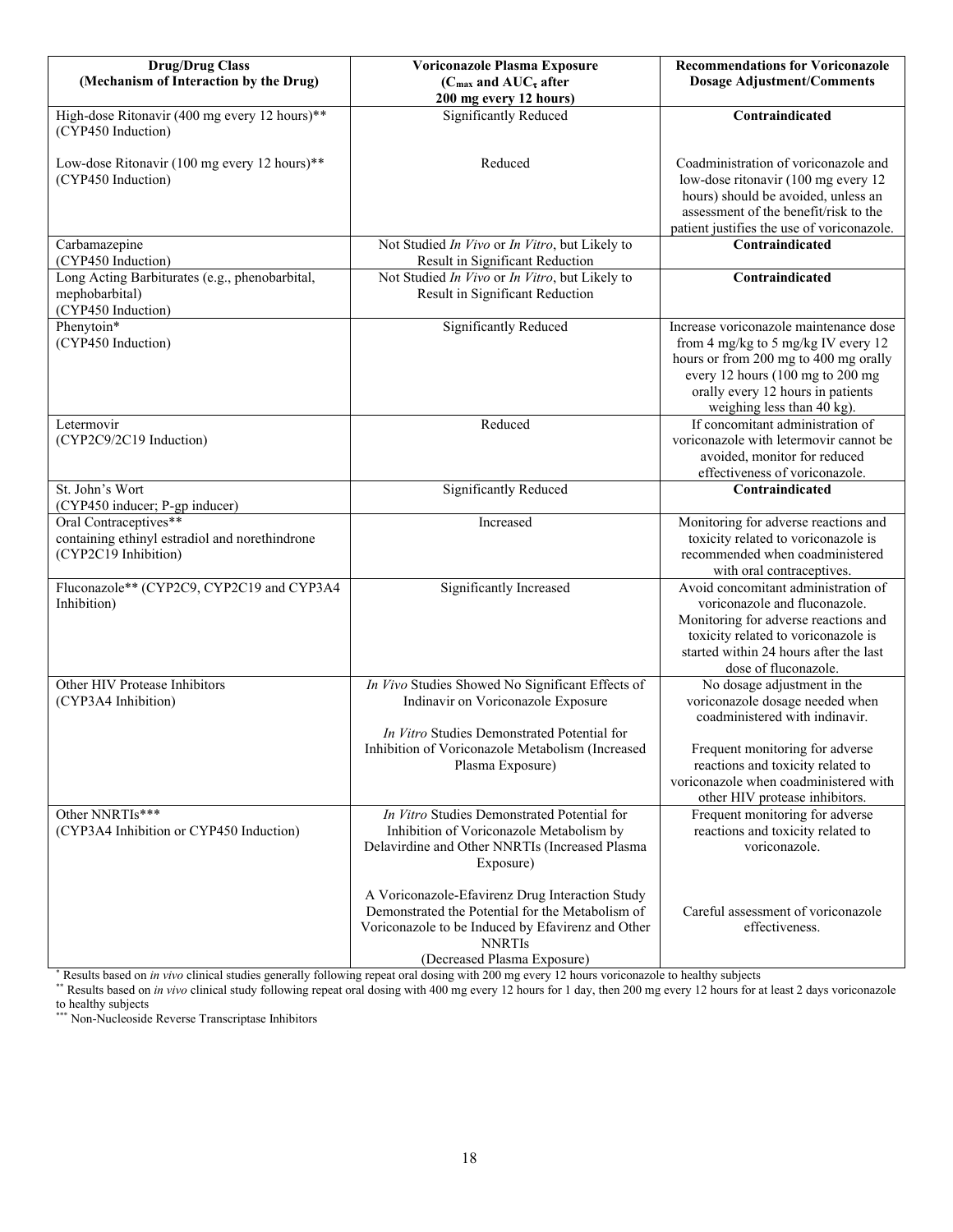| Drug/Drug Class (Mechanism of Interaction by the Drug) | Voriconazole Plasma Exposure ($C_{max}$ and $AUC_{\tau}$ after 200 mg every 12 hours) | Recommendations for Voriconazole Dosage Adjustment/Comments |
|---|---|---|
| High-dose Ritonavir (400 mg every 12 hours)** (CYP450 Induction)<br><br>Low-dose Ritonavir (100 mg every 12 hours)** (CYP450 Induction) | Significantly Reduced<br><br>Reduced | **Contraindicated**<br><br>Coadministration of voriconazole and low-dose ritonavir (100 mg every 12 hours) should be avoided, unless an assessment of the benefit/risk to the patient justifies the use of voriconazole. |
| Carbamazepine (CYP450 Induction) | Not Studied *In Vivo* or *In Vitro*, but Likely to Result in Significant Reduction | **Contraindicated** |
| Long Acting Barbiturates (e.g., phenobarbital, mephobarbital) (CYP450 Induction) | Not Studied *In Vivo* or *In Vitro*, but Likely to Result in Significant Reduction | **Contraindicated** |
| Phenytoin* (CYP450 Induction) | Significantly Reduced | Increase voriconazole maintenance dose from 4 mg/kg to 5 mg/kg IV every 12 hours or from 200 mg to 400 mg orally every 12 hours (100 mg to 200 mg orally every 12 hours in patients weighing less than 40 kg). |
| Letermovir (CYP2C9/2C19 Induction) | Reduced | If concomitant administration of voriconazole with letermovir cannot be avoided, monitor for reduced effectiveness of voriconazole. |
| St. John's Wort (CYP450 inducer; P-gp inducer) | Significantly Reduced | **Contraindicated** |
| Oral Contraceptives** containing ethinyl estradiol and norethindrone (CYP2C19 Inhibition) | Increased | Monitoring for adverse reactions and toxicity related to voriconazole is recommended when coadministered with oral contraceptives. |
| Fluconazole** (CYP2C9, CYP2C19 and CYP3A4 Inhibition) | Significantly Increased | Avoid concomitant administration of voriconazole and fluconazole. Monitoring for adverse reactions and toxicity related to voriconazole is started within 24 hours after the last dose of fluconazole. |
| Other HIV Protease Inhibitors (CYP3A4 Inhibition) | *In Vivo* Studies Showed No Significant Effects of Indinavir on Voriconazole Exposure<br><br>*In Vitro* Studies Demonstrated Potential for Inhibition of Voriconazole Metabolism (Increased Plasma Exposure) | No dosage adjustment in the voriconazole dosage needed when coadministered with indinavir.<br><br>Frequent monitoring for adverse reactions and toxicity related to voriconazole when coadministered with other HIV protease inhibitors. |
| Other NNRTIs*** (CYP3A4 Inhibition or CYP450 Induction) | *In Vitro* Studies Demonstrated Potential for Inhibition of Voriconazole Metabolism by Delavirdine and Other NNRTIs (Increased Plasma Exposure)<br><br>A Voriconazole-Efavirenz Drug Interaction Study Demonstrated the Potential for the Metabolism of Voriconazole to be Induced by Efavirenz and Other NNRTIs (Decreased Plasma Exposure) | Frequent monitoring for adverse reactions and toxicity related to voriconazole.<br><br>Careful assessment of voriconazole effectiveness. |

\* Results based on *in vivo* clinical studies generally following repeat oral dosing with 200 mg every 12 hours voriconazole to healthy subjects

\** Results based on *in vivo* clinical study following repeat oral dosing with 400 mg every 12 hours for 1 day, then 200 mg every 12 hours for at least 2 days voriconazole to healthy subjects

\*** Non-Nucleoside Reverse Transcriptase Inhibitors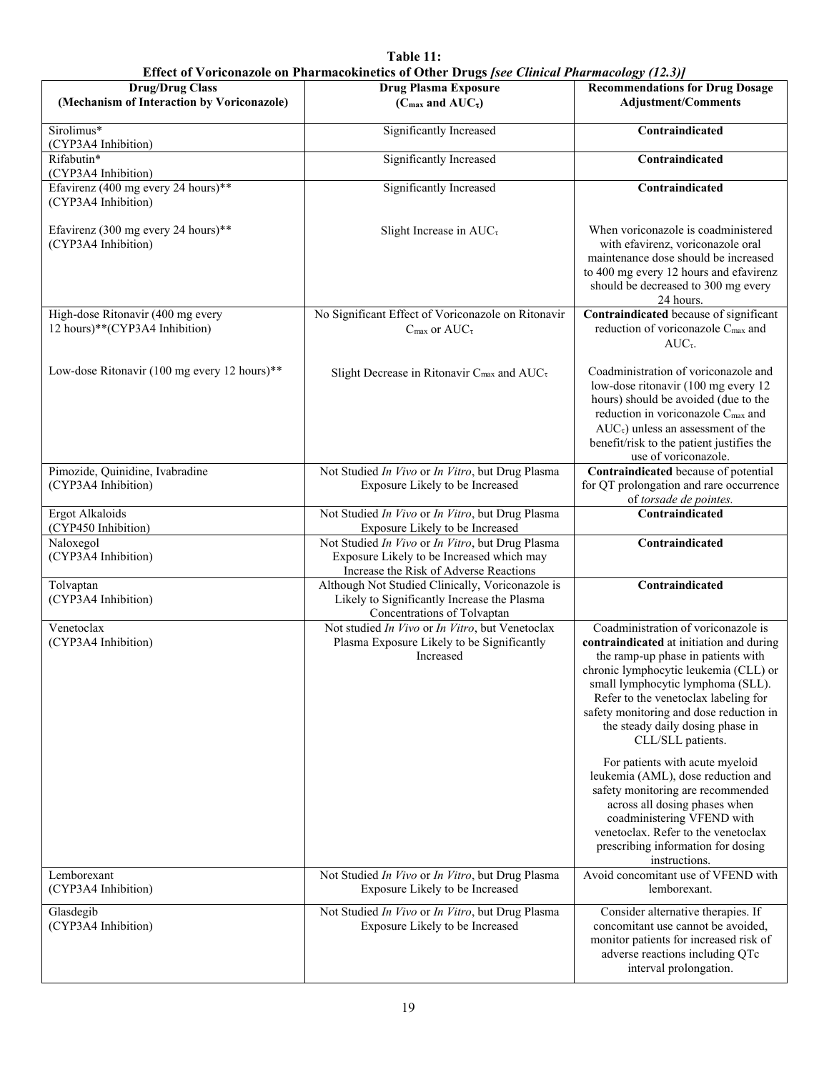**Table 11: Effect of Voriconazole on Pharmacokinetics of Other Drugs** *[see Clinical Pharmacology (12.3)]*

| Drug/Drug Class (Mechanism of Interaction by Voriconazole) | Drug Plasma Exposure ($C_{max}$ and $AUC_\tau$) | Recommendations for Drug Dosage Adjustment/Comments |
|---|---|---|
| Sirolimus* (CYP3A4 Inhibition) | Significantly Increased | **Contraindicated** |
| Rifabutin* (CYP3A4 Inhibition) | Significantly Increased | **Contraindicated** |
| Efavirenz (400 mg every 24 hours)** (CYP3A4 Inhibition) | Significantly Increased | **Contraindicated** |
| Efavirenz (300 mg every 24 hours)** (CYP3A4 Inhibition) | Slight Increase in $AUC_\tau$ | When voriconazole is coadministered with efavirenz, voriconazole oral maintenance dose should be increased to 400 mg every 12 hours and efavirenz should be decreased to 300 mg every 24 hours. |
| High-dose Ritonavir (400 mg every 12 hours)**(CYP3A4 Inhibition) | No Significant Effect of Voriconazole on Ritonavir $C_{max}$ or $AUC_\tau$ | **Contraindicated** because of significant reduction of voriconazole $C_{max}$ and $AUC_\tau$. |
| Low-dose Ritonavir (100 mg every 12 hours)** | Slight Decrease in Ritonavir $C_{max}$ and $AUC_\tau$ | Coadministration of voriconazole and low-dose ritonavir (100 mg every 12 hours) should be avoided (due to the reduction in voriconazole $C_{max}$ and $AUC_\tau$) unless an assessment of the benefit/risk to the patient justifies the use of voriconazole. |
| Pimozide, Quinidine, Ivabradine (CYP3A4 Inhibition) | Not Studied *In Vivo* or *In Vitro*, but Drug Plasma Exposure Likely to be Increased | **Contraindicated** because of potential for QT prolongation and rare occurrence of *torsade de pointes.* |
| Ergot Alkaloids (CYP450 Inhibition) | Not Studied *In Vivo* or *In Vitro*, but Drug Plasma Exposure Likely to be Increased | **Contraindicated** |
| Naloxegol (CYP3A4 Inhibition) | Not Studied *In Vivo* or *In Vitro*, but Drug Plasma Exposure Likely to be Increased which may Increase the Risk of Adverse Reactions | **Contraindicated** |
| Tolvaptan (CYP3A4 Inhibition) | Although Not Studied Clinically, Voriconazole is Likely to Significantly Increase the Plasma Concentrations of Tolvaptan | **Contraindicated** |
| Venetoclax (CYP3A4 Inhibition) | Not studied *In Vivo* or *In Vitro*, but Venetoclax Plasma Exposure Likely to be Significantly Increased | Coadministration of voriconazole is **contraindicated** at initiation and during the ramp-up phase in patients with chronic lymphocytic leukemia (CLL) or small lymphocytic lymphoma (SLL). Refer to the venetoclax labeling for safety monitoring and dose reduction in the steady daily dosing phase in CLL/SLL patients. For patients with acute myeloid leukemia (AML), dose reduction and safety monitoring are recommended across all dosing phases when coadministering VFEND with venetoclax. Refer to the venetoclax prescribing information for dosing instructions. |
| Lemborexant (CYP3A4 Inhibition) | Not Studied *In Vivo* or *In Vitro*, but Drug Plasma Exposure Likely to be Increased | Avoid concomitant use of VFEND with lemborexant. |
| Glasdegib (CYP3A4 Inhibition) | Not Studied *In Vivo* or *In Vitro*, but Drug Plasma Exposure Likely to be Increased | Consider alternative therapies. If concomitant use cannot be avoided, monitor patients for increased risk of adverse reactions including QTc interval prolongation. |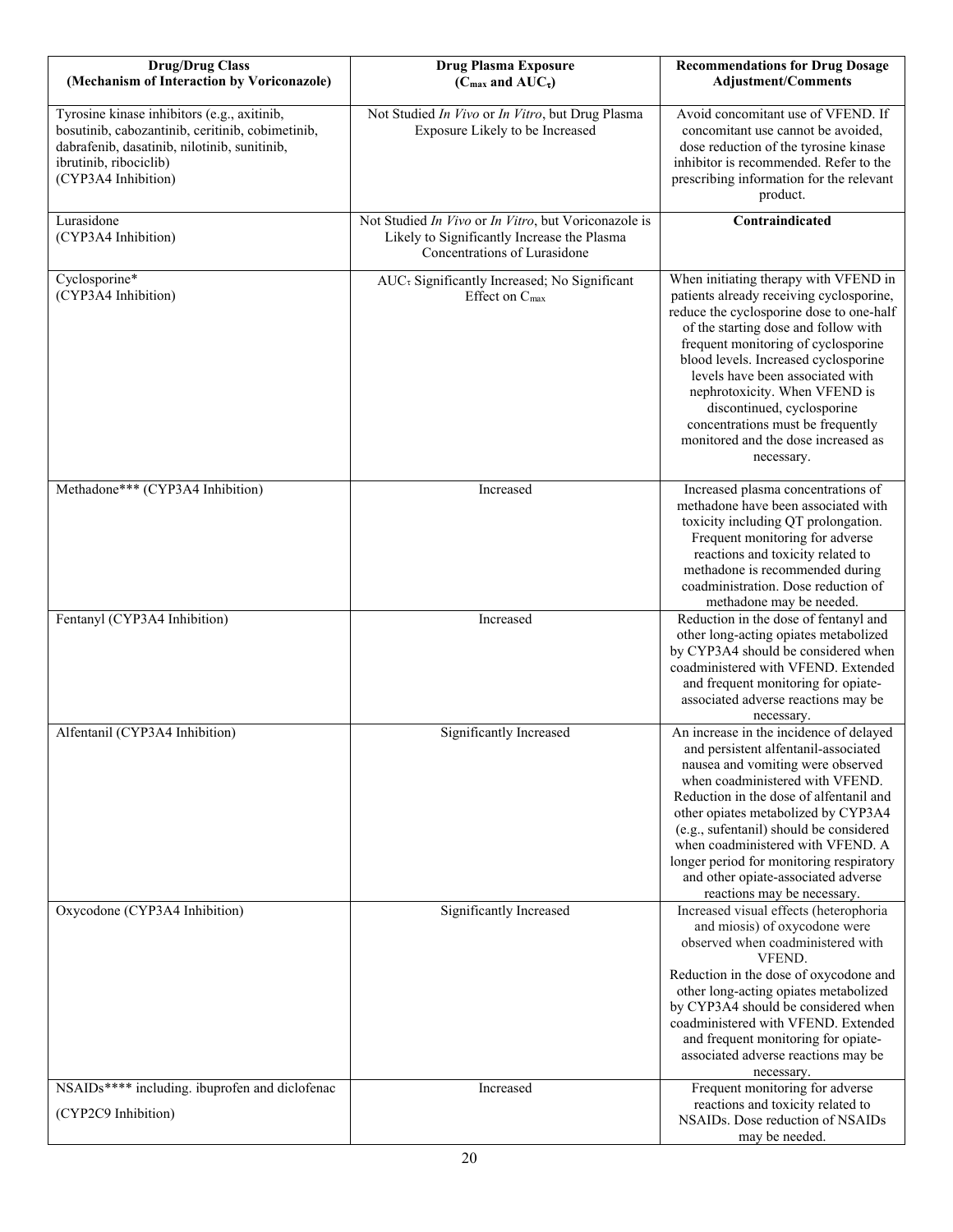| **Drug/Drug Class (Mechanism of Interaction by Voriconazole)** | **Drug Plasma Exposure ($C_{max}$ and $AUC_{\tau}$)** | **Recommendations for Drug Dosage Adjustment/Comments** |
|---|---|---|
| Tyrosine kinase inhibitors (e.g., axitinib, bosutinib, cabozantinib, ceritinib, cobimetinib, dabrafenib, dasatinib, nilotinib, sunitinib, ibrutinib, ribociclib) (CYP3A4 Inhibition) | Not Studied *In Vivo* or *In Vitro*, but Drug Plasma Exposure Likely to be Increased | Avoid concomitant use of VFEND. If concomitant use cannot be avoided, dose reduction of the tyrosine kinase inhibitor is recommended. Refer to the prescribing information for the relevant product. |
| Lurasidone (CYP3A4 Inhibition) | Not Studied *In Vivo* or *In Vitro*, but Voriconazole is Likely to Significantly Increase the Plasma Concentrations of Lurasidone | **Contraindicated** |
| Cyclosporine* (CYP3A4 Inhibition) | $AUC_{\tau}$ Significantly Increased; No Significant Effect on $C_{max}$ | When initiating therapy with VFEND in patients already receiving cyclosporine, reduce the cyclosporine dose to one-half of the starting dose and follow with frequent monitoring of cyclosporine blood levels. Increased cyclosporine levels have been associated with nephrotoxicity. When VFEND is discontinued, cyclosporine concentrations must be frequently monitored and the dose increased as necessary. |
| Methadone*** (CYP3A4 Inhibition) | Increased | Increased plasma concentrations of methadone have been associated with toxicity including QT prolongation. Frequent monitoring for adverse reactions and toxicity related to methadone is recommended during coadministration. Dose reduction of methadone may be needed. |
| Fentanyl (CYP3A4 Inhibition) | Increased | Reduction in the dose of fentanyl and other long-acting opiates metabolized by CYP3A4 should be considered when coadministered with VFEND. Extended and frequent monitoring for opiate-associated adverse reactions may be necessary. |
| Alfentanil (CYP3A4 Inhibition) | Significantly Increased | An increase in the incidence of delayed and persistent alfentanil-associated nausea and vomiting were observed when coadministered with VFEND. Reduction in the dose of alfentanil and other opiates metabolized by CYP3A4 (e.g., sufentanil) should be considered when coadministered with VFEND. A longer period for monitoring respiratory and other opiate-associated adverse reactions may be necessary. |
| Oxycodone (CYP3A4 Inhibition) | Significantly Increased | Increased visual effects (heterophoria and miosis) of oxycodone were observed when coadministered with VFEND. Reduction in the dose of oxycodone and other long-acting opiates metabolized by CYP3A4 should be considered when coadministered with VFEND. Extended and frequent monitoring for opiate-associated adverse reactions may be necessary. |
| NSAIDs**** including. ibuprofen and diclofenac (CYP2C9 Inhibition) | Increased | Frequent monitoring for adverse reactions and toxicity related to NSAIDs. Dose reduction of NSAIDs may be needed. |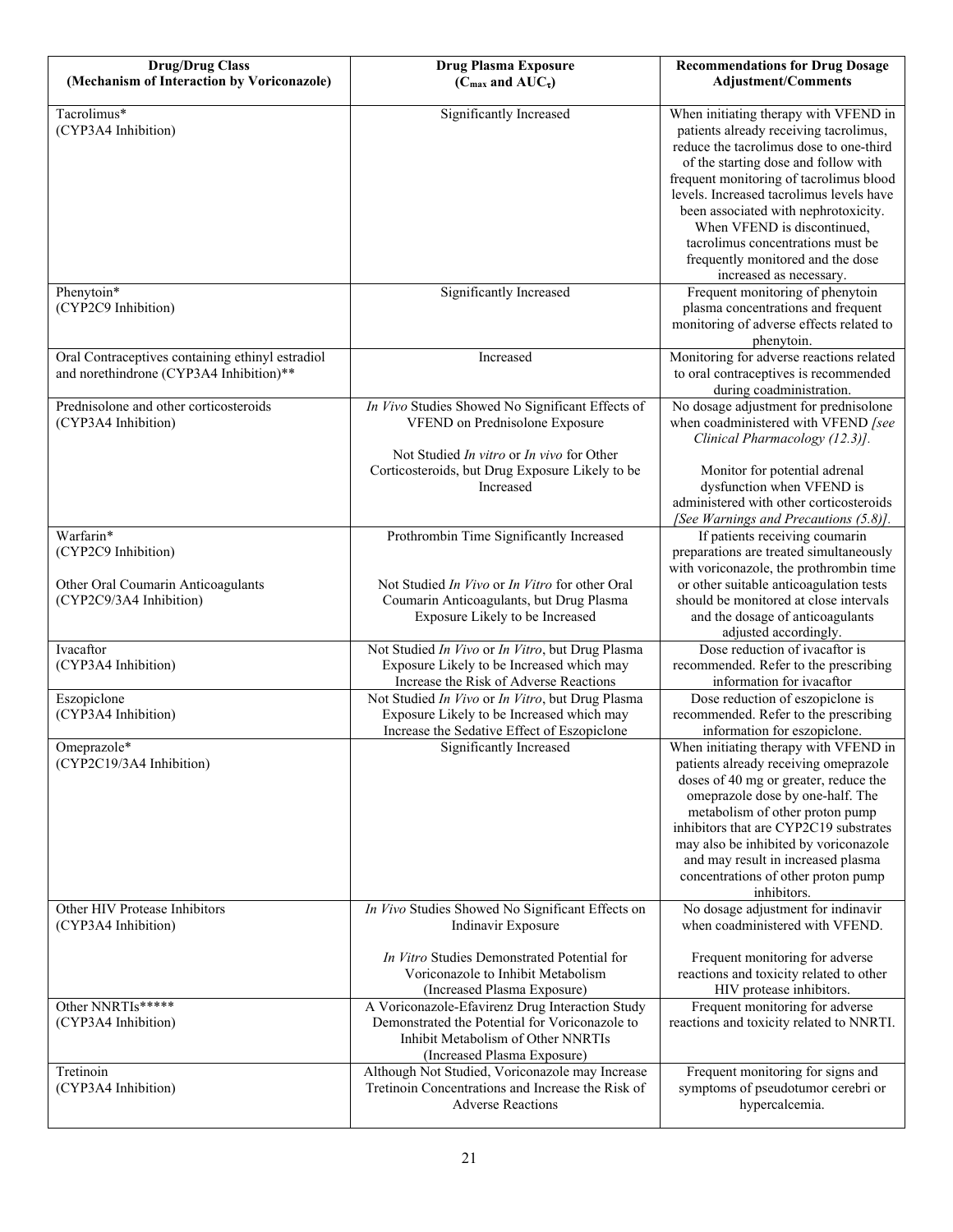| Drug/Drug Class (Mechanism of Interaction by Voriconazole) | Drug Plasma Exposure ($C_{max}$ and $AUC_{\tau}$) | Recommendations for Drug Dosage Adjustment/Comments |
|---|---|---|
| Tacrolimus* (CYP3A4 Inhibition) | Significantly Increased | When initiating therapy with VFEND in patients already receiving tacrolimus, reduce the tacrolimus dose to one-third of the starting dose and follow with frequent monitoring of tacrolimus blood levels. Increased tacrolimus levels have been associated with nephrotoxicity. When VFEND is discontinued, tacrolimus concentrations must be frequently monitored and the dose increased as necessary. |
| Phenytoin* (CYP2C9 Inhibition) | Significantly Increased | Frequent monitoring of phenytoin plasma concentrations and frequent monitoring of adverse effects related to phenytoin. |
| Oral Contraceptives containing ethinyl estradiol and norethindrone (CYP3A4 Inhibition)** | Increased | Monitoring for adverse reactions related to oral contraceptives is recommended during coadministration. |
| Prednisolone and other corticosteroids (CYP3A4 Inhibition) | *In Vivo* Studies Showed No Significant Effects of VFEND on Prednisolone Exposure<br><br>Not Studied *In vitro* or *In vivo* for Other Corticosteroids, but Drug Exposure Likely to be Increased | No dosage adjustment for prednisolone when coadministered with VFEND *[see Clinical Pharmacology (12.3)]*.<br><br>Monitor for potential adrenal dysfunction when VFEND is administered with other corticosteroids *[See Warnings and Precautions (5.8)]*. |
| Warfarin* (CYP2C9 Inhibition)<br><br>Other Oral Coumarin Anticoagulants (CYP2C9/3A4 Inhibition) | Prothrombin Time Significantly Increased<br><br>Not Studied *In Vivo* or *In Vitro* for other Oral Coumarin Anticoagulants, but Drug Plasma Exposure Likely to be Increased | If patients receiving coumarin preparations are treated simultaneously with voriconazole, the prothrombin time or other suitable anticoagulation tests should be monitored at close intervals and the dosage of anticoagulants adjusted accordingly. |
| Ivacaftor (CYP3A4 Inhibition) | Not Studied *In Vivo* or *In Vitro*, but Drug Plasma Exposure Likely to be Increased which may Increase the Risk of Adverse Reactions | Dose reduction of ivacaftor is recommended. Refer to the prescribing information for ivacaftor |
| Eszopiclone (CYP3A4 Inhibition) | Not Studied *In Vivo* or *In Vitro*, but Drug Plasma Exposure Likely to be Increased which may Increase the Sedative Effect of Eszopiclone | Dose reduction of eszopiclone is recommended. Refer to the prescribing information for eszopiclone. |
| Omeprazole* (CYP2C19/3A4 Inhibition) | Significantly Increased | When initiating therapy with VFEND in patients already receiving omeprazole doses of 40 mg or greater, reduce the omeprazole dose by one-half. The metabolism of other proton pump inhibitors that are CYP2C19 substrates may also be inhibited by voriconazole and may result in increased plasma concentrations of other proton pump inhibitors. |
| Other HIV Protease Inhibitors (CYP3A4 Inhibition) | *In Vivo* Studies Showed No Significant Effects on Indinavir Exposure<br><br>*In Vitro* Studies Demonstrated Potential for Voriconazole to Inhibit Metabolism (Increased Plasma Exposure) | No dosage adjustment for indinavir when coadministered with VFEND.<br><br>Frequent monitoring for adverse reactions and toxicity related to other HIV protease inhibitors. |
| Other NNRTIs***** (CYP3A4 Inhibition) | A Voriconazole-Efavirenz Drug Interaction Study Demonstrated the Potential for Voriconazole to Inhibit Metabolism of Other NNRTIs (Increased Plasma Exposure) | Frequent monitoring for adverse reactions and toxicity related to NNRTI. |
| Tretinoin (CYP3A4 Inhibition) | Although Not Studied, Voriconazole may Increase Tretinoin Concentrations and Increase the Risk of Adverse Reactions | Frequent monitoring for signs and symptoms of pseudotumor cerebri or hypercalcemia. |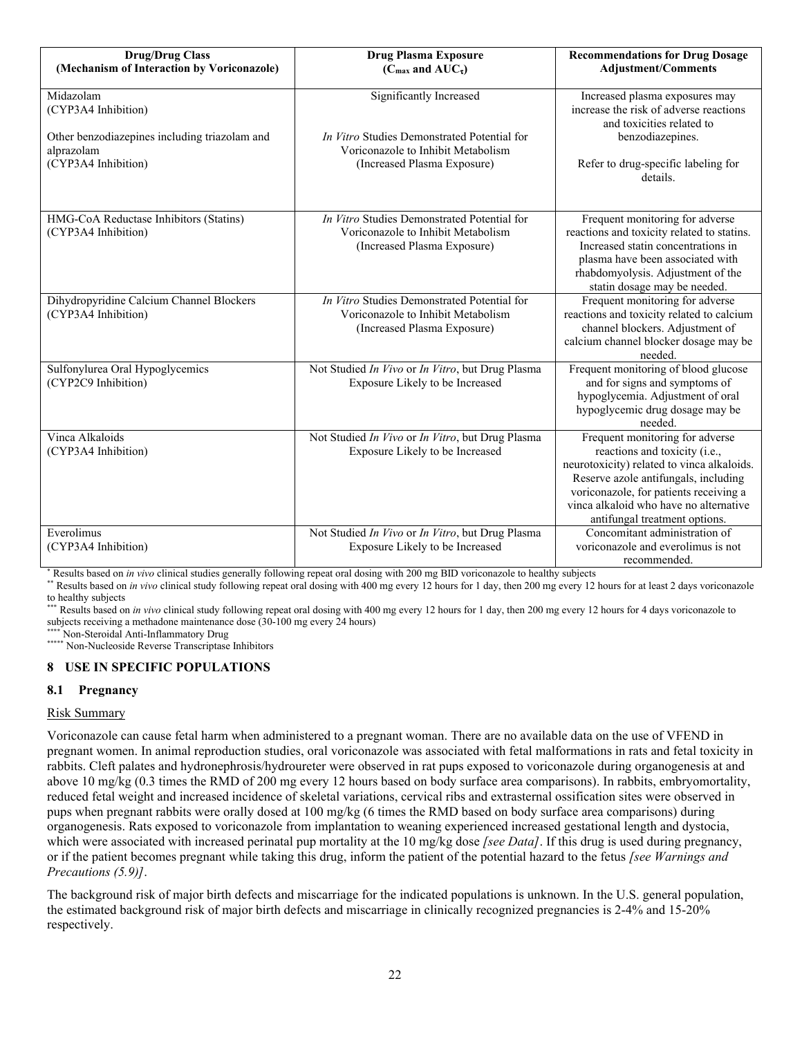| Drug/Drug Class (Mechanism of Interaction by Voriconazole) | Drug Plasma Exposure ($C_{max}$ and $AUC_{\tau}$) | Recommendations for Drug Dosage Adjustment/Comments |
| --- | --- | --- |
| Midazolam (CYP3A4 Inhibition) <br><br> Other benzodiazepines including triazolam and alprazolam (CYP3A4 Inhibition) | Significantly Increased <br><br> *In Vitro* Studies Demonstrated Potential for Voriconazole to Inhibit Metabolism (Increased Plasma Exposure) | Increased plasma exposures may increase the risk of adverse reactions and toxicities related to benzodiazepines. <br><br> Refer to drug-specific labeling for details. |
| HMG-CoA Reductase Inhibitors (Statins) (CYP3A4 Inhibition) | *In Vitro* Studies Demonstrated Potential for Voriconazole to Inhibit Metabolism (Increased Plasma Exposure) | Frequent monitoring for adverse reactions and toxicity related to statins. Increased statin concentrations in plasma have been associated with rhabdomyolysis. Adjustment of the statin dosage may be needed. |
| Dihydropyridine Calcium Channel Blockers (CYP3A4 Inhibition) | *In Vitro* Studies Demonstrated Potential for Voriconazole to Inhibit Metabolism (Increased Plasma Exposure) | Frequent monitoring for adverse reactions and toxicity related to calcium channel blockers. Adjustment of calcium channel blocker dosage may be needed. |
| Sulfonylurea Oral Hypoglycemics (CYP2C9 Inhibition) | Not Studied *In Vivo* or *In Vitro*, but Drug Plasma Exposure Likely to be Increased | Frequent monitoring of blood glucose and for signs and symptoms of hypoglycemia. Adjustment of oral hypoglycemic drug dosage may be needed. |
| Vinca Alkaloids (CYP3A4 Inhibition) | Not Studied *In Vivo* or *In Vitro*, but Drug Plasma Exposure Likely to be Increased | Frequent monitoring for adverse reactions and toxicity (i.e., neurotoxicity) related to vinca alkaloids. Reserve azole antifungals, including voriconazole, for patients receiving a vinca alkaloid who have no alternative antifungal treatment options. |
| Everolimus (CYP3A4 Inhibition) | Not Studied *In Vivo* or *In Vitro*, but Drug Plasma Exposure Likely to be Increased | Concomitant administration of voriconazole and everolimus is not recommended. |

\* Results based on *in vivo* clinical studies generally following repeat oral dosing with 200 mg BID voriconazole to healthy subjects

\*\* Results based on *in vivo* clinical study following repeat oral dosing with 400 mg every 12 hours for 1 day, then 200 mg every 12 hours for at least 2 days voriconazole to healthy subjects

\*\*\* Results based on *in vivo* clinical study following repeat oral dosing with 400 mg every 12 hours for 1 day, then 200 mg every 12 hours for 4 days voriconazole to subjects receiving a methadone maintenance dose (30-100 mg every 24 hours)

\*\*\*\* Non-Steroidal Anti-Inflammatory Drug

\*\*\*\*\* Non-Nucleoside Reverse Transcriptase Inhibitors

## 8 USE IN SPECIFIC POPULATIONS

### 8.1 Pregnancy

Risk Summary

Voriconazole can cause fetal harm when administered to a pregnant woman. There are no available data on the use of VFEND in pregnant women. In animal reproduction studies, oral voriconazole was associated with fetal malformations in rats and fetal toxicity in rabbits. Cleft palates and hydronephrosis/hydroureter were observed in rat pups exposed to voriconazole during organogenesis at and above 10 mg/kg (0.3 times the RMD of 200 mg every 12 hours based on body surface area comparisons). In rabbits, embryomortality, reduced fetal weight and increased incidence of skeletal variations, cervical ribs and extrasternal ossification sites were observed in pups when pregnant rabbits were orally dosed at 100 mg/kg (6 times the RMD based on body surface area comparisons) during organogenesis. Rats exposed to voriconazole from implantation to weaning experienced increased gestational length and dystocia, which were associated with increased perinatal pup mortality at the 10 mg/kg dose *[see Data]*. If this drug is used during pregnancy, or if the patient becomes pregnant while taking this drug, inform the patient of the potential hazard to the fetus *[see Warnings and Precautions (5.9)]*.

The background risk of major birth defects and miscarriage for the indicated populations is unknown. In the U.S. general population, the estimated background risk of major birth defects and miscarriage in clinically recognized pregnancies is 2-4% and 15-20% respectively.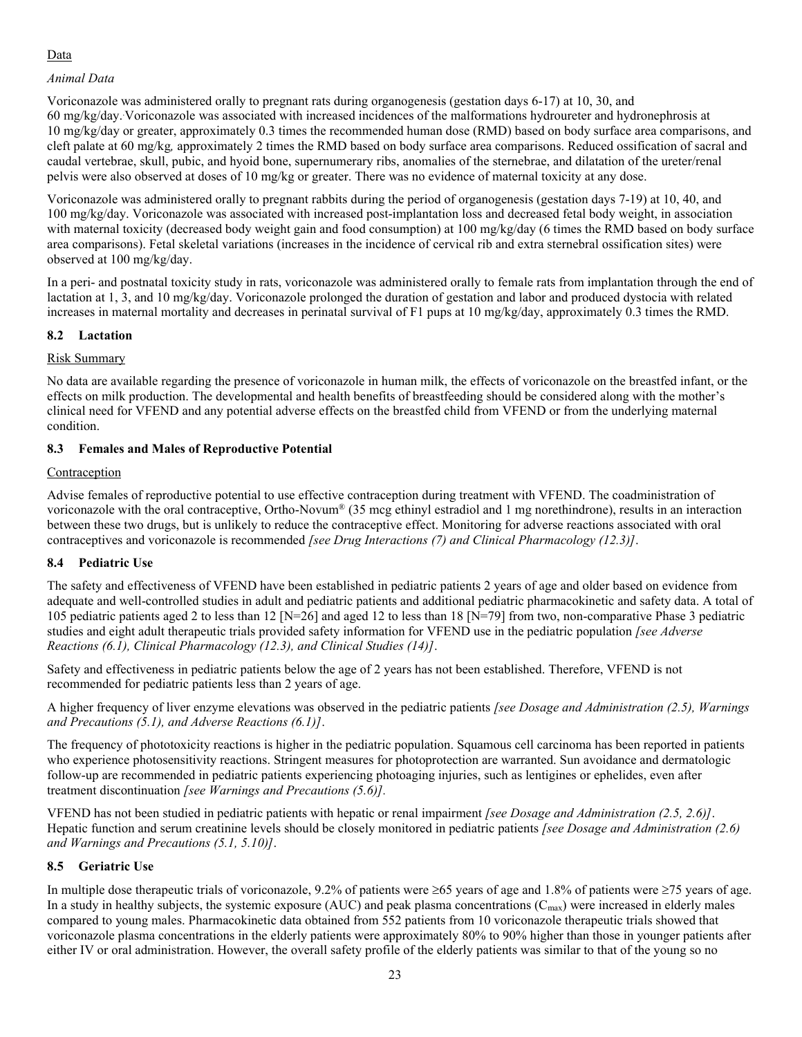Data

*Animal Data*

Voriconazole was administered orally to pregnant rats during organogenesis (gestation days 6-17) at 10, 30, and 60 mg/kg/day. Voriconazole was associated with increased incidences of the malformations hydroureter and hydronephrosis at 10 mg/kg/day or greater, approximately 0.3 times the recommended human dose (RMD) based on body surface area comparisons, and cleft palate at 60 mg/kg, approximately 2 times the RMD based on body surface area comparisons. Reduced ossification of sacral and caudal vertebrae, skull, pubic, and hyoid bone, supernumerary ribs, anomalies of the sternebrae, and dilatation of the ureter/renal pelvis were also observed at doses of 10 mg/kg or greater. There was no evidence of maternal toxicity at any dose.

Voriconazole was administered orally to pregnant rabbits during the period of organogenesis (gestation days 7-19) at 10, 40, and 100 mg/kg/day. Voriconazole was associated with increased post-implantation loss and decreased fetal body weight, in association with maternal toxicity (decreased body weight gain and food consumption) at 100 mg/kg/day (6 times the RMD based on body surface area comparisons). Fetal skeletal variations (increases in the incidence of cervical rib and extra sternebral ossification sites) were observed at 100 mg/kg/day.

In a peri- and postnatal toxicity study in rats, voriconazole was administered orally to female rats from implantation through the end of lactation at 1, 3, and 10 mg/kg/day. Voriconazole prolonged the duration of gestation and labor and produced dystocia with related increases in maternal mortality and decreases in perinatal survival of F1 pups at 10 mg/kg/day, approximately 0.3 times the RMD.

### 8.2 Lactation

Risk Summary

No data are available regarding the presence of voriconazole in human milk, the effects of voriconazole on the breastfed infant, or the effects on milk production. The developmental and health benefits of breastfeeding should be considered along with the mother's clinical need for VFEND and any potential adverse effects on the breastfed child from VFEND or from the underlying maternal condition.

### 8.3 Females and Males of Reproductive Potential

Contraception

Advise females of reproductive potential to use effective contraception during treatment with VFEND. The coadministration of voriconazole with the oral contraceptive, Ortho-Novum® (35 mcg ethinyl estradiol and 1 mg norethindrone), results in an interaction between these two drugs, but is unlikely to reduce the contraceptive effect. Monitoring for adverse reactions associated with oral contraceptives and voriconazole is recommended *[see Drug Interactions (7) and Clinical Pharmacology (12.3)]*.

### 8.4 Pediatric Use

The safety and effectiveness of VFEND have been established in pediatric patients 2 years of age and older based on evidence from adequate and well-controlled studies in adult and pediatric patients and additional pediatric pharmacokinetic and safety data. A total of 105 pediatric patients aged 2 to less than 12 [N=26] and aged 12 to less than 18 [N=79] from two, non-comparative Phase 3 pediatric studies and eight adult therapeutic trials provided safety information for VFEND use in the pediatric population *[see Adverse Reactions (6.1), Clinical Pharmacology (12.3), and Clinical Studies (14)]*.

Safety and effectiveness in pediatric patients below the age of 2 years has not been established. Therefore, VFEND is not recommended for pediatric patients less than 2 years of age.

A higher frequency of liver enzyme elevations was observed in the pediatric patients *[see Dosage and Administration (2.5), Warnings and Precautions (5.1), and Adverse Reactions (6.1)]*.

The frequency of phototoxicity reactions is higher in the pediatric population. Squamous cell carcinoma has been reported in patients who experience photosensitivity reactions. Stringent measures for photoprotection are warranted. Sun avoidance and dermatologic follow-up are recommended in pediatric patients experiencing photoaging injuries, such as lentigines or ephelides, even after treatment discontinuation *[see Warnings and Precautions (5.6)].*

VFEND has not been studied in pediatric patients with hepatic or renal impairment *[see Dosage and Administration (2.5, 2.6)]*. Hepatic function and serum creatinine levels should be closely monitored in pediatric patients *[see Dosage and Administration (2.6) and Warnings and Precautions (5.1, 5.10)]*.

### 8.5 Geriatric Use

In multiple dose therapeutic trials of voriconazole, 9.2% of patients were ≥65 years of age and 1.8% of patients were ≥75 years of age. In a study in healthy subjects, the systemic exposure (AUC) and peak plasma concentrations ($C_{max}$) were increased in elderly males compared to young males. Pharmacokinetic data obtained from 552 patients from 10 voriconazole therapeutic trials showed that voriconazole plasma concentrations in the elderly patients were approximately 80% to 90% higher than those in younger patients after either IV or oral administration. However, the overall safety profile of the elderly patients was similar to that of the young so no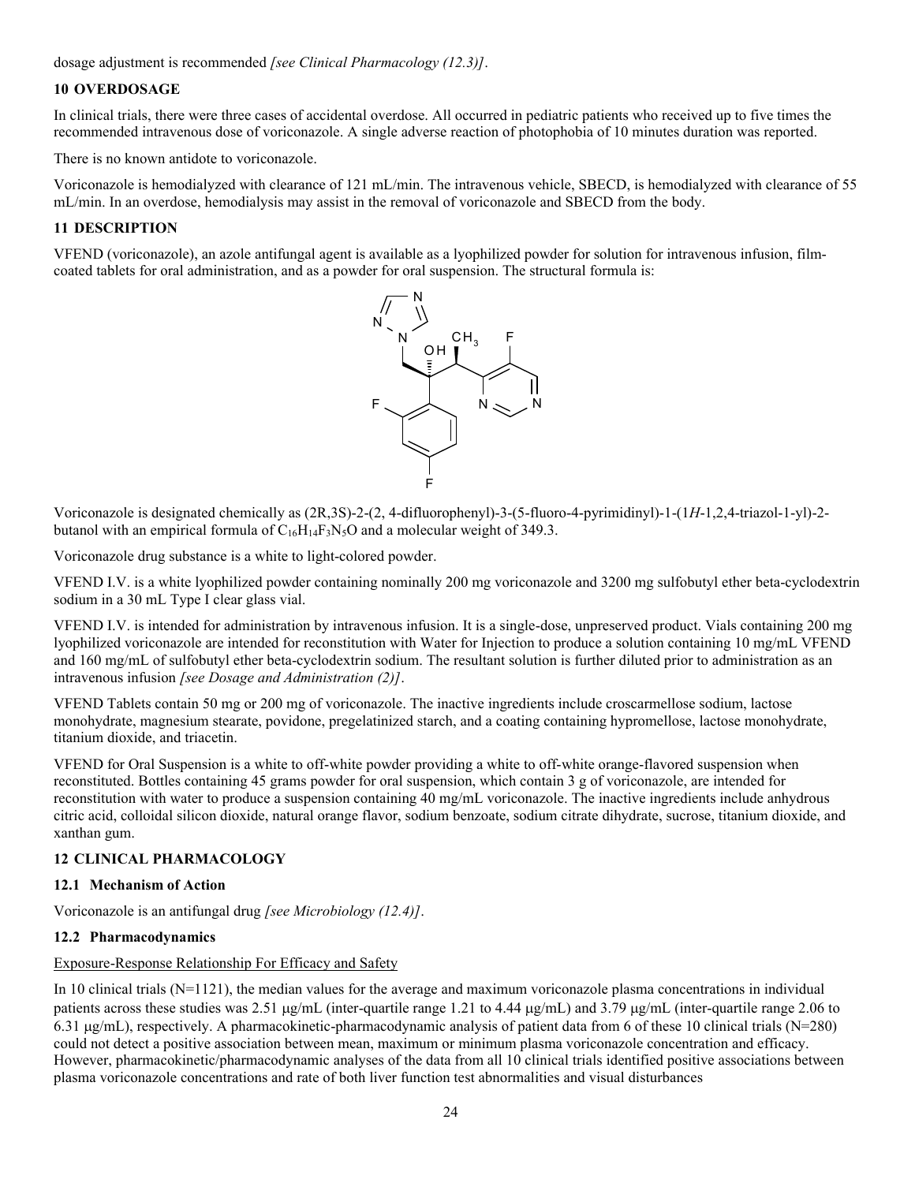dosage adjustment is recommended *[see Clinical Pharmacology (12.3)]*.

## 10 OVERDOSAGE

In clinical trials, there were three cases of accidental overdose. All occurred in pediatric patients who received up to five times the recommended intravenous dose of voriconazole. A single adverse reaction of photophobia of 10 minutes duration was reported.

There is no known antidote to voriconazole.

Voriconazole is hemodialyzed with clearance of 121 mL/min. The intravenous vehicle, SBECD, is hemodialyzed with clearance of 55 mL/min. In an overdose, hemodialysis may assist in the removal of voriconazole and SBECD from the body.

## 11 DESCRIPTION

VFEND (voriconazole), an azole antifungal agent is available as a lyophilized powder for solution for intravenous infusion, film-coated tablets for oral administration, and as a powder for oral suspension. The structural formula is:

Voriconazole is designated chemically as (2R,3S)-2-(2, 4-difluorophenyl)-3-(5-fluoro-4-pyrimidinyl)-1-(1*H*-1,2,4-triazol-1-yl)-2-butanol with an empirical formula of $C_{16}H_{14}F_3N_5O$ and a molecular weight of 349.3.

Voriconazole drug substance is a white to light-colored powder.

VFEND I.V. is a white lyophilized powder containing nominally 200 mg voriconazole and 3200 mg sulfobutyl ether beta-cyclodextrin sodium in a 30 mL Type I clear glass vial.

VFEND I.V. is intended for administration by intravenous infusion. It is a single-dose, unpreserved product. Vials containing 200 mg lyophilized voriconazole are intended for reconstitution with Water for Injection to produce a solution containing 10 mg/mL VFEND and 160 mg/mL of sulfobutyl ether beta-cyclodextrin sodium. The resultant solution is further diluted prior to administration as an intravenous infusion *[see Dosage and Administration (2)]*.

VFEND Tablets contain 50 mg or 200 mg of voriconazole. The inactive ingredients include croscarmellose sodium, lactose monohydrate, magnesium stearate, povidone, pregelatinized starch, and a coating containing hypromellose, lactose monohydrate, titanium dioxide, and triacetin.

VFEND for Oral Suspension is a white to off-white powder providing a white to off-white orange-flavored suspension when reconstituted. Bottles containing 45 grams powder for oral suspension, which contain 3 g of voriconazole, are intended for reconstitution with water to produce a suspension containing 40 mg/mL voriconazole. The inactive ingredients include anhydrous citric acid, colloidal silicon dioxide, natural orange flavor, sodium benzoate, sodium citrate dihydrate, sucrose, titanium dioxide, and xanthan gum.

## 12 CLINICAL PHARMACOLOGY

### 12.1 Mechanism of Action

Voriconazole is an antifungal drug *[see Microbiology (12.4)]*.

### 12.2 Pharmacodynamics

Exposure-Response Relationship For Efficacy and Safety

In 10 clinical trials (N=1121), the median values for the average and maximum voriconazole plasma concentrations in individual patients across these studies was 2.51 μg/mL (inter-quartile range 1.21 to 4.44 μg/mL) and 3.79 μg/mL (inter-quartile range 2.06 to 6.31 μg/mL), respectively. A pharmacokinetic-pharmacodynamic analysis of patient data from 6 of these 10 clinical trials (N=280) could not detect a positive association between mean, maximum or minimum plasma voriconazole concentration and efficacy. However, pharmacokinetic/pharmacodynamic analyses of the data from all 10 clinical trials identified positive associations between plasma voriconazole concentrations and rate of both liver function test abnormalities and visual disturbances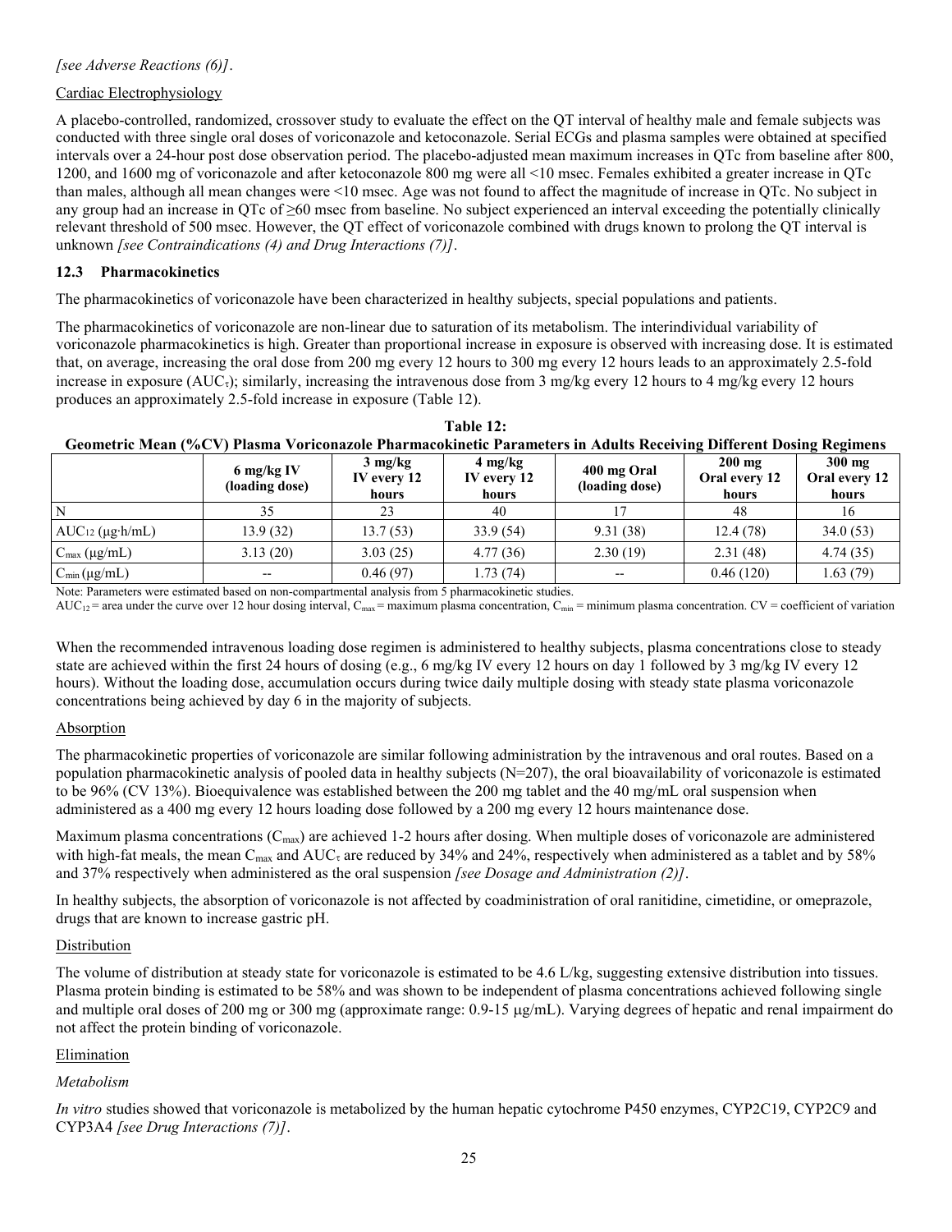*[see Adverse Reactions (6)]*.

Cardiac Electrophysiology

A placebo-controlled, randomized, crossover study to evaluate the effect on the QT interval of healthy male and female subjects was conducted with three single oral doses of voriconazole and ketoconazole. Serial ECGs and plasma samples were obtained at specified intervals over a 24-hour post dose observation period. The placebo-adjusted mean maximum increases in QTc from baseline after 800, 1200, and 1600 mg of voriconazole and after ketoconazole 800 mg were all <10 msec. Females exhibited a greater increase in QTc than males, although all mean changes were <10 msec. Age was not found to affect the magnitude of increase in QTc. No subject in any group had an increase in QTc of ≥60 msec from baseline. No subject experienced an interval exceeding the potentially clinically relevant threshold of 500 msec. However, the QT effect of voriconazole combined with drugs known to prolong the QT interval is unknown *[see Contraindications (4) and Drug Interactions (7)]*.

### 12.3 Pharmacokinetics

The pharmacokinetics of voriconazole have been characterized in healthy subjects, special populations and patients.

The pharmacokinetics of voriconazole are non-linear due to saturation of its metabolism. The interindividual variability of voriconazole pharmacokinetics is high. Greater than proportional increase in exposure is observed with increasing dose. It is estimated that, on average, increasing the oral dose from 200 mg every 12 hours to 300 mg every 12 hours leads to an approximately 2.5-fold increase in exposure ($AUC_\tau$); similarly, increasing the intravenous dose from 3 mg/kg every 12 hours to 4 mg/kg every 12 hours produces an approximately 2.5-fold increase in exposure (Table 12).

**Table 12: Geometric Mean (%CV) Plasma Voriconazole Pharmacokinetic Parameters in Adults Receiving Different Dosing Regimens**

| | 6 mg/kg IV (loading dose) | 3 mg/kg IV every 12 hours | 4 mg/kg IV every 12 hours | 400 mg Oral (loading dose) | 200 mg Oral every 12 hours | 300 mg Oral every 12 hours |
|---|---|---|---|---|---|---|
| N | 35 | 23 | 40 | 17 | 48 | 16 |
| $AUC_{12}$ (μg·h/mL) | 13.9 (32) | 13.7 (53) | 33.9 (54) | 9.31 (38) | 12.4 (78) | 34.0 (53) |
| $C_{max}$ (μg/mL) | 3.13 (20) | 3.03 (25) | 4.77 (36) | 2.30 (19) | 2.31 (48) | 4.74 (35) |
| $C_{min}$ (μg/mL) | -- | 0.46 (97) | 1.73 (74) | -- | 0.46 (120) | 1.63 (79) |

Note: Parameters were estimated based on non-compartmental analysis from 5 pharmacokinetic studies.

$AUC_{12}$ = area under the curve over 12 hour dosing interval, $C_{max}$ = maximum plasma concentration, $C_{min}$ = minimum plasma concentration. CV = coefficient of variation

When the recommended intravenous loading dose regimen is administered to healthy subjects, plasma concentrations close to steady state are achieved within the first 24 hours of dosing (e.g., 6 mg/kg IV every 12 hours on day 1 followed by 3 mg/kg IV every 12 hours). Without the loading dose, accumulation occurs during twice daily multiple dosing with steady state plasma voriconazole concentrations being achieved by day 6 in the majority of subjects.

Absorption

The pharmacokinetic properties of voriconazole are similar following administration by the intravenous and oral routes. Based on a population pharmacokinetic analysis of pooled data in healthy subjects (N=207), the oral bioavailability of voriconazole is estimated to be 96% (CV 13%). Bioequivalence was established between the 200 mg tablet and the 40 mg/mL oral suspension when administered as a 400 mg every 12 hours loading dose followed by a 200 mg every 12 hours maintenance dose.

Maximum plasma concentrations ($C_{max}$) are achieved 1-2 hours after dosing. When multiple doses of voriconazole are administered with high-fat meals, the mean $C_{max}$ and $AUC_\tau$ are reduced by 34% and 24%, respectively when administered as a tablet and by 58% and 37% respectively when administered as the oral suspension *[see Dosage and Administration (2)]*.

In healthy subjects, the absorption of voriconazole is not affected by coadministration of oral ranitidine, cimetidine, or omeprazole, drugs that are known to increase gastric pH.

Distribution

The volume of distribution at steady state for voriconazole is estimated to be 4.6 L/kg, suggesting extensive distribution into tissues. Plasma protein binding is estimated to be 58% and was shown to be independent of plasma concentrations achieved following single and multiple oral doses of 200 mg or 300 mg (approximate range: 0.9-15 μg/mL). Varying degrees of hepatic and renal impairment do not affect the protein binding of voriconazole.

Elimination

*Metabolism*

*In vitro* studies showed that voriconazole is metabolized by the human hepatic cytochrome P450 enzymes, CYP2C19, CYP2C9 and CYP3A4 *[see Drug Interactions (7)]*.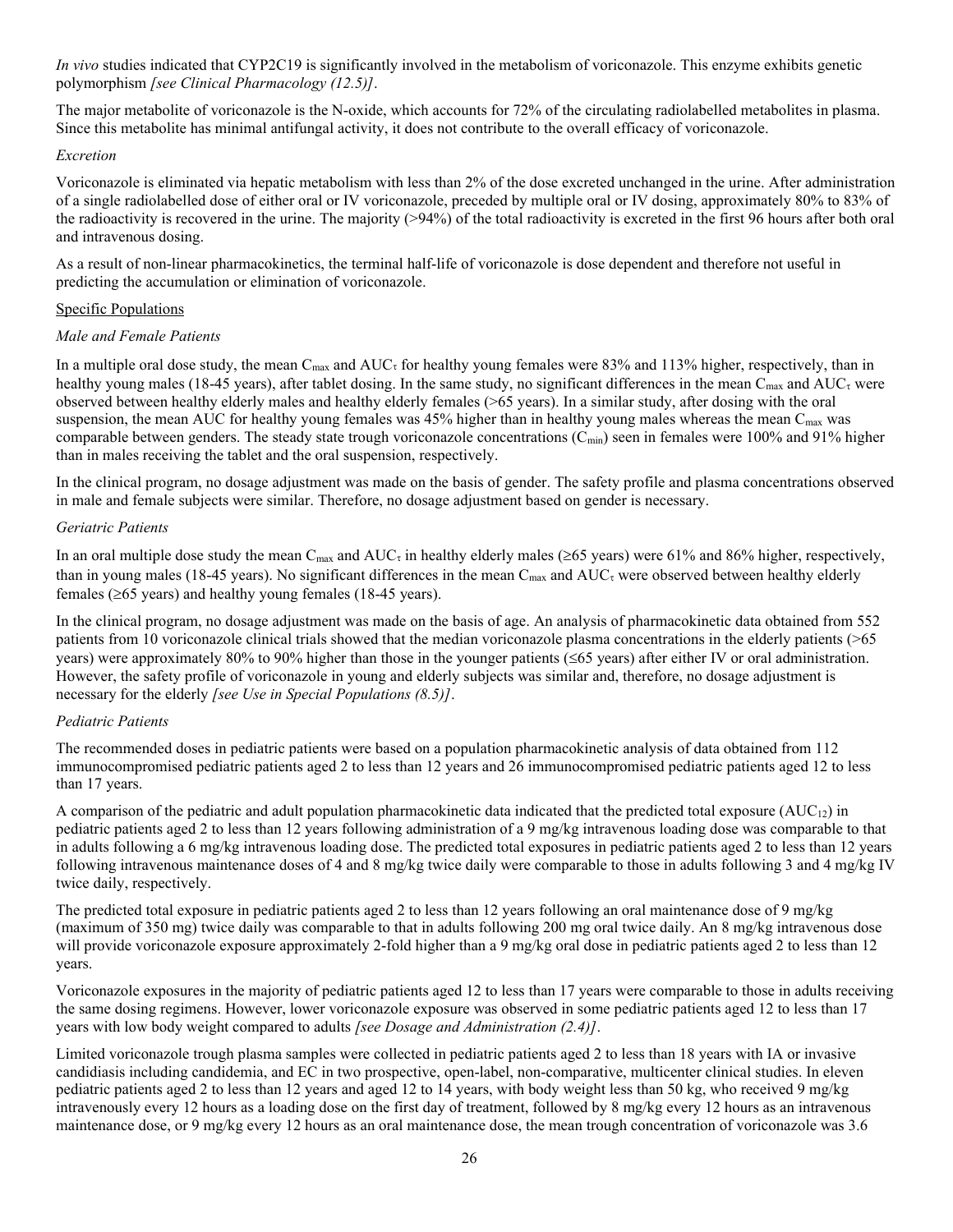*In vivo* studies indicated that CYP2C19 is significantly involved in the metabolism of voriconazole. This enzyme exhibits genetic polymorphism *[see Clinical Pharmacology (12.5)]*.

The major metabolite of voriconazole is the N-oxide, which accounts for 72% of the circulating radiolabelled metabolites in plasma. Since this metabolite has minimal antifungal activity, it does not contribute to the overall efficacy of voriconazole.

*Excretion*

Voriconazole is eliminated via hepatic metabolism with less than 2% of the dose excreted unchanged in the urine. After administration of a single radiolabelled dose of either oral or IV voriconazole, preceded by multiple oral or IV dosing, approximately 80% to 83% of the radioactivity is recovered in the urine. The majority (>94%) of the total radioactivity is excreted in the first 96 hours after both oral and intravenous dosing.

As a result of non-linear pharmacokinetics, the terminal half-life of voriconazole is dose dependent and therefore not useful in predicting the accumulation or elimination of voriconazole.

Specific Populations

*Male and Female Patients*

In a multiple oral dose study, the mean $C_{max}$ and $AUC_{\tau}$ for healthy young females were 83% and 113% higher, respectively, than in healthy young males (18-45 years), after tablet dosing. In the same study, no significant differences in the mean $C_{max}$ and $AUC_{\tau}$ were observed between healthy elderly males and healthy elderly females (>65 years). In a similar study, after dosing with the oral suspension, the mean AUC for healthy young females was 45% higher than in healthy young males whereas the mean $C_{max}$ was comparable between genders. The steady state trough voriconazole concentrations ($C_{min}$) seen in females were 100% and 91% higher than in males receiving the tablet and the oral suspension, respectively.

In the clinical program, no dosage adjustment was made on the basis of gender. The safety profile and plasma concentrations observed in male and female subjects were similar. Therefore, no dosage adjustment based on gender is necessary.

*Geriatric Patients*

In an oral multiple dose study the mean $C_{max}$ and $AUC_{\tau}$ in healthy elderly males (≥65 years) were 61% and 86% higher, respectively, than in young males (18-45 years). No significant differences in the mean $C_{max}$ and $AUC_{\tau}$ were observed between healthy elderly females (≥65 years) and healthy young females (18-45 years).

In the clinical program, no dosage adjustment was made on the basis of age. An analysis of pharmacokinetic data obtained from 552 patients from 10 voriconazole clinical trials showed that the median voriconazole plasma concentrations in the elderly patients (>65 years) were approximately 80% to 90% higher than those in the younger patients (≤65 years) after either IV or oral administration. However, the safety profile of voriconazole in young and elderly subjects was similar and, therefore, no dosage adjustment is necessary for the elderly *[see Use in Special Populations (8.5)]*.

*Pediatric Patients*

The recommended doses in pediatric patients were based on a population pharmacokinetic analysis of data obtained from 112 immunocompromised pediatric patients aged 2 to less than 12 years and 26 immunocompromised pediatric patients aged 12 to less than 17 years.

A comparison of the pediatric and adult population pharmacokinetic data indicated that the predicted total exposure ($AUC_{12}$) in pediatric patients aged 2 to less than 12 years following administration of a 9 mg/kg intravenous loading dose was comparable to that in adults following a 6 mg/kg intravenous loading dose. The predicted total exposures in pediatric patients aged 2 to less than 12 years following intravenous maintenance doses of 4 and 8 mg/kg twice daily were comparable to those in adults following 3 and 4 mg/kg IV twice daily, respectively.

The predicted total exposure in pediatric patients aged 2 to less than 12 years following an oral maintenance dose of 9 mg/kg (maximum of 350 mg) twice daily was comparable to that in adults following 200 mg oral twice daily. An 8 mg/kg intravenous dose will provide voriconazole exposure approximately 2-fold higher than a 9 mg/kg oral dose in pediatric patients aged 2 to less than 12 years.

Voriconazole exposures in the majority of pediatric patients aged 12 to less than 17 years were comparable to those in adults receiving the same dosing regimens. However, lower voriconazole exposure was observed in some pediatric patients aged 12 to less than 17 years with low body weight compared to adults *[see Dosage and Administration (2.4)]*.

Limited voriconazole trough plasma samples were collected in pediatric patients aged 2 to less than 18 years with IA or invasive candidiasis including candidemia, and EC in two prospective, open-label, non-comparative, multicenter clinical studies. In eleven pediatric patients aged 2 to less than 12 years and aged 12 to 14 years, with body weight less than 50 kg, who received 9 mg/kg intravenously every 12 hours as a loading dose on the first day of treatment, followed by 8 mg/kg every 12 hours as an intravenous maintenance dose, or 9 mg/kg every 12 hours as an oral maintenance dose, the mean trough concentration of voriconazole was 3.6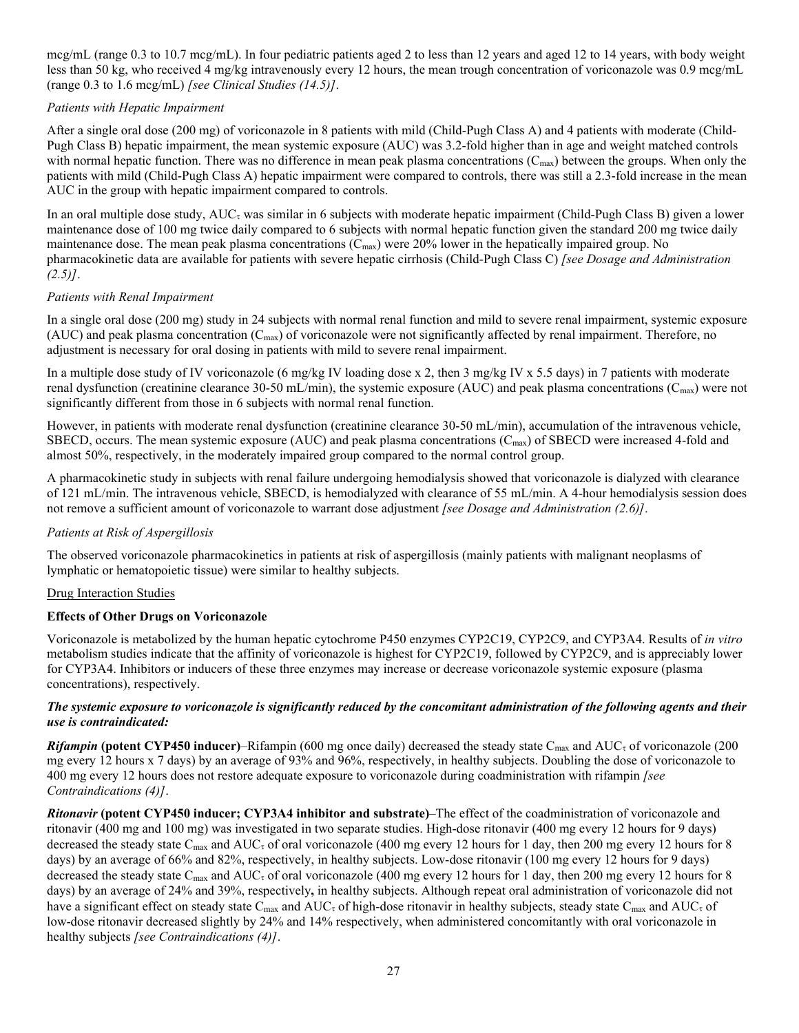mcg/mL (range 0.3 to 10.7 mcg/mL). In four pediatric patients aged 2 to less than 12 years and aged 12 to 14 years, with body weight less than 50 kg, who received 4 mg/kg intravenously every 12 hours, the mean trough concentration of voriconazole was 0.9 mcg/mL (range 0.3 to 1.6 mcg/mL) *[see Clinical Studies (14.5)]*.

*Patients with Hepatic Impairment*

After a single oral dose (200 mg) of voriconazole in 8 patients with mild (Child-Pugh Class A) and 4 patients with moderate (Child-Pugh Class B) hepatic impairment, the mean systemic exposure (AUC) was 3.2-fold higher than in age and weight matched controls with normal hepatic function. There was no difference in mean peak plasma concentrations ($C_{max}$) between the groups. When only the patients with mild (Child-Pugh Class A) hepatic impairment were compared to controls, there was still a 2.3-fold increase in the mean AUC in the group with hepatic impairment compared to controls.

In an oral multiple dose study, $AUC_\tau$ was similar in 6 subjects with moderate hepatic impairment (Child-Pugh Class B) given a lower maintenance dose of 100 mg twice daily compared to 6 subjects with normal hepatic function given the standard 200 mg twice daily maintenance dose. The mean peak plasma concentrations ($C_{max}$) were 20% lower in the hepatically impaired group. No pharmacokinetic data are available for patients with severe hepatic cirrhosis (Child-Pugh Class C) *[see Dosage and Administration (2.5)]*.

*Patients with Renal Impairment*

In a single oral dose (200 mg) study in 24 subjects with normal renal function and mild to severe renal impairment, systemic exposure (AUC) and peak plasma concentration ($C_{max}$) of voriconazole were not significantly affected by renal impairment. Therefore, no adjustment is necessary for oral dosing in patients with mild to severe renal impairment.

In a multiple dose study of IV voriconazole (6 mg/kg IV loading dose x 2, then 3 mg/kg IV x 5.5 days) in 7 patients with moderate renal dysfunction (creatinine clearance 30-50 mL/min), the systemic exposure (AUC) and peak plasma concentrations ($C_{max}$) were not significantly different from those in 6 subjects with normal renal function.

However, in patients with moderate renal dysfunction (creatinine clearance 30-50 mL/min), accumulation of the intravenous vehicle, SBECD, occurs. The mean systemic exposure (AUC) and peak plasma concentrations ($C_{max}$) of SBECD were increased 4-fold and almost 50%, respectively, in the moderately impaired group compared to the normal control group.

A pharmacokinetic study in subjects with renal failure undergoing hemodialysis showed that voriconazole is dialyzed with clearance of 121 mL/min. The intravenous vehicle, SBECD, is hemodialyzed with clearance of 55 mL/min. A 4-hour hemodialysis session does not remove a sufficient amount of voriconazole to warrant dose adjustment *[see Dosage and Administration (2.6)]*.

*Patients at Risk of Aspergillosis*

The observed voriconazole pharmacokinetics in patients at risk of aspergillosis (mainly patients with malignant neoplasms of lymphatic or hematopoietic tissue) were similar to healthy subjects.

Drug Interaction Studies

**Effects of Other Drugs on Voriconazole**

Voriconazole is metabolized by the human hepatic cytochrome P450 enzymes CYP2C19, CYP2C9, and CYP3A4. Results of *in vitro* metabolism studies indicate that the affinity of voriconazole is highest for CYP2C19, followed by CYP2C9, and is appreciably lower for CYP3A4. Inhibitors or inducers of these three enzymes may increase or decrease voriconazole systemic exposure (plasma concentrations), respectively.

***The systemic exposure to voriconazole is significantly reduced by the concomitant administration of the following agents and their use is contraindicated:***

***Rifampin*** **(potent CYP450 inducer)**–Rifampin (600 mg once daily) decreased the steady state $C_{max}$ and $AUC_\tau$ of voriconazole (200 mg every 12 hours x 7 days) by an average of 93% and 96%, respectively, in healthy subjects. Doubling the dose of voriconazole to 400 mg every 12 hours does not restore adequate exposure to voriconazole during coadministration with rifampin *[see Contraindications (4)]*.

***Ritonavir*** **(potent CYP450 inducer; CYP3A4 inhibitor and substrate)**–The effect of the coadministration of voriconazole and ritonavir (400 mg and 100 mg) was investigated in two separate studies. High-dose ritonavir (400 mg every 12 hours for 9 days) decreased the steady state $C_{max}$ and $AUC_\tau$ of oral voriconazole (400 mg every 12 hours for 1 day, then 200 mg every 12 hours for 8 days) by an average of 66% and 82%, respectively, in healthy subjects. Low-dose ritonavir (100 mg every 12 hours for 9 days) decreased the steady state $C_{max}$ and $AUC_\tau$ of oral voriconazole (400 mg every 12 hours for 1 day, then 200 mg every 12 hours for 8 days) by an average of 24% and 39%, respectively**,** in healthy subjects. Although repeat oral administration of voriconazole did not have a significant effect on steady state $C_{max}$ and $AUC_\tau$ of high-dose ritonavir in healthy subjects, steady state $C_{max}$ and $AUC_\tau$ of low-dose ritonavir decreased slightly by 24% and 14% respectively, when administered concomitantly with oral voriconazole in healthy subjects *[see Contraindications (4)]*.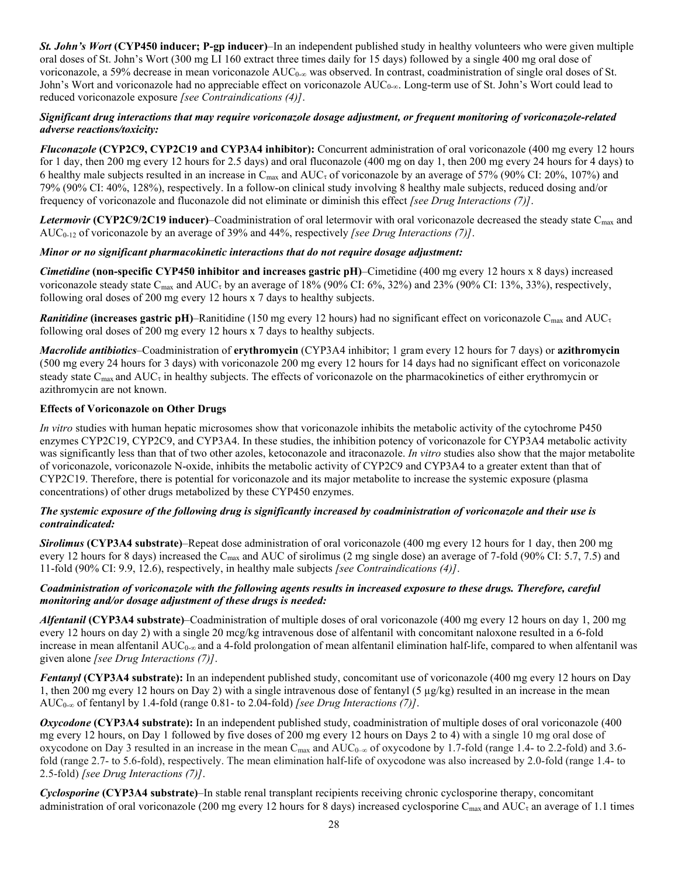***St. John's Wort*** **(CYP450 inducer; P-gp inducer)**–In an independent published study in healthy volunteers who were given multiple oral doses of St. John's Wort (300 mg LI 160 extract three times daily for 15 days) followed by a single 400 mg oral dose of voriconazole, a 59% decrease in mean voriconazole $AUC_{0-\infty}$ was observed. In contrast, coadministration of single oral doses of St. John's Wort and voriconazole had no appreciable effect on voriconazole $AUC_{0-\infty}$. Long-term use of St. John's Wort could lead to reduced voriconazole exposure *[see Contraindications (4)]*.

***Significant drug interactions that may require voriconazole dosage adjustment, or frequent monitoring of voriconazole-related adverse reactions/toxicity:***

***Fluconazole*** **(CYP2C9, CYP2C19 and CYP3A4 inhibitor):** Concurrent administration of oral voriconazole (400 mg every 12 hours for 1 day, then 200 mg every 12 hours for 2.5 days) and oral fluconazole (400 mg on day 1, then 200 mg every 24 hours for 4 days) to 6 healthy male subjects resulted in an increase in $C_{max}$ and $AUC_{\tau}$ of voriconazole by an average of 57% (90% CI: 20%, 107%) and 79% (90% CI: 40%, 128%), respectively. In a follow-on clinical study involving 8 healthy male subjects, reduced dosing and/or frequency of voriconazole and fluconazole did not eliminate or diminish this effect *[see Drug Interactions (7)]*.

***Letermovir*** **(CYP2C9/2C19 inducer)**–Coadministration of oral letermovir with oral voriconazole decreased the steady state $C_{max}$ and $AUC_{0-12}$ of voriconazole by an average of 39% and 44%, respectively *[see Drug Interactions (7)]*.

***Minor or no significant pharmacokinetic interactions that do not require dosage adjustment:***

***Cimetidine*** **(non-specific CYP450 inhibitor and increases gastric pH)**–Cimetidine (400 mg every 12 hours x 8 days) increased voriconazole steady state $C_{max}$ and $AUC_{\tau}$ by an average of 18% (90% CI: 6%, 32%) and 23% (90% CI: 13%, 33%), respectively, following oral doses of 200 mg every 12 hours x 7 days to healthy subjects.

***Ranitidine*** **(increases gastric pH)**–Ranitidine (150 mg every 12 hours) had no significant effect on voriconazole $C_{max}$ and $AUC_{\tau}$ following oral doses of 200 mg every 12 hours x 7 days to healthy subjects.

***Macrolide antibiotics***–Coadministration of **erythromycin** (CYP3A4 inhibitor; 1 gram every 12 hours for 7 days) or **azithromycin** (500 mg every 24 hours for 3 days) with voriconazole 200 mg every 12 hours for 14 days had no significant effect on voriconazole steady state $C_{max}$ and $AUC_{\tau}$ in healthy subjects. The effects of voriconazole on the pharmacokinetics of either erythromycin or azithromycin are not known.

**Effects of Voriconazole on Other Drugs**

*In vitro* studies with human hepatic microsomes show that voriconazole inhibits the metabolic activity of the cytochrome P450 enzymes CYP2C19, CYP2C9, and CYP3A4. In these studies, the inhibition potency of voriconazole for CYP3A4 metabolic activity was significantly less than that of two other azoles, ketoconazole and itraconazole. *In vitro* studies also show that the major metabolite of voriconazole, voriconazole N-oxide, inhibits the metabolic activity of CYP2C9 and CYP3A4 to a greater extent than that of CYP2C19. Therefore, there is potential for voriconazole and its major metabolite to increase the systemic exposure (plasma concentrations) of other drugs metabolized by these CYP450 enzymes.

***The systemic exposure of the following drug is significantly increased by coadministration of voriconazole and their use is contraindicated:***

***Sirolimus*** **(CYP3A4 substrate)**–Repeat dose administration of oral voriconazole (400 mg every 12 hours for 1 day, then 200 mg every 12 hours for 8 days) increased the $C_{max}$ and AUC of sirolimus (2 mg single dose) an average of 7-fold (90% CI: 5.7, 7.5) and 11-fold (90% CI: 9.9, 12.6), respectively, in healthy male subjects *[see Contraindications (4)]*.

***Coadministration of voriconazole with the following agents results in increased exposure to these drugs. Therefore, careful monitoring and/or dosage adjustment of these drugs is needed:***

***Alfentanil*** **(CYP3A4 substrate)**–Coadministration of multiple doses of oral voriconazole (400 mg every 12 hours on day 1, 200 mg every 12 hours on day 2) with a single 20 mcg/kg intravenous dose of alfentanil with concomitant naloxone resulted in a 6-fold increase in mean alfentanil $AUC_{0-\infty}$ and a 4-fold prolongation of mean alfentanil elimination half-life, compared to when alfentanil was given alone *[see Drug Interactions (7)]*.

***Fentanyl*** **(CYP3A4 substrate):** In an independent published study, concomitant use of voriconazole (400 mg every 12 hours on Day 1, then 200 mg every 12 hours on Day 2) with a single intravenous dose of fentanyl (5 µg/kg) resulted in an increase in the mean $AUC_{0-\infty}$ of fentanyl by 1.4-fold (range 0.81- to 2.04-fold) *[see Drug Interactions (7)]*.

***Oxycodone*** **(CYP3A4 substrate):** In an independent published study, coadministration of multiple doses of oral voriconazole (400 mg every 12 hours, on Day 1 followed by five doses of 200 mg every 12 hours on Days 2 to 4) with a single 10 mg oral dose of oxycodone on Day 3 resulted in an increase in the mean $C_{max}$ and $AUC_{0-\infty}$ of oxycodone by 1.7-fold (range 1.4- to 2.2-fold) and 3.6-fold (range 2.7- to 5.6-fold), respectively. The mean elimination half-life of oxycodone was also increased by 2.0-fold (range 1.4- to 2.5-fold) *[see Drug Interactions (7)]*.

***Cyclosporine*** **(CYP3A4 substrate)**–In stable renal transplant recipients receiving chronic cyclosporine therapy, concomitant administration of oral voriconazole (200 mg every 12 hours for 8 days) increased cyclosporine $C_{max}$ and $AUC_{\tau}$ an average of 1.1 times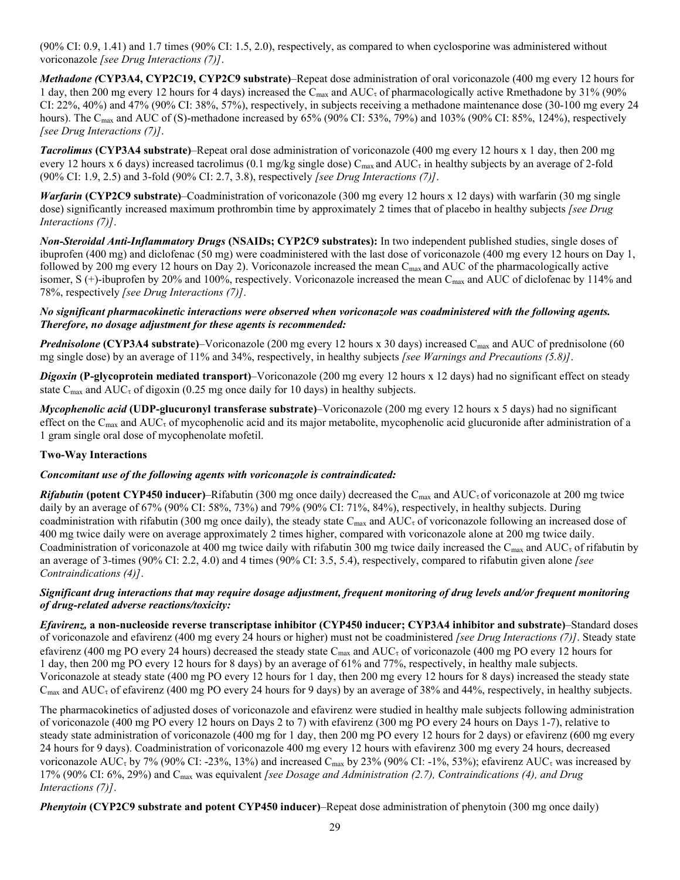(90% CI: 0.9, 1.41) and 1.7 times (90% CI: 1.5, 2.0), respectively, as compared to when cyclosporine was administered without voriconazole *[see Drug Interactions (7)]*.

***Methadone (*CYP3A4, CYP2C19, CYP2C9 substrate)**–Repeat dose administration of oral voriconazole (400 mg every 12 hours for 1 day, then 200 mg every 12 hours for 4 days) increased the $C_{max}$ and $AUC_\tau$ of pharmacologically active Rmethadone by 31% (90% CI: 22%, 40%) and 47% (90% CI: 38%, 57%), respectively, in subjects receiving a methadone maintenance dose (30-100 mg every 24 hours). The $C_{max}$ and AUC of (S)-methadone increased by 65% (90% CI: 53%, 79%) and 103% (90% CI: 85%, 124%), respectively *[see Drug Interactions (7)]*.

***Tacrolimus* (CYP3A4 substrate)**–Repeat oral dose administration of voriconazole (400 mg every 12 hours x 1 day, then 200 mg every 12 hours x 6 days) increased tacrolimus (0.1 mg/kg single dose) $C_{max}$ and $AUC_\tau$ in healthy subjects by an average of 2-fold (90% CI: 1.9, 2.5) and 3-fold (90% CI: 2.7, 3.8), respectively *[see Drug Interactions (7)]*.

***Warfarin* (CYP2C9 substrate)**–Coadministration of voriconazole (300 mg every 12 hours x 12 days) with warfarin (30 mg single dose) significantly increased maximum prothrombin time by approximately 2 times that of placebo in healthy subjects *[see Drug Interactions (7)]*.

***Non-Steroidal Anti-Inflammatory Drugs* (NSAIDs; CYP2C9 substrates):** In two independent published studies, single doses of ibuprofen (400 mg) and diclofenac (50 mg) were coadministered with the last dose of voriconazole (400 mg every 12 hours on Day 1, followed by 200 mg every 12 hours on Day 2). Voriconazole increased the mean $C_{max}$ and AUC of the pharmacologically active isomer, S (+)-ibuprofen by 20% and 100%, respectively. Voriconazole increased the mean $C_{max}$ and AUC of diclofenac by 114% and 78%, respectively *[see Drug Interactions (7)]*.

***No significant pharmacokinetic interactions were observed when voriconazole was coadministered with the following agents. Therefore, no dosage adjustment for these agents is recommended:***

***Prednisolone* (CYP3A4 substrate)**–Voriconazole (200 mg every 12 hours x 30 days) increased $C_{max}$ and AUC of prednisolone (60 mg single dose) by an average of 11% and 34%, respectively, in healthy subjects *[see Warnings and Precautions (5.8)]*.

***Digoxin* (P-glycoprotein mediated transport)**–Voriconazole (200 mg every 12 hours x 12 days) had no significant effect on steady state $C_{max}$ and $AUC_\tau$ of digoxin (0.25 mg once daily for 10 days) in healthy subjects.

***Mycophenolic acid* (UDP-glucuronyl transferase substrate)**–Voriconazole (200 mg every 12 hours x 5 days) had no significant effect on the $C_{max}$ and $AUC_\tau$ of mycophenolic acid and its major metabolite, mycophenolic acid glucuronide after administration of a 1 gram single oral dose of mycophenolate mofetil.

**Two-Way Interactions**

***Concomitant use of the following agents with voriconazole is contraindicated:***

***Rifabutin* (potent CYP450 inducer)**–Rifabutin (300 mg once daily) decreased the $C_{max}$ and $AUC_\tau$ of voriconazole at 200 mg twice daily by an average of 67% (90% CI: 58%, 73%) and 79% (90% CI: 71%, 84%), respectively, in healthy subjects. During coadministration with rifabutin (300 mg once daily), the steady state $C_{max}$ and $AUC_\tau$ of voriconazole following an increased dose of 400 mg twice daily were on average approximately 2 times higher, compared with voriconazole alone at 200 mg twice daily. Coadministration of voriconazole at 400 mg twice daily with rifabutin 300 mg twice daily increased the $C_{max}$ and $AUC_\tau$ of rifabutin by an average of 3-times (90% CI: 2.2, 4.0) and 4 times (90% CI: 3.5, 5.4), respectively, compared to rifabutin given alone *[see Contraindications (4)]*.

***Significant drug interactions that may require dosage adjustment, frequent monitoring of drug levels and/or frequent monitoring of drug-related adverse reactions/toxicity:***

***Efavirenz,* a non-nucleoside reverse transcriptase inhibitor (CYP450 inducer; CYP3A4 inhibitor and substrate)**–Standard doses of voriconazole and efavirenz (400 mg every 24 hours or higher) must not be coadministered *[see Drug Interactions (7)]*. Steady state efavirenz (400 mg PO every 24 hours) decreased the steady state $C_{max}$ and $AUC_\tau$ of voriconazole (400 mg PO every 12 hours for 1 day, then 200 mg PO every 12 hours for 8 days) by an average of 61% and 77%, respectively, in healthy male subjects. Voriconazole at steady state (400 mg PO every 12 hours for 1 day, then 200 mg every 12 hours for 8 days) increased the steady state $C_{max}$ and $AUC_\tau$ of efavirenz (400 mg PO every 24 hours for 9 days) by an average of 38% and 44%, respectively, in healthy subjects.

The pharmacokinetics of adjusted doses of voriconazole and efavirenz were studied in healthy male subjects following administration of voriconazole (400 mg PO every 12 hours on Days 2 to 7) with efavirenz (300 mg PO every 24 hours on Days 1-7), relative to steady state administration of voriconazole (400 mg for 1 day, then 200 mg PO every 12 hours for 2 days) or efavirenz (600 mg every 24 hours for 9 days). Coadministration of voriconazole 400 mg every 12 hours with efavirenz 300 mg every 24 hours, decreased voriconazole $AUC_\tau$ by 7% (90% CI: -23%, 13%) and increased $C_{max}$ by 23% (90% CI: -1%, 53%); efavirenz $AUC_\tau$ was increased by 17% (90% CI: 6%, 29%) and $C_{max}$ was equivalent *[see Dosage and Administration (2.7), Contraindications (4), and Drug Interactions (7)]*.

***Phenytoin* (CYP2C9 substrate and potent CYP450 inducer)**–Repeat dose administration of phenytoin (300 mg once daily)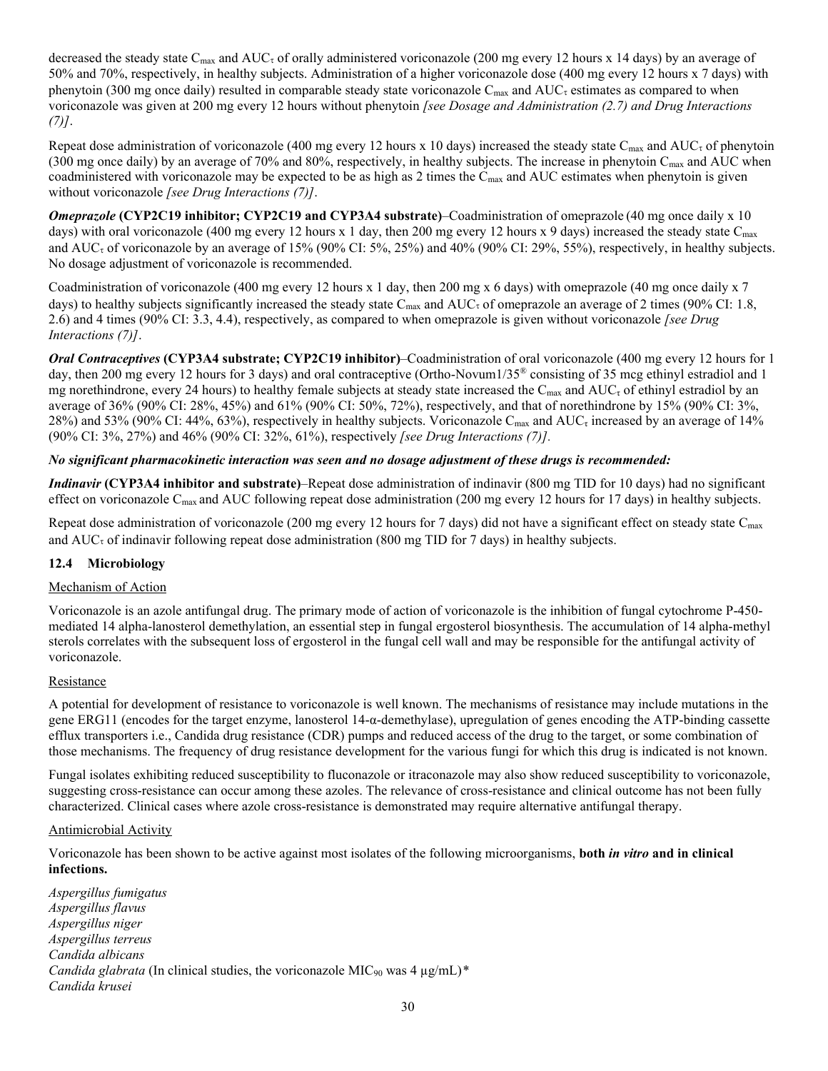decreased the steady state $C_{max}$ and $AUC_\tau$ of orally administered voriconazole (200 mg every 12 hours x 14 days) by an average of 50% and 70%, respectively, in healthy subjects. Administration of a higher voriconazole dose (400 mg every 12 hours x 7 days) with phenytoin (300 mg once daily) resulted in comparable steady state voriconazole $C_{max}$ and $AUC_\tau$ estimates as compared to when voriconazole was given at 200 mg every 12 hours without phenytoin *[see Dosage and Administration (2.7) and Drug Interactions (7)]*.

Repeat dose administration of voriconazole (400 mg every 12 hours x 10 days) increased the steady state $C_{max}$ and $AUC_\tau$ of phenytoin (300 mg once daily) by an average of 70% and 80%, respectively, in healthy subjects. The increase in phenytoin $C_{max}$ and AUC when coadministered with voriconazole may be expected to be as high as 2 times the $C_{max}$ and AUC estimates when phenytoin is given without voriconazole *[see Drug Interactions (7)]*.

***Omeprazole* (CYP2C19 inhibitor; CYP2C19 and CYP3A4 substrate)**–Coadministration of omeprazole (40 mg once daily x 10 days) with oral voriconazole (400 mg every 12 hours x 1 day, then 200 mg every 12 hours x 9 days) increased the steady state $C_{max}$ and $AUC_\tau$ of voriconazole by an average of 15% (90% CI: 5%, 25%) and 40% (90% CI: 29%, 55%), respectively, in healthy subjects. No dosage adjustment of voriconazole is recommended.

Coadministration of voriconazole (400 mg every 12 hours x 1 day, then 200 mg x 6 days) with omeprazole (40 mg once daily x 7 days) to healthy subjects significantly increased the steady state $C_{max}$ and $AUC_\tau$ of omeprazole an average of 2 times (90% CI: 1.8, 2.6) and 4 times (90% CI: 3.3, 4.4), respectively, as compared to when omeprazole is given without voriconazole *[see Drug Interactions (7)]*.

***Oral Contraceptives* (CYP3A4 substrate; CYP2C19 inhibitor)**–Coadministration of oral voriconazole (400 mg every 12 hours for 1 day, then 200 mg every 12 hours for 3 days) and oral contraceptive (Ortho-Novum1/35® consisting of 35 mcg ethinyl estradiol and 1 mg norethindrone, every 24 hours) to healthy female subjects at steady state increased the $C_{max}$ and $AUC_\tau$ of ethinyl estradiol by an average of 36% (90% CI: 28%, 45%) and 61% (90% CI: 50%, 72%), respectively, and that of norethindrone by 15% (90% CI: 3%, 28%) and 53% (90% CI: 44%, 63%), respectively in healthy subjects. Voriconazole $C_{max}$ and $AUC_\tau$ increased by an average of 14% (90% CI: 3%, 27%) and 46% (90% CI: 32%, 61%), respectively *[see Drug Interactions (7)]*.

***No significant pharmacokinetic interaction was seen and no dosage adjustment of these drugs is recommended:***

***Indinavir* (CYP3A4 inhibitor and substrate)**–Repeat dose administration of indinavir (800 mg TID for 10 days) had no significant effect on voriconazole $C_{max}$ and AUC following repeat dose administration (200 mg every 12 hours for 17 days) in healthy subjects.

Repeat dose administration of voriconazole (200 mg every 12 hours for 7 days) did not have a significant effect on steady state $C_{max}$ and $AUC_\tau$ of indinavir following repeat dose administration (800 mg TID for 7 days) in healthy subjects.

### 12.4 Microbiology

Mechanism of Action

Voriconazole is an azole antifungal drug. The primary mode of action of voriconazole is the inhibition of fungal cytochrome P-450-mediated 14 alpha-lanosterol demethylation, an essential step in fungal ergosterol biosynthesis. The accumulation of 14 alpha-methyl sterols correlates with the subsequent loss of ergosterol in the fungal cell wall and may be responsible for the antifungal activity of voriconazole.

Resistance

A potential for development of resistance to voriconazole is well known. The mechanisms of resistance may include mutations in the gene ERG11 (encodes for the target enzyme, lanosterol 14-α-demethylase), upregulation of genes encoding the ATP-binding cassette efflux transporters i.e., Candida drug resistance (CDR) pumps and reduced access of the drug to the target, or some combination of those mechanisms. The frequency of drug resistance development for the various fungi for which this drug is indicated is not known.

Fungal isolates exhibiting reduced susceptibility to fluconazole or itraconazole may also show reduced susceptibility to voriconazole, suggesting cross-resistance can occur among these azoles. The relevance of cross-resistance and clinical outcome has not been fully characterized. Clinical cases where azole cross-resistance is demonstrated may require alternative antifungal therapy.

Antimicrobial Activity

Voriconazole has been shown to be active against most isolates of the following microorganisms, **both *in vitro* and in clinical infections.**

*Aspergillus fumigatus*
*Aspergillus flavus*
*Aspergillus niger*
*Aspergillus terreus*
*Candida albicans*
*Candida glabrata* (In clinical studies, the voriconazole $MIC_{90}$ was 4 µg/mL)*
*Candida krusei*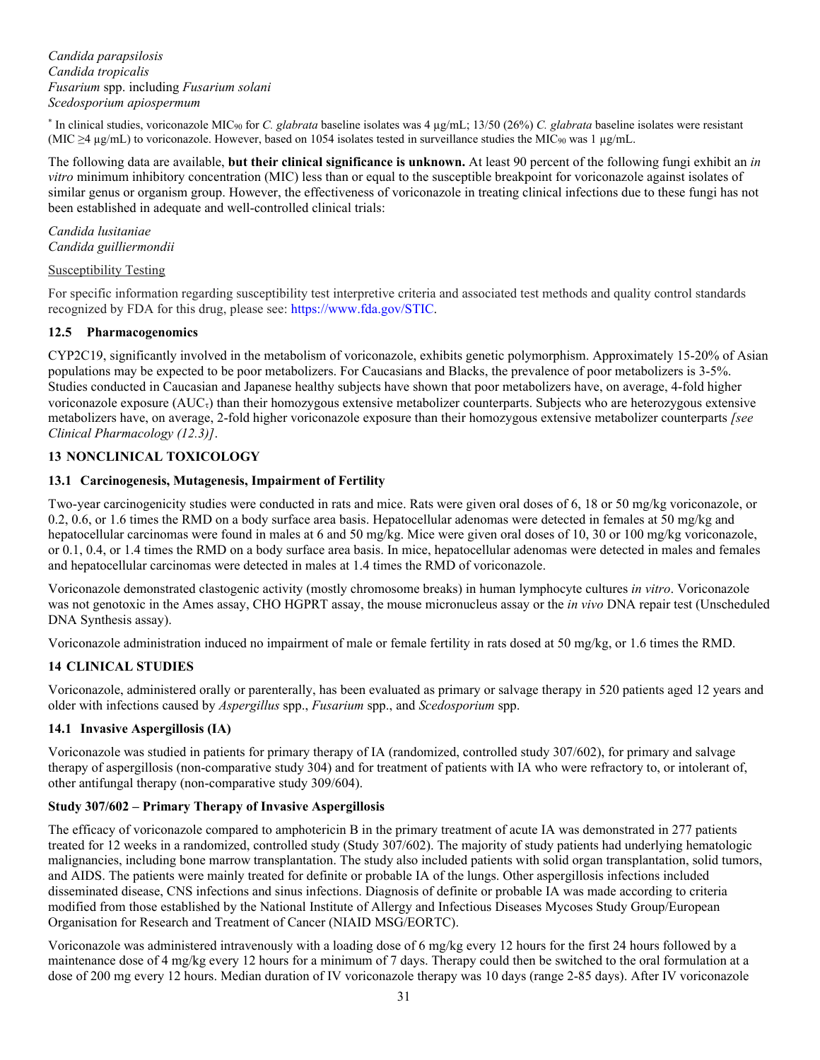*Candida parapsilosis*
*Candida tropicalis*
*Fusarium* spp. including *Fusarium solani*
*Scedosporium apiospermum*

[*] In clinical studies, voriconazole $MIC_{90}$ for *C. glabrata* baseline isolates was 4 µg/mL; 13/50 (26%) *C. glabrata* baseline isolates were resistant (MIC ≥4 µg/mL) to voriconazole. However, based on 1054 isolates tested in surveillance studies the $MIC_{90}$ was 1 µg/mL.

The following data are available, **but their clinical significance is unknown.** At least 90 percent of the following fungi exhibit an *in vitro* minimum inhibitory concentration (MIC) less than or equal to the susceptible breakpoint for voriconazole against isolates of similar genus or organism group. However, the effectiveness of voriconazole in treating clinical infections due to these fungi has not been established in adequate and well-controlled clinical trials:

*Candida lusitaniae*
*Candida guilliermondii*

Susceptibility Testing

For specific information regarding susceptibility test interpretive criteria and associated test methods and quality control standards recognized by FDA for this drug, please see: https://www.fda.gov/STIC.

### 12.5 Pharmacogenomics

CYP2C19, significantly involved in the metabolism of voriconazole, exhibits genetic polymorphism. Approximately 15-20% of Asian populations may be expected to be poor metabolizers. For Caucasians and Blacks, the prevalence of poor metabolizers is 3-5%. Studies conducted in Caucasian and Japanese healthy subjects have shown that poor metabolizers have, on average, 4-fold higher voriconazole exposure ($AUC_{\tau}$) than their homozygous extensive metabolizer counterparts. Subjects who are heterozygous extensive metabolizers have, on average, 2-fold higher voriconazole exposure than their homozygous extensive metabolizer counterparts *[see Clinical Pharmacology (12.3)]*.

## 13 NONCLINICAL TOXICOLOGY

### 13.1 Carcinogenesis, Mutagenesis, Impairment of Fertility

Two-year carcinogenicity studies were conducted in rats and mice. Rats were given oral doses of 6, 18 or 50 mg/kg voriconazole, or 0.2, 0.6, or 1.6 times the RMD on a body surface area basis. Hepatocellular adenomas were detected in females at 50 mg/kg and hepatocellular carcinomas were found in males at 6 and 50 mg/kg. Mice were given oral doses of 10, 30 or 100 mg/kg voriconazole, or 0.1, 0.4, or 1.4 times the RMD on a body surface area basis. In mice, hepatocellular adenomas were detected in males and females and hepatocellular carcinomas were detected in males at 1.4 times the RMD of voriconazole.

Voriconazole demonstrated clastogenic activity (mostly chromosome breaks) in human lymphocyte cultures *in vitro*. Voriconazole was not genotoxic in the Ames assay, CHO HGPRT assay, the mouse micronucleus assay or the *in vivo* DNA repair test (Unscheduled DNA Synthesis assay).

Voriconazole administration induced no impairment of male or female fertility in rats dosed at 50 mg/kg, or 1.6 times the RMD.

## 14 CLINICAL STUDIES

Voriconazole, administered orally or parenterally, has been evaluated as primary or salvage therapy in 520 patients aged 12 years and older with infections caused by *Aspergillus* spp., *Fusarium* spp., and *Scedosporium* spp.

### 14.1 Invasive Aspergillosis (IA)

Voriconazole was studied in patients for primary therapy of IA (randomized, controlled study 307/602), for primary and salvage therapy of aspergillosis (non-comparative study 304) and for treatment of patients with IA who were refractory to, or intolerant of, other antifungal therapy (non-comparative study 309/604).

**Study 307/602 – Primary Therapy of Invasive Aspergillosis**

The efficacy of voriconazole compared to amphotericin B in the primary treatment of acute IA was demonstrated in 277 patients treated for 12 weeks in a randomized, controlled study (Study 307/602). The majority of study patients had underlying hematologic malignancies, including bone marrow transplantation. The study also included patients with solid organ transplantation, solid tumors, and AIDS. The patients were mainly treated for definite or probable IA of the lungs. Other aspergillosis infections included disseminated disease, CNS infections and sinus infections. Diagnosis of definite or probable IA was made according to criteria modified from those established by the National Institute of Allergy and Infectious Diseases Mycoses Study Group/European Organisation for Research and Treatment of Cancer (NIAID MSG/EORTC).

Voriconazole was administered intravenously with a loading dose of 6 mg/kg every 12 hours for the first 24 hours followed by a maintenance dose of 4 mg/kg every 12 hours for a minimum of 7 days. Therapy could then be switched to the oral formulation at a dose of 200 mg every 12 hours. Median duration of IV voriconazole therapy was 10 days (range 2-85 days). After IV voriconazole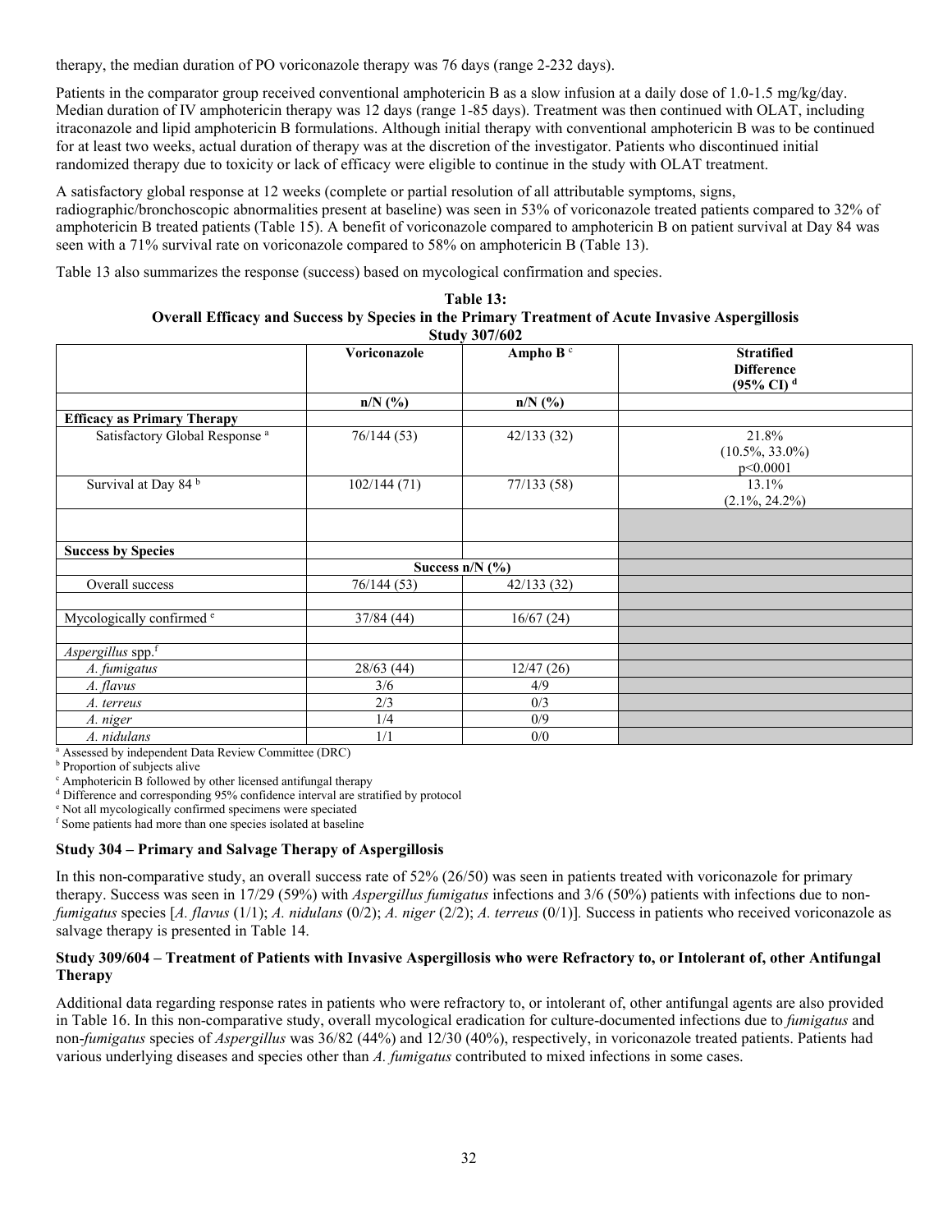therapy, the median duration of PO voriconazole therapy was 76 days (range 2-232 days).

Patients in the comparator group received conventional amphotericin B as a slow infusion at a daily dose of 1.0-1.5 mg/kg/day. Median duration of IV amphotericin therapy was 12 days (range 1-85 days). Treatment was then continued with OLAT, including itraconazole and lipid amphotericin B formulations. Although initial therapy with conventional amphotericin B was to be continued for at least two weeks, actual duration of therapy was at the discretion of the investigator. Patients who discontinued initial randomized therapy due to toxicity or lack of efficacy were eligible to continue in the study with OLAT treatment.

A satisfactory global response at 12 weeks (complete or partial resolution of all attributable symptoms, signs, radiographic/bronchoscopic abnormalities present at baseline) was seen in 53% of voriconazole treated patients compared to 32% of amphotericin B treated patients (Table 15). A benefit of voriconazole compared to amphotericin B on patient survival at Day 84 was seen with a 71% survival rate on voriconazole compared to 58% on amphotericin B (Table 13).

Table 13 also summarizes the response (success) based on mycological confirmation and species.

**Table 13:**
**Overall Efficacy and Success by Species in the Primary Treatment of Acute Invasive Aspergillosis**
**Study 307/602**

| | Voriconazole | Ampho B [c] | Stratified Difference (95% CI) [d] |
|---|---|---|---|
| | n/N (%) | n/N (%) | |
| **Efficacy as Primary Therapy** | | | |
| Satisfactory Global Response [a] | 76/144 (53) | 42/133 (32) | 21.8% (10.5%, 33.0%) p<0.0001 |
| Survival at Day 84 [b] | 102/144 (71) | 77/133 (58) | 13.1% (2.1%, 24.2%) |
| | | | |
| **Success by Species** | | | |
| | Success n/N (%) | | |
| Overall success | 76/144 (53) | 42/133 (32) | |
| | | | |
| Mycologically confirmed [e] | 37/84 (44) | 16/67 (24) | |
| | | | |
| *Aspergillus* spp.[f] | | | |
| *A. fumigatus* | 28/63 (44) | 12/47 (26) | |
| *A. flavus* | 3/6 | 4/9 | |
| *A. terreus* | 2/3 | 0/3 | |
| *A. niger* | 1/4 | 0/9 | |
| *A. nidulans* | 1/1 | 0/0 | |

[a] Assessed by independent Data Review Committee (DRC)
[b] Proportion of subjects alive
[c] Amphotericin B followed by other licensed antifungal therapy
[d] Difference and corresponding 95% confidence interval are stratified by protocol
[e] Not all mycologically confirmed specimens were speciated
[f] Some patients had more than one species isolated at baseline

### Study 304 – Primary and Salvage Therapy of Aspergillosis

In this non-comparative study, an overall success rate of 52% (26/50) was seen in patients treated with voriconazole for primary therapy. Success was seen in 17/29 (59%) with *Aspergillus fumigatus* infections and 3/6 (50%) patients with infections due to non-*fumigatus* species [*A. flavus* (1/1); *A. nidulans* (0/2); *A. niger* (2/2); *A. terreus* (0/1)]. Success in patients who received voriconazole as salvage therapy is presented in Table 14.

### Study 309/604 – Treatment of Patients with Invasive Aspergillosis who were Refractory to, or Intolerant of, other Antifungal Therapy

Additional data regarding response rates in patients who were refractory to, or intolerant of, other antifungal agents are also provided in Table 16. In this non-comparative study, overall mycological eradication for culture-documented infections due to *fumigatus* and non-*fumigatus* species of *Aspergillus* was 36/82 (44%) and 12/30 (40%), respectively, in voriconazole treated patients. Patients had various underlying diseases and species other than *A. fumigatus* contributed to mixed infections in some cases.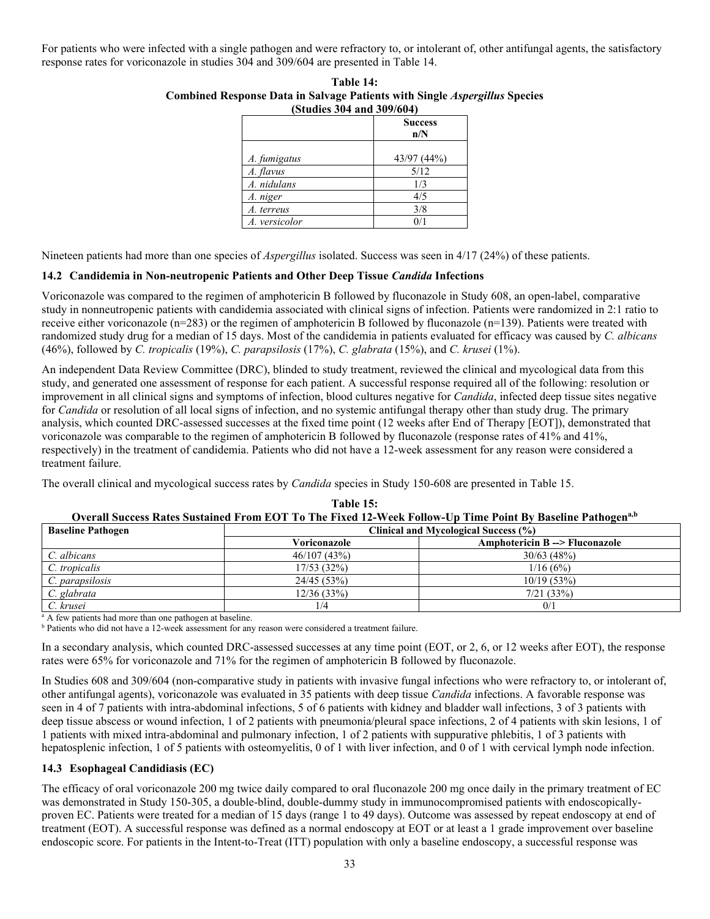For patients who were infected with a single pathogen and were refractory to, or intolerant of, other antifungal agents, the satisfactory response rates for voriconazole in studies 304 and 309/604 are presented in Table 14.

**Table 14:**
**Combined Response Data in Salvage Patients with Single *Aspergillus* Species (Studies 304 and 309/604)**

| | Success n/N |
|---|---|
| *A. fumigatus* | 43/97 (44%) |
| *A. flavus* | 5/12 |
| *A. nidulans* | 1/3 |
| *A. niger* | 4/5 |
| *A. terreus* | 3/8 |
| *A. versicolor* | 0/1 |

Nineteen patients had more than one species of *Aspergillus* isolated. Success was seen in 4/17 (24%) of these patients.

### 14.2 Candidemia in Non-neutropenic Patients and Other Deep Tissue *Candida* Infections

Voriconazole was compared to the regimen of amphotericin B followed by fluconazole in Study 608, an open-label, comparative study in nonneutropenic patients with candidemia associated with clinical signs of infection. Patients were randomized in 2:1 ratio to receive either voriconazole (n=283) or the regimen of amphotericin B followed by fluconazole (n=139). Patients were treated with randomized study drug for a median of 15 days. Most of the candidemia in patients evaluated for efficacy was caused by *C. albicans* (46%), followed by *C. tropicalis* (19%), *C. parapsilosis* (17%), *C. glabrata* (15%), and *C. krusei* (1%).

An independent Data Review Committee (DRC), blinded to study treatment, reviewed the clinical and mycological data from this study, and generated one assessment of response for each patient. A successful response required all of the following: resolution or improvement in all clinical signs and symptoms of infection, blood cultures negative for *Candida*, infected deep tissue sites negative for *Candida* or resolution of all local signs of infection, and no systemic antifungal therapy other than study drug. The primary analysis, which counted DRC-assessed successes at the fixed time point (12 weeks after End of Therapy [EOT]), demonstrated that voriconazole was comparable to the regimen of amphotericin B followed by fluconazole (response rates of 41% and 41%, respectively) in the treatment of candidemia. Patients who did not have a 12-week assessment for any reason were considered a treatment failure.

The overall clinical and mycological success rates by *Candida* species in Study 150-608 are presented in Table 15.

**Table 15:**
**Overall Success Rates Sustained From EOT To The Fixed 12-Week Follow-Up Time Point By Baseline Pathogen[a,b]**

| Baseline Pathogen | Clinical and Mycological Success (%) | |
|---|---|---|
| | Voriconazole | Amphotericin B --> Fluconazole |
| *C. albicans* | 46/107 (43%) | 30/63 (48%) |
| *C. tropicalis* | 17/53 (32%) | 1/16 (6%) |
| *C. parapsilosis* | 24/45 (53%) | 10/19 (53%) |
| *C. glabrata* | 12/36 (33%) | 7/21 (33%) |
| *C. krusei* | 1/4 | 0/1 |

[a] A few patients had more than one pathogen at baseline.
[b] Patients who did not have a 12-week assessment for any reason were considered a treatment failure.

In a secondary analysis, which counted DRC-assessed successes at any time point (EOT, or 2, 6, or 12 weeks after EOT), the response rates were 65% for voriconazole and 71% for the regimen of amphotericin B followed by fluconazole.

In Studies 608 and 309/604 (non-comparative study in patients with invasive fungal infections who were refractory to, or intolerant of, other antifungal agents), voriconazole was evaluated in 35 patients with deep tissue *Candida* infections. A favorable response was seen in 4 of 7 patients with intra-abdominal infections, 5 of 6 patients with kidney and bladder wall infections, 3 of 3 patients with deep tissue abscess or wound infection, 1 of 2 patients with pneumonia/pleural space infections, 2 of 4 patients with skin lesions, 1 of 1 patients with mixed intra-abdominal and pulmonary infection, 1 of 2 patients with suppurative phlebitis, 1 of 3 patients with hepatosplenic infection, 1 of 5 patients with osteomyelitis, 0 of 1 with liver infection, and 0 of 1 with cervical lymph node infection.

### 14.3 Esophageal Candidiasis (EC)

The efficacy of oral voriconazole 200 mg twice daily compared to oral fluconazole 200 mg once daily in the primary treatment of EC was demonstrated in Study 150-305, a double-blind, double-dummy study in immunocompromised patients with endoscopically-proven EC. Patients were treated for a median of 15 days (range 1 to 49 days). Outcome was assessed by repeat endoscopy at end of treatment (EOT). A successful response was defined as a normal endoscopy at EOT or at least a 1 grade improvement over baseline endoscopic score. For patients in the Intent-to-Treat (ITT) population with only a baseline endoscopy, a successful response was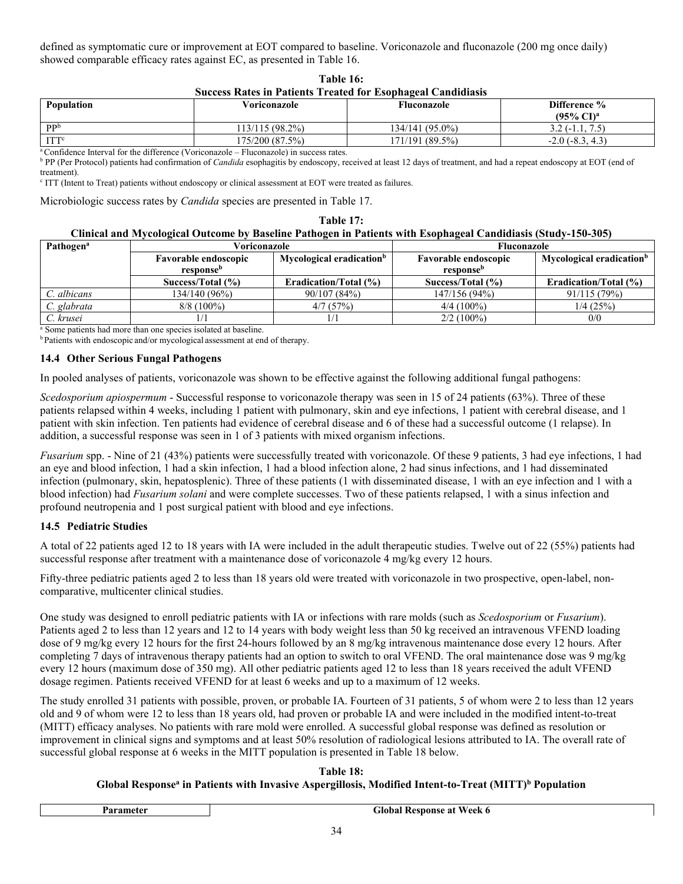defined as symptomatic cure or improvement at EOT compared to baseline. Voriconazole and fluconazole (200 mg once daily) showed comparable efficacy rates against EC, as presented in Table 16.

**Table 16:**
**Success Rates in Patients Treated for Esophageal Candidiasis**

| Population | Voriconazole | Fluconazole | Difference % (95% CI)[a] |
|---|---|---|---|
| PP[b] | 113/115 (98.2%) | 134/141 (95.0%) | 3.2 (-1.1, 7.5) |
| ITT[c] | 175/200 (87.5%) | 171/191 (89.5%) | -2.0 (-8.3, 4.3) |

[a] Confidence Interval for the difference (Voriconazole – Fluconazole) in success rates.
[b] PP (Per Protocol) patients had confirmation of *Candida* esophagitis by endoscopy, received at least 12 days of treatment, and had a repeat endoscopy at EOT (end of treatment).
[c] ITT (Intent to Treat) patients without endoscopy or clinical assessment at EOT were treated as failures.

Microbiologic success rates by *Candida* species are presented in Table 17.

**Table 17:**
**Clinical and Mycological Outcome by Baseline Pathogen in Patients with Esophageal Candidiasis (Study-150-305)**

| Pathogen[a] | Voriconazole | | Fluconazole | |
|---|---|---|---|---|
| | Favorable endoscopic response[b] | Mycological eradication[b] | Favorable endoscopic response[b] | Mycological eradication[b] |
| | Success/Total (%) | Eradication/Total (%) | Success/Total (%) | Eradication/Total (%) |
| *C. albicans* | 134/140 (96%) | 90/107 (84%) | 147/156 (94%) | 91/115 (79%) |
| *C. glabrata* | 8/8 (100%) | 4/7 (57%) | 4/4 (100%) | 1/4 (25%) |
| *C. krusei* | 1/1 | 1/1 | 2/2 (100%) | 0/0 |

[a] Some patients had more than one species isolated at baseline.
[b] Patients with endoscopic and/or mycological assessment at end of therapy.

### 14.4 Other Serious Fungal Pathogens

In pooled analyses of patients, voriconazole was shown to be effective against the following additional fungal pathogens:

*Scedosporium apiospermum* - Successful response to voriconazole therapy was seen in 15 of 24 patients (63%). Three of these patients relapsed within 4 weeks, including 1 patient with pulmonary, skin and eye infections, 1 patient with cerebral disease, and 1 patient with skin infection. Ten patients had evidence of cerebral disease and 6 of these had a successful outcome (1 relapse). In addition, a successful response was seen in 1 of 3 patients with mixed organism infections.

*Fusarium* spp. - Nine of 21 (43%) patients were successfully treated with voriconazole. Of these 9 patients, 3 had eye infections, 1 had an eye and blood infection, 1 had a skin infection, 1 had a blood infection alone, 2 had sinus infections, and 1 had disseminated infection (pulmonary, skin, hepatosplenic). Three of these patients (1 with disseminated disease, 1 with an eye infection and 1 with a blood infection) had *Fusarium solani* and were complete successes. Two of these patients relapsed, 1 with a sinus infection and profound neutropenia and 1 post surgical patient with blood and eye infections.

### 14.5 Pediatric Studies

A total of 22 patients aged 12 to 18 years with IA were included in the adult therapeutic studies. Twelve out of 22 (55%) patients had successful response after treatment with a maintenance dose of voriconazole 4 mg/kg every 12 hours.

Fifty-three pediatric patients aged 2 to less than 18 years old were treated with voriconazole in two prospective, open-label, non-comparative, multicenter clinical studies.

One study was designed to enroll pediatric patients with IA or infections with rare molds (such as *Scedosporium* or *Fusarium*). Patients aged 2 to less than 12 years and 12 to 14 years with body weight less than 50 kg received an intravenous VFEND loading dose of 9 mg/kg every 12 hours for the first 24-hours followed by an 8 mg/kg intravenous maintenance dose every 12 hours. After completing 7 days of intravenous therapy patients had an option to switch to oral VFEND. The oral maintenance dose was 9 mg/kg every 12 hours (maximum dose of 350 mg). All other pediatric patients aged 12 to less than 18 years received the adult VFEND dosage regimen. Patients received VFEND for at least 6 weeks and up to a maximum of 12 weeks.

The study enrolled 31 patients with possible, proven, or probable IA. Fourteen of 31 patients, 5 of whom were 2 to less than 12 years old and 9 of whom were 12 to less than 18 years old, had proven or probable IA and were included in the modified intent-to-treat (MITT) efficacy analyses. No patients with rare mold were enrolled. A successful global response was defined as resolution or improvement in clinical signs and symptoms and at least 50% resolution of radiological lesions attributed to IA. The overall rate of successful global response at 6 weeks in the MITT population is presented in Table 18 below.

**Table 18:**
**Global Response[a] in Patients with Invasive Aspergillosis, Modified Intent-to-Treat (MITT)[b] Population**

| Parameter | Global Response at Week 6 |
|---|---|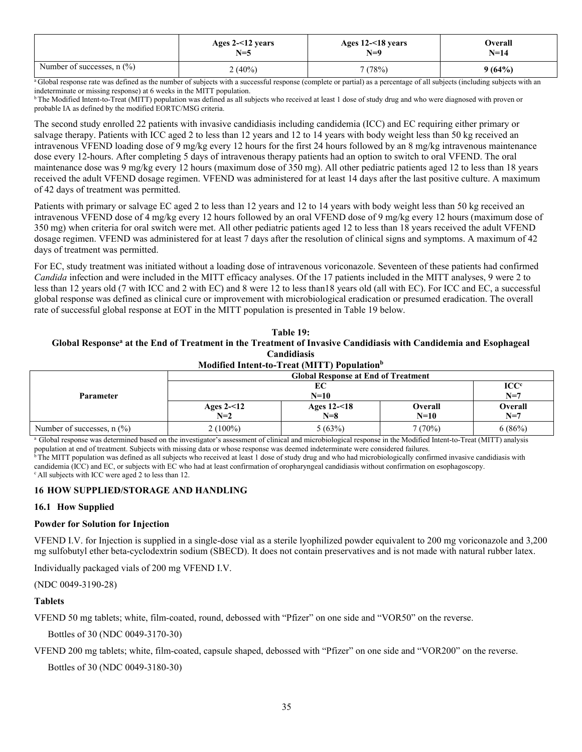| | Ages 2-<12 years N=5 | Ages 12-<18 years N=9 | Overall N=14 |
|---|---|---|---|
| Number of successes, n (%) | 2 (40%) | 7 (78%) | **9 (64%)** |

[a] Global response rate was defined as the number of subjects with a successful response (complete or partial) as a percentage of all subjects (including subjects with an indeterminate or missing response) at 6 weeks in the MITT population.
[b] The Modified Intent-to-Treat (MITT) population was defined as all subjects who received at least 1 dose of study drug and who were diagnosed with proven or probable IA as defined by the modified EORTC/MSG criteria.

The second study enrolled 22 patients with invasive candidiasis including candidemia (ICC) and EC requiring either primary or salvage therapy. Patients with ICC aged 2 to less than 12 years and 12 to 14 years with body weight less than 50 kg received an intravenous VFEND loading dose of 9 mg/kg every 12 hours for the first 24 hours followed by an 8 mg/kg intravenous maintenance dose every 12-hours. After completing 5 days of intravenous therapy patients had an option to switch to oral VFEND. The oral maintenance dose was 9 mg/kg every 12 hours (maximum dose of 350 mg). All other pediatric patients aged 12 to less than 18 years received the adult VFEND dosage regimen. VFEND was administered for at least 14 days after the last positive culture. A maximum of 42 days of treatment was permitted.

Patients with primary or salvage EC aged 2 to less than 12 years and 12 to 14 years with body weight less than 50 kg received an intravenous VFEND dose of 4 mg/kg every 12 hours followed by an oral VFEND dose of 9 mg/kg every 12 hours (maximum dose of 350 mg) when criteria for oral switch were met. All other pediatric patients aged 12 to less than 18 years received the adult VFEND dosage regimen. VFEND was administered for at least 7 days after the resolution of clinical signs and symptoms. A maximum of 42 days of treatment was permitted.

For EC, study treatment was initiated without a loading dose of intravenous voriconazole. Seventeen of these patients had confirmed *Candida* infection and were included in the MITT efficacy analyses. Of the 17 patients included in the MITT analyses, 9 were 2 to less than 12 years old (7 with ICC and 2 with EC) and 8 were 12 to less than18 years old (all with EC). For ICC and EC, a successful global response was defined as clinical cure or improvement with microbiological eradication or presumed eradication. The overall rate of successful global response at EOT in the MITT population is presented in Table 19 below.

**Table 19:**
**Global Response[a] at the End of Treatment in the Treatment of Invasive Candidiasis with Candidemia and Esophageal Candidiasis**
**Modified Intent-to-Treat (MITT) Population[b]**

| Parameter | Global Response at End of Treatment | | | |
|---|---|---|---|---|
| | EC N=10 | | | ICC[c] N=7 |
| | Ages 2-<12 N=2 | Ages 12-<18 N=8 | Overall N=10 | Overall N=7 |
| Number of successes, n (%) | 2 (100%) | 5 (63%) | 7 (70%) | 6 (86%) |

[a] Global response was determined based on the investigator's assessment of clinical and microbiological response in the Modified Intent-to-Treat (MITT) analysis population at end of treatment. Subjects with missing data or whose response was deemed indeterminate were considered failures.
[b] The MITT population was defined as all subjects who received at least 1 dose of study drug and who had microbiologically confirmed invasive candidiasis with candidemia (ICC) and EC, or subjects with EC who had at least confirmation of oropharyngeal candidiasis without confirmation on esophagoscopy.
[c] All subjects with ICC were aged 2 to less than 12.

## 16 HOW SUPPLIED/STORAGE AND HANDLING

### 16.1 How Supplied

**Powder for Solution for Injection**

VFEND I.V. for Injection is supplied in a single-dose vial as a sterile lyophilized powder equivalent to 200 mg voriconazole and 3,200 mg sulfobutyl ether beta-cyclodextrin sodium (SBECD). It does not contain preservatives and is not made with natural rubber latex.

Individually packaged vials of 200 mg VFEND I.V.

(NDC 0049-3190-28)

**Tablets**

VFEND 50 mg tablets; white, film-coated, round, debossed with "Pfizer" on one side and "VOR50" on the reverse.

Bottles of 30 (NDC 0049-3170-30)

VFEND 200 mg tablets; white, film-coated, capsule shaped, debossed with "Pfizer" on one side and "VOR200" on the reverse.

Bottles of 30 (NDC 0049-3180-30)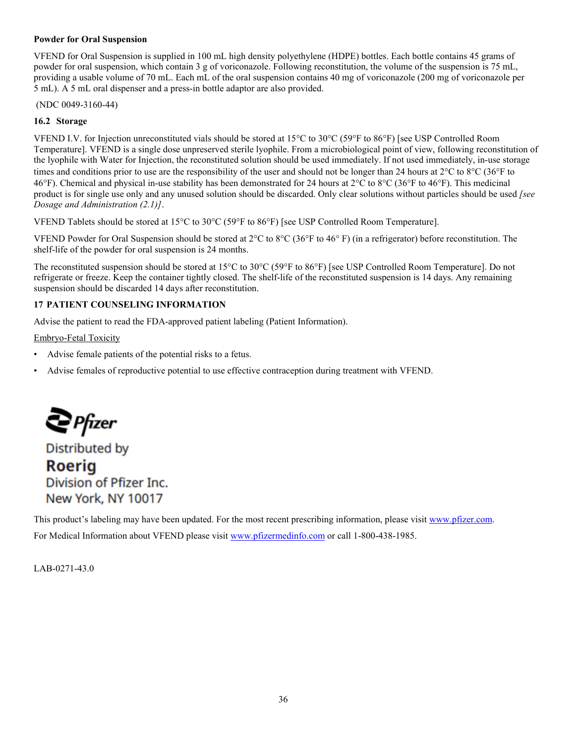**Powder for Oral Suspension**

VFEND for Oral Suspension is supplied in 100 mL high density polyethylene (HDPE) bottles. Each bottle contains 45 grams of powder for oral suspension, which contain 3 g of voriconazole. Following reconstitution, the volume of the suspension is 75 mL, providing a usable volume of 70 mL. Each mL of the oral suspension contains 40 mg of voriconazole (200 mg of voriconazole per 5 mL). A 5 mL oral dispenser and a press-in bottle adaptor are also provided.

(NDC 0049-3160-44)

### 16.2 Storage

VFEND I.V. for Injection unreconstituted vials should be stored at 15°C to 30°C (59°F to 86°F) [see USP Controlled Room Temperature]. VFEND is a single dose unpreserved sterile lyophile. From a microbiological point of view, following reconstitution of the lyophile with Water for Injection, the reconstituted solution should be used immediately. If not used immediately, in-use storage times and conditions prior to use are the responsibility of the user and should not be longer than 24 hours at 2°C to 8°C (36°F to 46°F). Chemical and physical in-use stability has been demonstrated for 24 hours at 2°C to 8°C (36°F to 46°F). This medicinal product is for single use only and any unused solution should be discarded. Only clear solutions without particles should be used *[see Dosage and Administration (2.1)]*.

VFEND Tablets should be stored at 15°C to 30°C (59°F to 86°F) [see USP Controlled Room Temperature].

VFEND Powder for Oral Suspension should be stored at 2°C to 8°C (36°F to 46° F) (in a refrigerator) before reconstitution. The shelf-life of the powder for oral suspension is 24 months.

The reconstituted suspension should be stored at 15°C to 30°C (59°F to 86°F) [see USP Controlled Room Temperature]. Do not refrigerate or freeze. Keep the container tightly closed. The shelf-life of the reconstituted suspension is 14 days. Any remaining suspension should be discarded 14 days after reconstitution.

## 17 PATIENT COUNSELING INFORMATION

Advise the patient to read the FDA-approved patient labeling (Patient Information).

Embryo-Fetal Toxicity

- Advise female patients of the potential risks to a fetus.
- Advise females of reproductive potential to use effective contraception during treatment with VFEND.

Pfizer

Distributed by
**Roerig**
Division of Pfizer Inc.
New York, NY 10017

This product's labeling may have been updated. For the most recent prescribing information, please visit www.pfizer.com.

For Medical Information about VFEND please visit www.pfizermedinfo.com or call 1-800-438-1985.

LAB-0271-43.0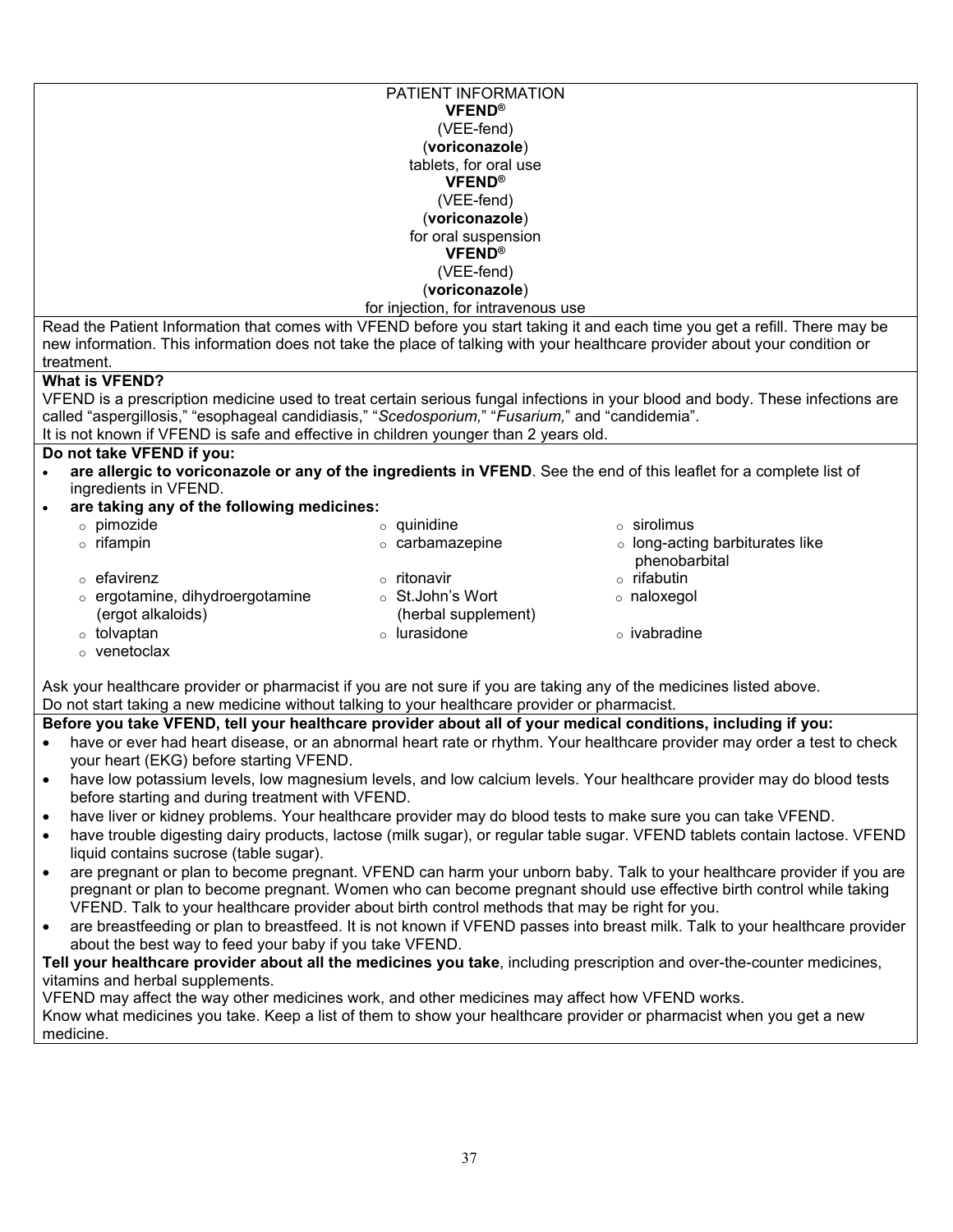# PATIENT INFORMATION

**VFEND®**
(VEE-fend)
(**voriconazole**)
tablets, for oral use

**VFEND®**
(VEE-fend)
(**voriconazole**)
for oral suspension

**VFEND®**
(VEE-fend)
(**voriconazole**)
for injection, for intravenous use

Read the Patient Information that comes with VFEND before you start taking it and each time you get a refill. There may be new information. This information does not take the place of talking with your healthcare provider about your condition or treatment.

**What is VFEND?**

VFEND is a prescription medicine used to treat certain serious fungal infections in your blood and body. These infections are called "aspergillosis," "esophageal candidiasis," "*Scedosporium,*" "*Fusarium,*" and "candidemia".

It is not known if VFEND is safe and effective in children younger than 2 years old.

**Do not take VFEND if you:**

- **are allergic to voriconazole or any of the ingredients in VFEND**. See the end of this leaflet for a complete list of ingredients in VFEND.
- **are taking any of the following medicines:**
  - pimozide
  - rifampin
  - efavirenz
  - ergotamine, dihydroergotamine (ergot alkaloids)
  - tolvaptan
  - venetoclax
  - quinidine
  - carbamazepine
  - ritonavir
  - St.John's Wort (herbal supplement)
  - lurasidone
  - sirolimus
  - long-acting barbiturates like phenobarbital
  - rifabutin
  - naloxegol
  - ivabradine

Ask your healthcare provider or pharmacist if you are not sure if you are taking any of the medicines listed above.

Do not start taking a new medicine without talking to your healthcare provider or pharmacist.

**Before you take VFEND, tell your healthcare provider about all of your medical conditions, including if you:**

- have or ever had heart disease, or an abnormal heart rate or rhythm. Your healthcare provider may order a test to check your heart (EKG) before starting VFEND.
- have low potassium levels, low magnesium levels, and low calcium levels. Your healthcare provider may do blood tests before starting and during treatment with VFEND.
- have liver or kidney problems. Your healthcare provider may do blood tests to make sure you can take VFEND.
- have trouble digesting dairy products, lactose (milk sugar), or regular table sugar. VFEND tablets contain lactose. VFEND liquid contains sucrose (table sugar).
- are pregnant or plan to become pregnant. VFEND can harm your unborn baby. Talk to your healthcare provider if you are pregnant or plan to become pregnant. Women who can become pregnant should use effective birth control while taking VFEND. Talk to your healthcare provider about birth control methods that may be right for you.
- are breastfeeding or plan to breastfeed. It is not known if VFEND passes into breast milk. Talk to your healthcare provider about the best way to feed your baby if you take VFEND.

**Tell your healthcare provider about all the medicines you take**, including prescription and over-the-counter medicines, vitamins and herbal supplements.

VFEND may affect the way other medicines work, and other medicines may affect how VFEND works.

Know what medicines you take. Keep a list of them to show your healthcare provider or pharmacist when you get a new medicine.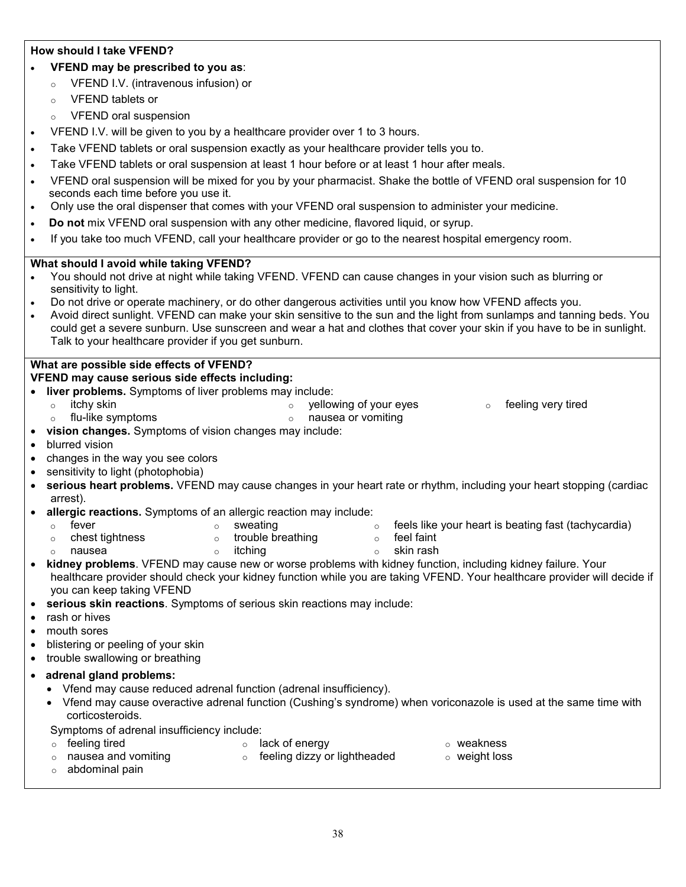**How should I take VFEND?**

- **VFEND may be prescribed to you as**:
  - VFEND I.V. (intravenous infusion) or
  - VFEND tablets or
  - VFEND oral suspension
- VFEND I.V. will be given to you by a healthcare provider over 1 to 3 hours.
- Take VFEND tablets or oral suspension exactly as your healthcare provider tells you to.
- Take VFEND tablets or oral suspension at least 1 hour before or at least 1 hour after meals.
- VFEND oral suspension will be mixed for you by your pharmacist. Shake the bottle of VFEND oral suspension for 10 seconds each time before you use it.
- Only use the oral dispenser that comes with your VFEND oral suspension to administer your medicine.
- **Do not** mix VFEND oral suspension with any other medicine, flavored liquid, or syrup.
- If you take too much VFEND, call your healthcare provider or go to the nearest hospital emergency room.

**What should I avoid while taking VFEND?**

- You should not drive at night while taking VFEND. VFEND can cause changes in your vision such as blurring or sensitivity to light.
- Do not drive or operate machinery, or do other dangerous activities until you know how VFEND affects you.
- Avoid direct sunlight. VFEND can make your skin sensitive to the sun and the light from sunlamps and tanning beds. You could get a severe sunburn. Use sunscreen and wear a hat and clothes that cover your skin if you have to be in sunlight. Talk to your healthcare provider if you get sunburn.

**What are possible side effects of VFEND?**

**VFEND may cause serious side effects including:**

- **liver problems.** Symptoms of liver problems may include:
  - itchy skin
  - yellowing of your eyes
  - feeling very tired
  - flu-like symptoms
  - nausea or vomiting
- **vision changes.** Symptoms of vision changes may include:
- blurred vision
- changes in the way you see colors
- sensitivity to light (photophobia)
- **serious heart problems.** VFEND may cause changes in your heart rate or rhythm, including your heart stopping (cardiac arrest).
- **allergic reactions.** Symptoms of an allergic reaction may include:
  - fever
  - sweating
  - feels like your heart is beating fast (tachycardia)
  - chest tightness
  - trouble breathing
  - feel faint
  - nausea
  - itching
  - skin rash
- **kidney problems**. VFEND may cause new or worse problems with kidney function, including kidney failure. Your healthcare provider should check your kidney function while you are taking VFEND. Your healthcare provider will decide if you can keep taking VFEND
- **serious skin reactions**. Symptoms of serious skin reactions may include:
- rash or hives
- mouth sores
- blistering or peeling of your skin
- trouble swallowing or breathing
- **adrenal gland problems:**
  - Vfend may cause reduced adrenal function (adrenal insufficiency).
  - Vfend may cause overactive adrenal function (Cushing's syndrome) when voriconazole is used at the same time with corticosteroids.

  Symptoms of adrenal insufficiency include:
  - feeling tired
  - lack of energy
  - weakness
  - nausea and vomiting
  - feeling dizzy or lightheaded
  - weight loss
  - abdominal pain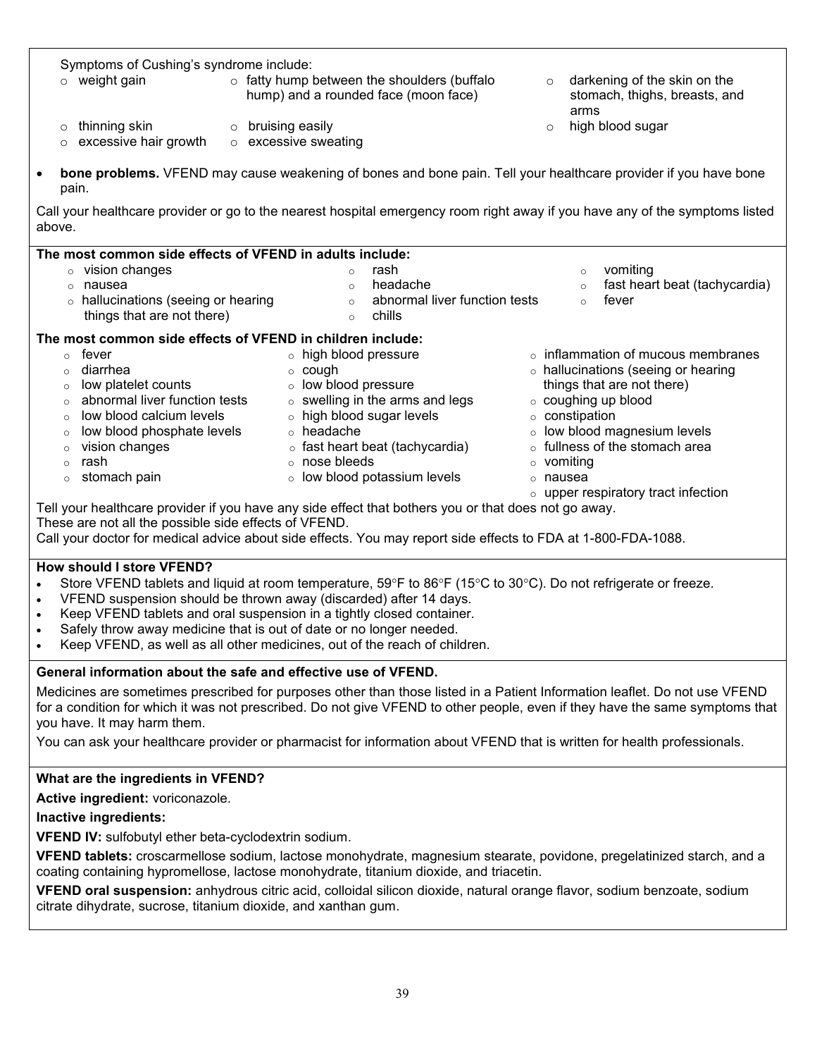Symptoms of Cushing's syndrome include:

- weight gain
- fatty hump between the shoulders (buffalo hump) and a rounded face (moon face)
- darkening of the skin on the stomach, thighs, breasts, and arms
- thinning skin
- bruising easily
- high blood sugar
- excessive hair growth
- excessive sweating

- **bone problems.** VFEND may cause weakening of bones and bone pain. Tell your healthcare provider if you have bone pain.

Call your healthcare provider or go to the nearest hospital emergency room right away if you have any of the symptoms listed above.

**The most common side effects of VFEND in adults include:**

- vision changes
- nausea
- hallucinations (seeing or hearing things that are not there)
- rash
- headache
- abnormal liver function tests
- chills
- vomiting
- fast heart beat (tachycardia)
- fever

**The most common side effects of VFEND in children include:**

- fever
- diarrhea
- low platelet counts
- abnormal liver function tests
- low blood calcium levels
- low blood phosphate levels
- vision changes
- rash
- stomach pain
- high blood pressure
- cough
- low blood pressure
- swelling in the arms and legs
- high blood sugar levels
- headache
- fast heart beat (tachycardia)
- nose bleeds
- low blood potassium levels
- inflammation of mucous membranes
- hallucinations (seeing or hearing things that are not there)
- coughing up blood
- constipation
- low blood magnesium levels
- fullness of the stomach area
- vomiting
- nausea
- upper respiratory tract infection

Tell your healthcare provider if you have any side effect that bothers you or that does not go away.
These are not all the possible side effects of VFEND.
Call your doctor for medical advice about side effects. You may report side effects to FDA at 1-800-FDA-1088.

**How should I store VFEND?**

- Store VFEND tablets and liquid at room temperature, 59°F to 86°F (15°C to 30°C). Do not refrigerate or freeze.
- VFEND suspension should be thrown away (discarded) after 14 days.
- Keep VFEND tablets and oral suspension in a tightly closed container.
- Safely throw away medicine that is out of date or no longer needed.
- Keep VFEND, as well as all other medicines, out of the reach of children.

**General information about the safe and effective use of VFEND.**

Medicines are sometimes prescribed for purposes other than those listed in a Patient Information leaflet. Do not use VFEND for a condition for which it was not prescribed. Do not give VFEND to other people, even if they have the same symptoms that you have. It may harm them.

You can ask your healthcare provider or pharmacist for information about VFEND that is written for health professionals.

**What are the ingredients in VFEND?**

**Active ingredient:** voriconazole.

**Inactive ingredients:**

**VFEND IV:** sulfobutyl ether beta-cyclodextrin sodium.

**VFEND tablets:** croscarmellose sodium, lactose monohydrate, magnesium stearate, povidone, pregelatinized starch, and a coating containing hypromellose, lactose monohydrate, titanium dioxide, and triacetin.

**VFEND oral suspension:** anhydrous citric acid, colloidal silicon dioxide, natural orange flavor, sodium benzoate, sodium citrate dihydrate, sucrose, titanium dioxide, and xanthan gum.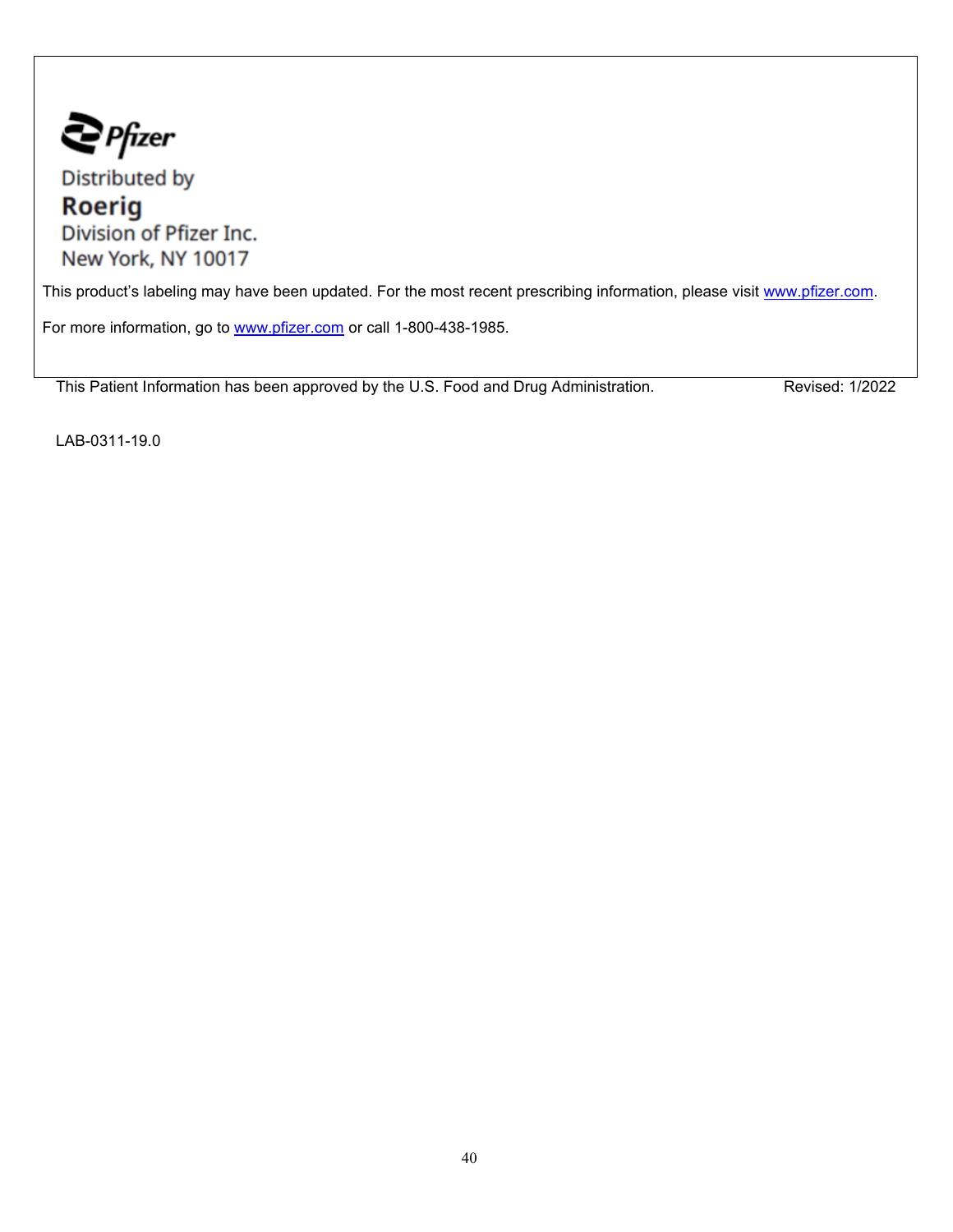Pfizer

Distributed by

**Roerig**

Division of Pfizer Inc.

New York, NY 10017

This product's labeling may have been updated. For the most recent prescribing information, please visit www.pfizer.com.

For more information, go to www.pfizer.com or call 1-800-438-1985.

This Patient Information has been approved by the U.S. Food and Drug Administration. Revised: 1/2022

LAB-0311-19.0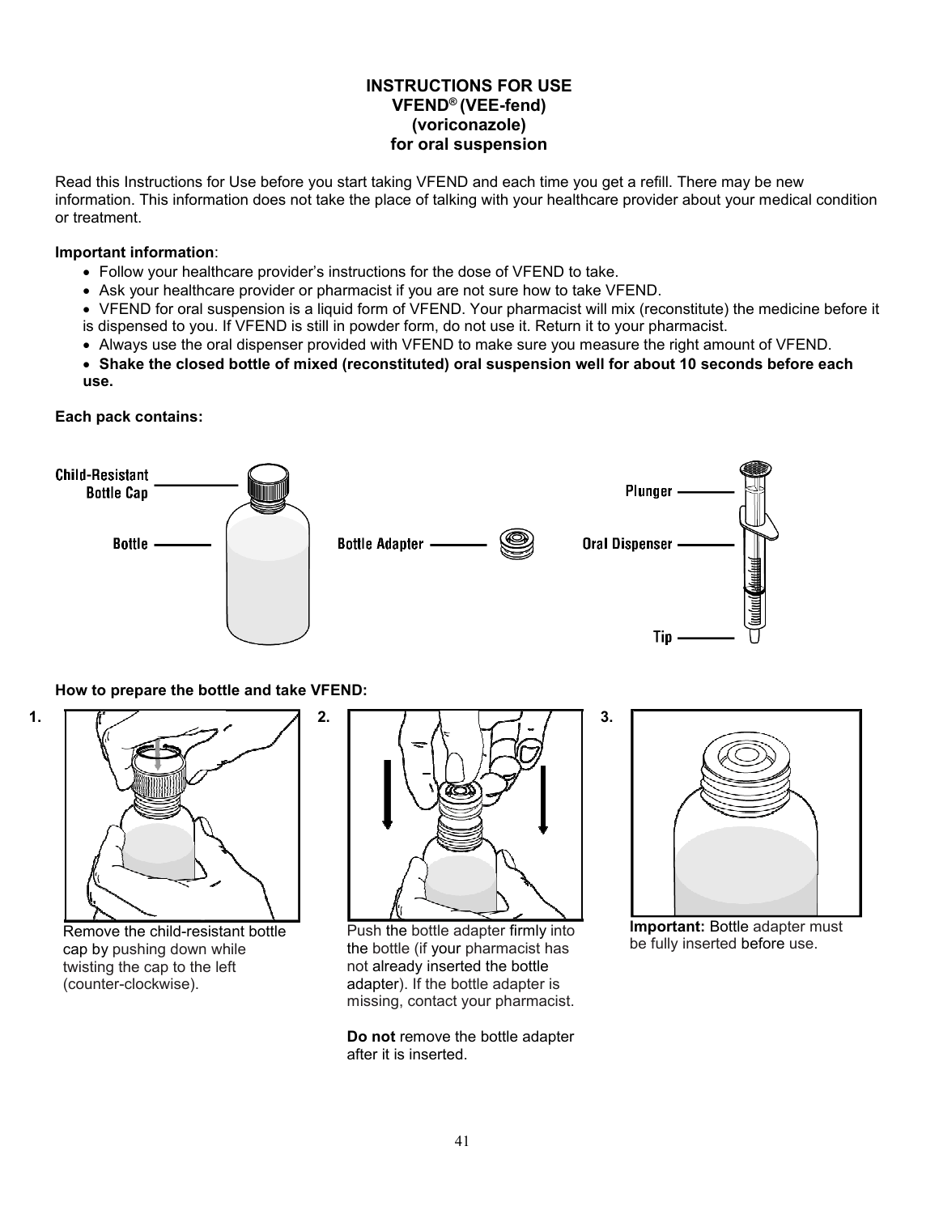# INSTRUCTIONS FOR USE
# VFEND® (VEE-fend)
# (voriconazole)
# for oral suspension

Read this Instructions for Use before you start taking VFEND and each time you get a refill. There may be new information. This information does not take the place of talking with your healthcare provider about your medical condition or treatment.

**Important information**:

- Follow your healthcare provider's instructions for the dose of VFEND to take.
- Ask your healthcare provider or pharmacist if you are not sure how to take VFEND.
- VFEND for oral suspension is a liquid form of VFEND. Your pharmacist will mix (reconstitute) the medicine before it is dispensed to you. If VFEND is still in powder form, do not use it. Return it to your pharmacist.
- Always use the oral dispenser provided with VFEND to make sure you measure the right amount of VFEND.
- **Shake the closed bottle of mixed (reconstituted) oral suspension well for about 10 seconds before each use.**

**Each pack contains:**

Child-Resistant Bottle Cap

Bottle

Bottle Adapter

Plunger

Oral Dispenser

Tip

**How to prepare the bottle and take VFEND:**

**1.** Remove the child-resistant bottle cap by pushing down while twisting the cap to the left (counter-clockwise).

**2.** Push the bottle adapter firmly into the bottle (if your pharmacist has not already inserted the bottle adapter). If the bottle adapter is missing, contact your pharmacist.

**Do not** remove the bottle adapter after it is inserted.

**3.** **Important:** Bottle adapter must be fully inserted before use.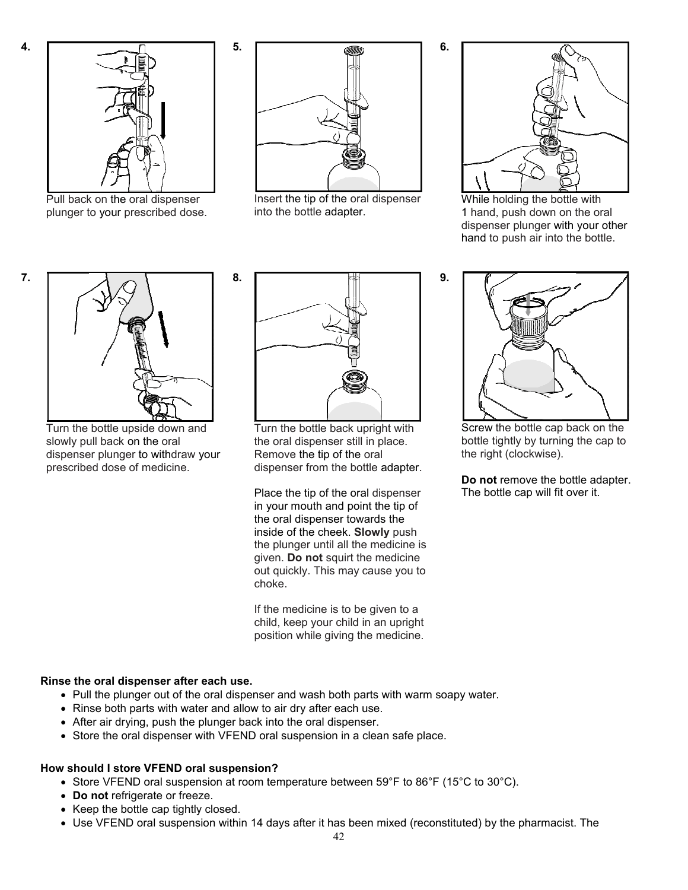4\. Pull back on the oral dispenser plunger to your prescribed dose.

5\. Insert the tip of the oral dispenser into the bottle adapter.

6\. While holding the bottle with 1 hand, push down on the oral dispenser plunger with your other hand to push air into the bottle.

7\. Turn the bottle upside down and slowly pull back on the oral dispenser plunger to withdraw your prescribed dose of medicine.

8\. Turn the bottle back upright with the oral dispenser still in place. Remove the tip of the oral dispenser from the bottle adapter.

Place the tip of the oral dispenser in your mouth and point the tip of the oral dispenser towards the inside of the cheek. **Slowly** push the plunger until all the medicine is given. **Do not** squirt the medicine out quickly. This may cause you to choke.

If the medicine is to be given to a child, keep your child in an upright position while giving the medicine.

9\. Screw the bottle cap back on the bottle tightly by turning the cap to the right (clockwise).

**Do not** remove the bottle adapter. The bottle cap will fit over it.

**Rinse the oral dispenser after each use.**

- Pull the plunger out of the oral dispenser and wash both parts with warm soapy water.
- Rinse both parts with water and allow to air dry after each use.
- After air drying, push the plunger back into the oral dispenser.
- Store the oral dispenser with VFEND oral suspension in a clean safe place.

**How should I store VFEND oral suspension?**

- Store VFEND oral suspension at room temperature between 59°F to 86°F (15°C to 30°C).
- **Do not** refrigerate or freeze.
- Keep the bottle cap tightly closed.
- Use VFEND oral suspension within 14 days after it has been mixed (reconstituted) by the pharmacist. The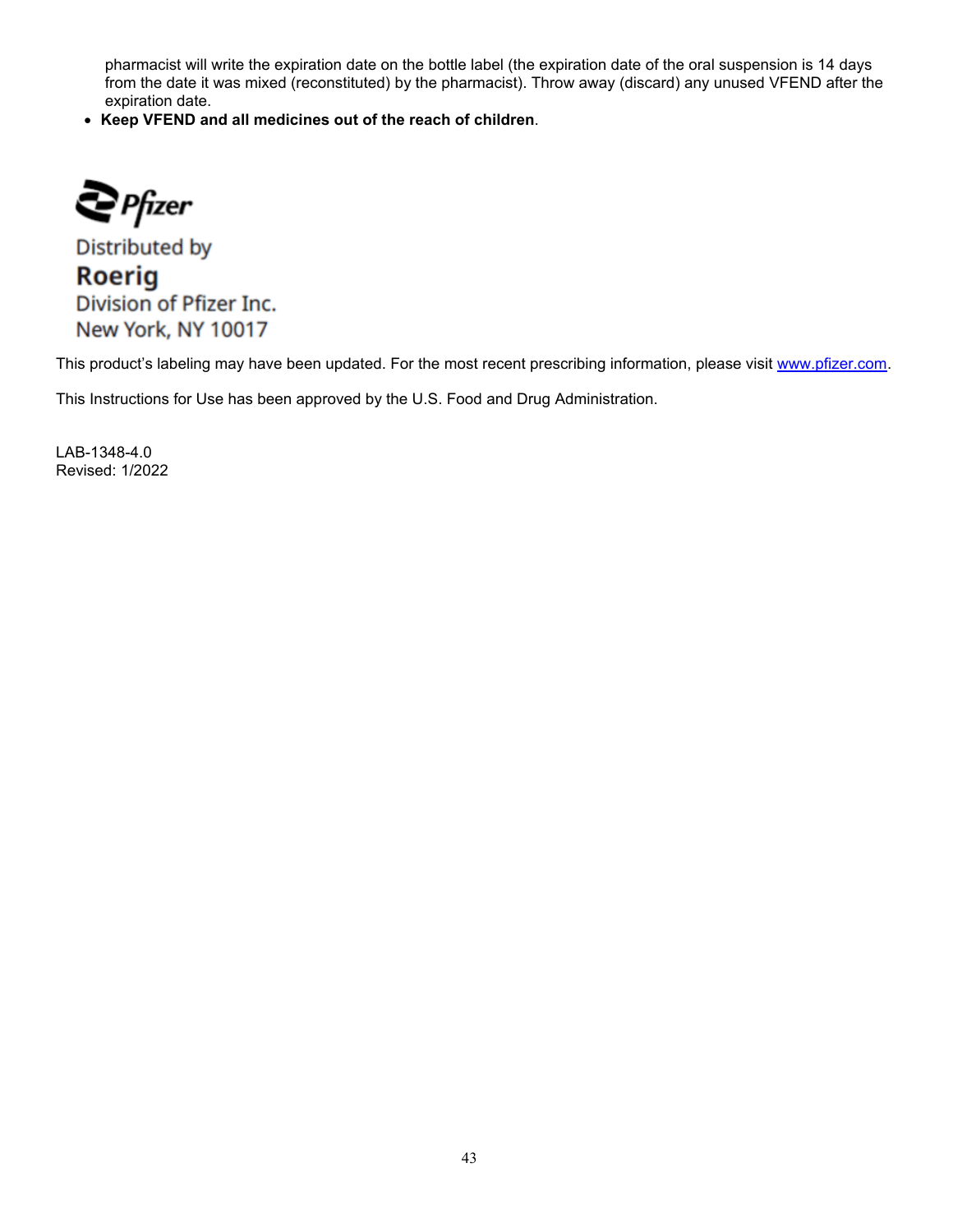pharmacist will write the expiration date on the bottle label (the expiration date of the oral suspension is 14 days from the date it was mixed (reconstituted) by the pharmacist). Throw away (discard) any unused VFEND after the expiration date.

- **Keep VFEND and all medicines out of the reach of children**.

Pfizer

Distributed by
**Roerig**
Division of Pfizer Inc.
New York, NY 10017

This product's labeling may have been updated. For the most recent prescribing information, please visit www.pfizer.com.

This Instructions for Use has been approved by the U.S. Food and Drug Administration.

LAB-1348-4.0
Revised: 1/2022